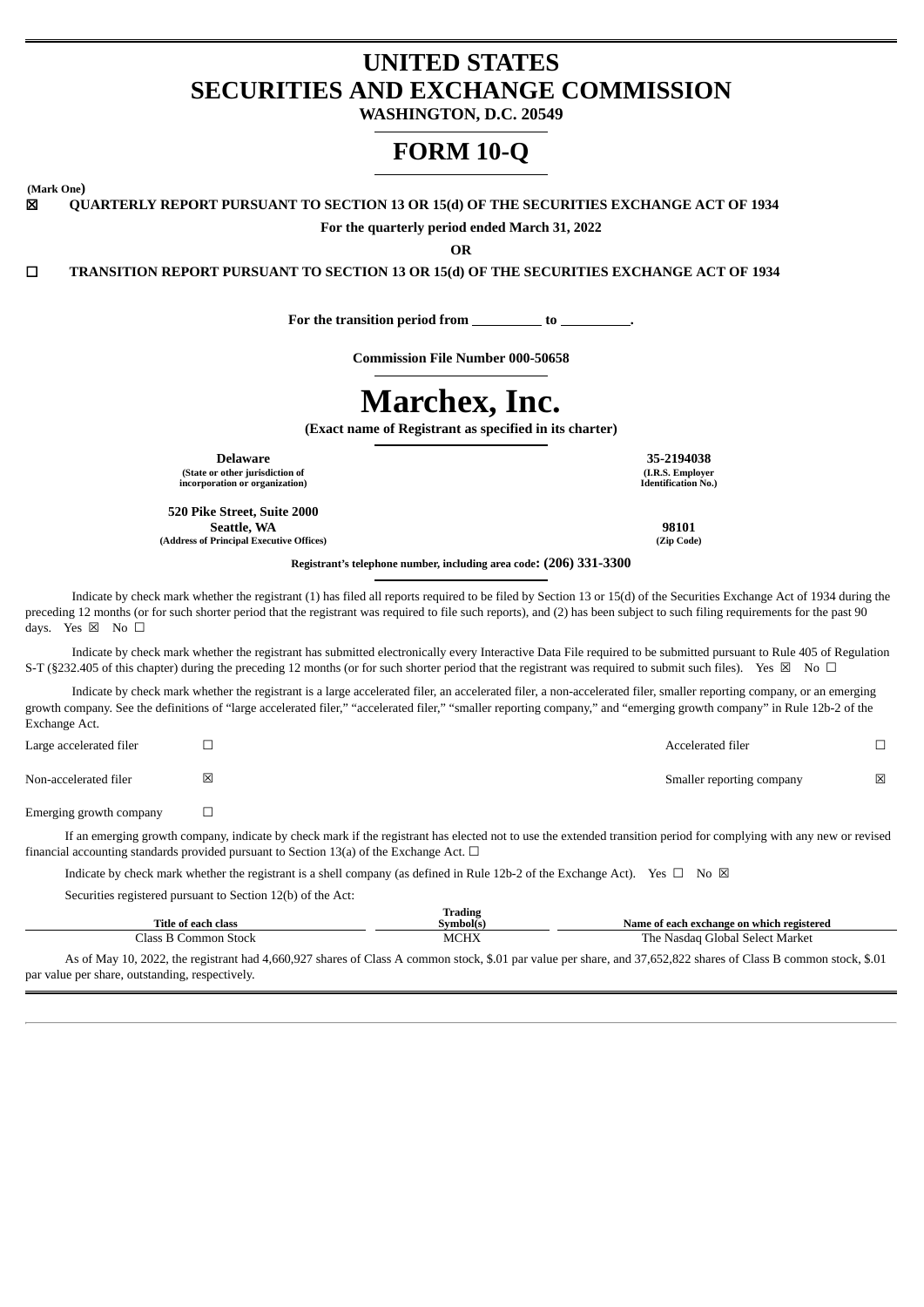# UNITED STATES
# SECURITIES AND EXCHANGE COMMISSION

**WASHINGTON, D.C. 20549**

# FORM 10-Q

(Mark One)

☒ **QUARTERLY REPORT PURSUANT TO SECTION 13 OR 15(d) OF THE SECURITIES EXCHANGE ACT OF 1934**

**For the quarterly period ended March 31, 2022**

**OR**

☐ **TRANSITION REPORT PURSUANT TO SECTION 13 OR 15(d) OF THE SECURITIES EXCHANGE ACT OF 1934**

**For the transition period from \_\_\_\_\_\_\_\_\_\_ to \_\_\_\_\_\_\_\_\_\_.**

**Commission File Number 000-50658**

# Marchex, Inc.

**(Exact name of Registrant as specified in its charter)**

| **Delaware** | **35-2194038** |
|---|---|
| **(State or other jurisdiction of incorporation or organization)** | **(I.R.S. Employer Identification No.)** |
| **520 Pike Street, Suite 2000 Seattle, WA** | **98101** |
| **(Address of Principal Executive Offices)** | **(Zip Code)** |

**Registrant's telephone number, including area code: (206) 331-3300**

Indicate by check mark whether the registrant (1) has filed all reports required to be filed by Section 13 or 15(d) of the Securities Exchange Act of 1934 during the preceding 12 months (or for such shorter period that the registrant was required to file such reports), and (2) has been subject to such filing requirements for the past 90 days. Yes ☒ No ☐

Indicate by check mark whether the registrant has submitted electronically every Interactive Data File required to be submitted pursuant to Rule 405 of Regulation S-T (§232.405 of this chapter) during the preceding 12 months (or for such shorter period that the registrant was required to submit such files). Yes ☒ No ☐

Indicate by check mark whether the registrant is a large accelerated filer, an accelerated filer, a non-accelerated filer, smaller reporting company, or an emerging growth company. See the definitions of "large accelerated filer," "accelerated filer," "smaller reporting company," and "emerging growth company" in Rule 12b-2 of the Exchange Act.

| | | | |
|---|---|---|---|
| Large accelerated filer | ☐ | Accelerated filer | ☐ |
| Non-accelerated filer | ☒ | Smaller reporting company | ☒ |
| Emerging growth company | ☐ | | |

If an emerging growth company, indicate by check mark if the registrant has elected not to use the extended transition period for complying with any new or revised financial accounting standards provided pursuant to Section 13(a) of the Exchange Act. ☐

Indicate by check mark whether the registrant is a shell company (as defined in Rule 12b-2 of the Exchange Act). Yes ☐ No ☒

Securities registered pursuant to Section 12(b) of the Act:

| Title of each class | Trading Symbol(s) | Name of each exchange on which registered |
|---|---|---|
| Class B Common Stock | MCHX | The Nasdaq Global Select Market |

As of May 10, 2022, the registrant had 4,660,927 shares of Class A common stock, $.01 par value per share, and 37,652,822 shares of Class B common stock, $.01 par value per share, outstanding, respectively.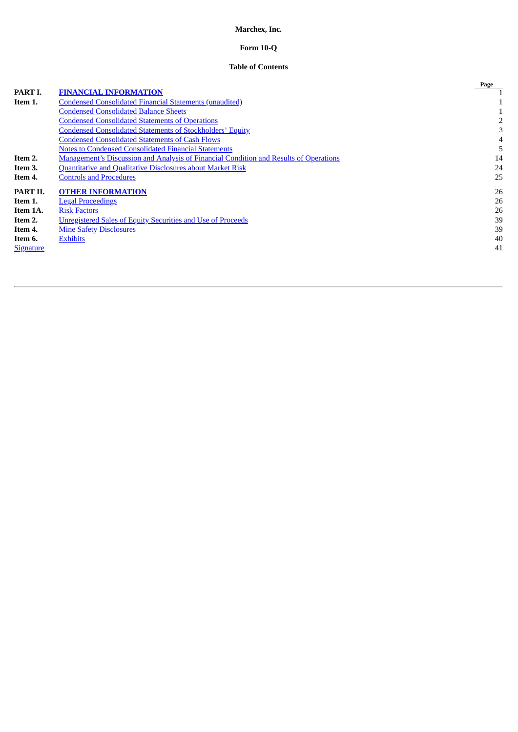**Marchex, Inc.**

**Form 10-Q**

**Table of Contents**

| | | Page |
|---|---|---|
| **PART I.** | **FINANCIAL INFORMATION** | 1 |
| **Item 1.** | Condensed Consolidated Financial Statements (unaudited) | 1 |
| | Condensed Consolidated Balance Sheets | 1 |
| | Condensed Consolidated Statements of Operations | 2 |
| | Condensed Consolidated Statements of Stockholders' Equity | 3 |
| | Condensed Consolidated Statements of Cash Flows | 4 |
| | Notes to Condensed Consolidated Financial Statements | 5 |
| **Item 2.** | Management's Discussion and Analysis of Financial Condition and Results of Operations | 14 |
| **Item 3.** | Quantitative and Qualitative Disclosures about Market Risk | 24 |
| **Item 4.** | Controls and Procedures | 25 |
| **PART II.** | **OTHER INFORMATION** | 26 |
| **Item 1.** | Legal Proceedings | 26 |
| **Item 1A.** | Risk Factors | 26 |
| **Item 2.** | Unregistered Sales of Equity Securities and Use of Proceeds | 39 |
| **Item 4.** | Mine Safety Disclosures | 39 |
| **Item 6.** | Exhibits | 40 |
| Signature | | 41 |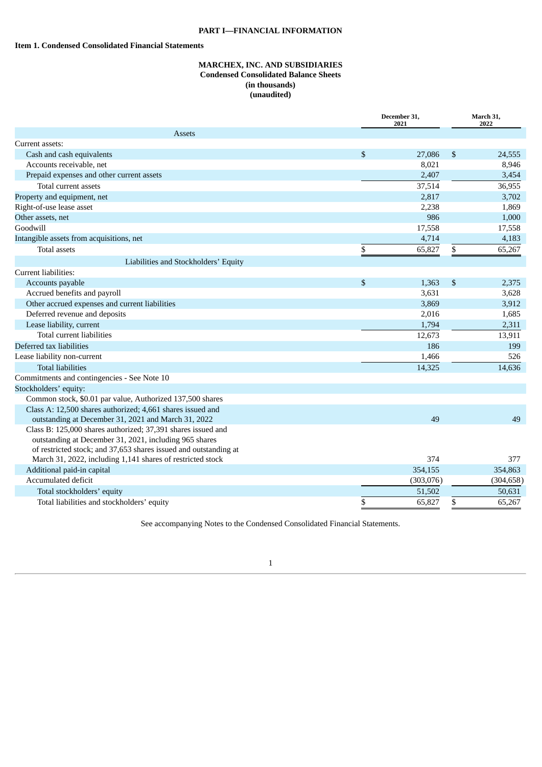# PART I—FINANCIAL INFORMATION

## Item 1. Condensed Consolidated Financial Statements

**MARCHEX, INC. AND SUBSIDIARIES**
**Condensed Consolidated Balance Sheets**
**(in thousands)**
**(unaudited)**

| | December 31, 2021 | March 31, 2022 |
|---|---|---|
| **Assets** | | |
| Current assets: | | |
| Cash and cash equivalents | $ 27,086 | $ 24,555 |
| Accounts receivable, net | 8,021 | 8,946 |
| Prepaid expenses and other current assets | 2,407 | 3,454 |
| Total current assets | 37,514 | 36,955 |
| Property and equipment, net | 2,817 | 3,702 |
| Right-of-use lease asset | 2,238 | 1,869 |
| Other assets, net | 986 | 1,000 |
| Goodwill | 17,558 | 17,558 |
| Intangible assets from acquisitions, net | 4,714 | 4,183 |
| Total assets | $ 65,827 | $ 65,267 |
| **Liabilities and Stockholders' Equity** | | |
| Current liabilities: | | |
| Accounts payable | $ 1,363 | $ 2,375 |
| Accrued benefits and payroll | 3,631 | 3,628 |
| Other accrued expenses and current liabilities | 3,869 | 3,912 |
| Deferred revenue and deposits | 2,016 | 1,685 |
| Lease liability, current | 1,794 | 2,311 |
| Total current liabilities | 12,673 | 13,911 |
| Deferred tax liabilities | 186 | 199 |
| Lease liability non-current | 1,466 | 526 |
| Total liabilities | 14,325 | 14,636 |
| Commitments and contingencies - See Note 10 | | |
| Stockholders' equity: | | |
| Common stock, $0.01 par value, Authorized 137,500 shares | | |
| Class A: 12,500 shares authorized; 4,661 shares issued and outstanding at December 31, 2021 and March 31, 2022 | 49 | 49 |
| Class B: 125,000 shares authorized; 37,391 shares issued and outstanding at December 31, 2021, including 965 shares of restricted stock; and 37,653 shares issued and outstanding at March 31, 2022, including 1,141 shares of restricted stock | 374 | 377 |
| Additional paid-in capital | 354,155 | 354,863 |
| Accumulated deficit | (303,076) | (304,658) |
| Total stockholders' equity | 51,502 | 50,631 |
| Total liabilities and stockholders' equity | $ 65,827 | $ 65,267 |

See accompanying Notes to the Condensed Consolidated Financial Statements.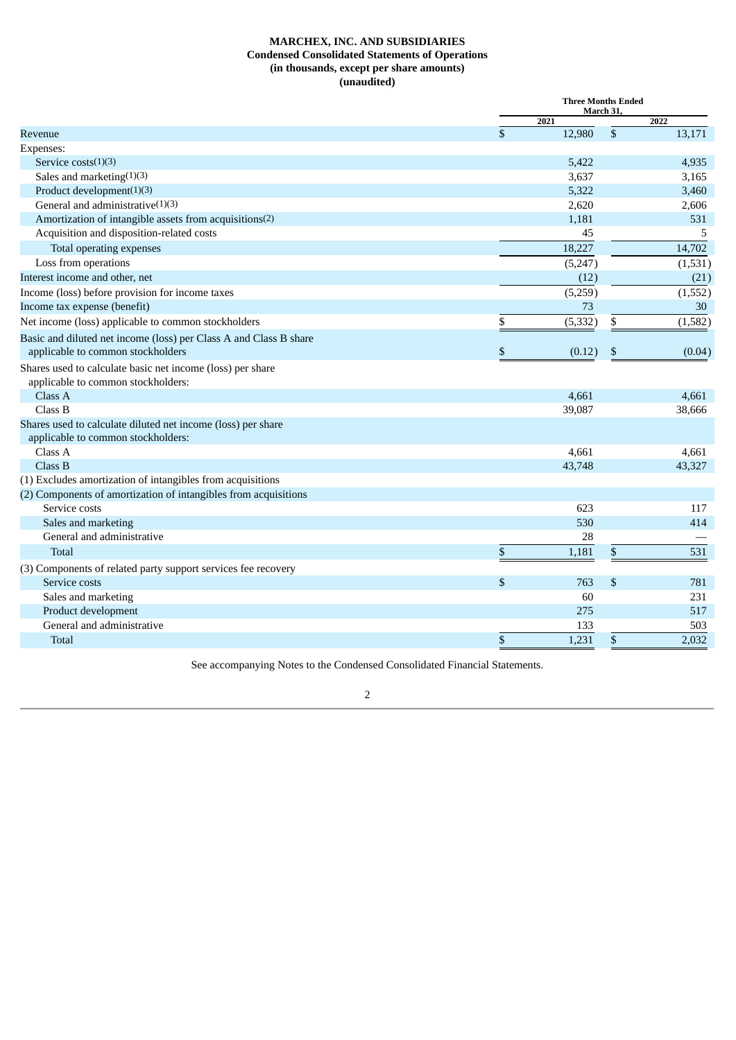**MARCHEX, INC. AND SUBSIDIARIES**
**Condensed Consolidated Statements of Operations**
**(in thousands, except per share amounts)**
**(unaudited)**

| | Three Months Ended March 31, | |
|---|---|---|
| | 2021 | 2022 |
| Revenue | $ 12,980 | $ 13,171 |
| Expenses: | | |
| Service costs(1)(3) | 5,422 | 4,935 |
| Sales and marketing(1)(3) | 3,637 | 3,165 |
| Product development(1)(3) | 5,322 | 3,460 |
| General and administrative(1)(3) | 2,620 | 2,606 |
| Amortization of intangible assets from acquisitions(2) | 1,181 | 531 |
| Acquisition and disposition-related costs | 45 | 5 |
| Total operating expenses | 18,227 | 14,702 |
| Loss from operations | (5,247) | (1,531) |
| Interest income and other, net | (12) | (21) |
| Income (loss) before provision for income taxes | (5,259) | (1,552) |
| Income tax expense (benefit) | 73 | 30 |
| Net income (loss) applicable to common stockholders | $ (5,332) | $ (1,582) |
| Basic and diluted net income (loss) per Class A and Class B share applicable to common stockholders | $ (0.12) | $ (0.04) |
| Shares used to calculate basic net income (loss) per share applicable to common stockholders: | | |
| Class A | 4,661 | 4,661 |
| Class B | 39,087 | 38,666 |
| Shares used to calculate diluted net income (loss) per share applicable to common stockholders: | | |
| Class A | 4,661 | 4,661 |
| Class B | 43,748 | 43,327 |
| (1) Excludes amortization of intangibles from acquisitions | | |
| (2) Components of amortization of intangibles from acquisitions | | |
| Service costs | 623 | 117 |
| Sales and marketing | 530 | 414 |
| General and administrative | 28 | — |
| Total | $ 1,181 | $ 531 |
| (3) Components of related party support services fee recovery | | |
| Service costs | $ 763 | $ 781 |
| Sales and marketing | 60 | 231 |
| Product development | 275 | 517 |
| General and administrative | 133 | 503 |
| Total | $ 1,231 | $ 2,032 |

See accompanying Notes to the Condensed Consolidated Financial Statements.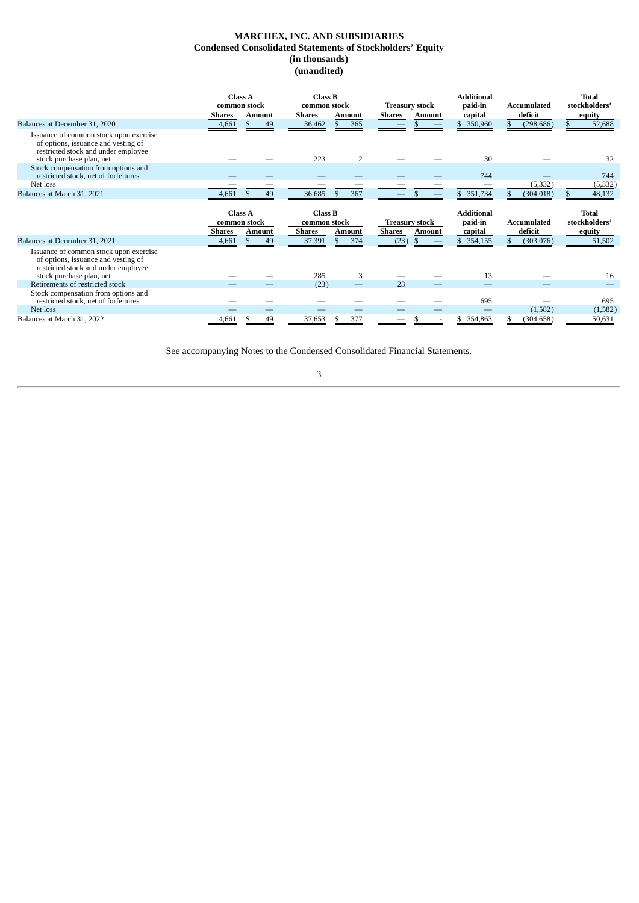# MARCHEX, INC. AND SUBSIDIARIES
## Condensed Consolidated Statements of Stockholders' Equity
### (in thousands)
### (unaudited)

| | Class A common stock | | Class B common stock | | Treasury stock | | Additional paid-in | Accumulated | Total stockholders' |
|---|---|---|---|---|---|---|---|---|---|
| | Shares | Amount | Shares | Amount | Shares | Amount | capital | deficit | equity |
| Balances at December 31, 2020 | 4,661 | $ 49 | 36,462 | $ 365 | — | $ — | $ 350,960 | $ (298,686) | $ 52,688 |
| Issuance of common stock upon exercise of options, issuance and vesting of restricted stock and under employee stock purchase plan, net | — | — | 223 | 2 | — | — | 30 | — | 32 |
| Stock compensation from options and restricted stock, net of forfeitures | — | — | — | — | — | — | 744 | — | 744 |
| Net loss | — | — | — | — | — | — | — | (5,332) | (5,332) |
| Balances at March 31, 2021 | 4,661 | $ 49 | 36,685 | $ 367 | — | $ — | $ 351,734 | $ (304,018) | $ 48,132 |

| | Class A common stock | | Class B common stock | | Treasury stock | | Additional paid-in | Accumulated | Total stockholders' |
|---|---|---|---|---|---|---|---|---|---|
| | Shares | Amount | Shares | Amount | Shares | Amount | capital | deficit | equity |
| Balances at December 31, 2021 | 4,661 | $ 49 | 37,391 | $ 374 | (23) | $ — | $ 354,155 | $ (303,076) | 51,502 |
| Issuance of common stock upon exercise of options, issuance and vesting of restricted stock and under employee stock purchase plan, net | — | — | 285 | 3 | — | — | 13 | — | 16 |
| Retirements of restricted stock | — | — | (23) | — | 23 | — | — | — | — |
| Stock compensation from options and restricted stock, net of forfeitures | — | — | — | — | — | — | 695 | — | 695 |
| Net loss | — | — | — | — | — | — | — | (1,582) | (1,582) |
| Balances at March 31, 2022 | 4,661 | $ 49 | 37,653 | $ 377 | — | $ - | $ 354,863 | $ (304,658) | 50,631 |

See accompanying Notes to the Condensed Consolidated Financial Statements.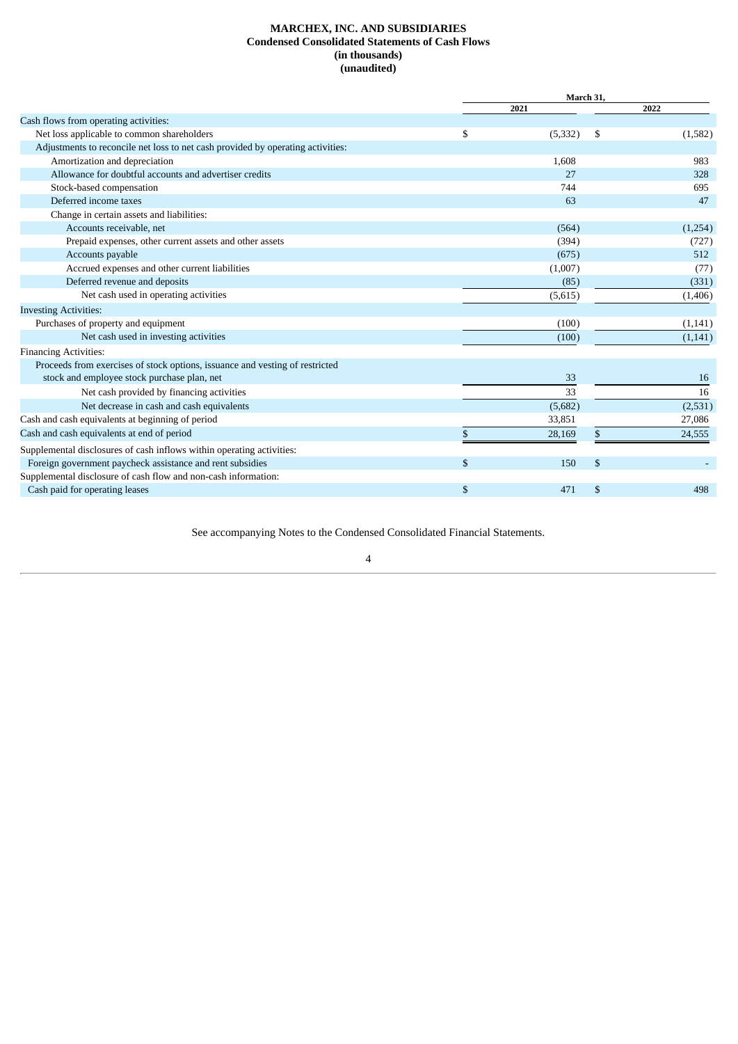**MARCHEX, INC. AND SUBSIDIARIES**
**Condensed Consolidated Statements of Cash Flows**
**(in thousands)**
**(unaudited)**

| | March 31, | |
|---|---|---|
| | 2021 | 2022 |
| Cash flows from operating activities: | | |
| Net loss applicable to common shareholders | $ (5,332) | $ (1,582) |
| Adjustments to reconcile net loss to net cash provided by operating activities: | | |
| Amortization and depreciation | 1,608 | 983 |
| Allowance for doubtful accounts and advertiser credits | 27 | 328 |
| Stock-based compensation | 744 | 695 |
| Deferred income taxes | 63 | 47 |
| Change in certain assets and liabilities: | | |
| Accounts receivable, net | (564) | (1,254) |
| Prepaid expenses, other current assets and other assets | (394) | (727) |
| Accounts payable | (675) | 512 |
| Accrued expenses and other current liabilities | (1,007) | (77) |
| Deferred revenue and deposits | (85) | (331) |
| Net cash used in operating activities | (5,615) | (1,406) |
| Investing Activities: | | |
| Purchases of property and equipment | (100) | (1,141) |
| Net cash used in investing activities | (100) | (1,141) |
| Financing Activities: | | |
| Proceeds from exercises of stock options, issuance and vesting of restricted stock and employee stock purchase plan, net | 33 | 16 |
| Net cash provided by financing activities | 33 | 16 |
| Net decrease in cash and cash equivalents | (5,682) | (2,531) |
| Cash and cash equivalents at beginning of period | 33,851 | 27,086 |
| Cash and cash equivalents at end of period | $ 28,169 | $ 24,555 |
| Supplemental disclosures of cash inflows within operating activities: | | |
| Foreign government paycheck assistance and rent subsidies | $ 150 | $ - |
| Supplemental disclosure of cash flow and non-cash information: | | |
| Cash paid for operating leases | $ 471 | $ 498 |

See accompanying Notes to the Condensed Consolidated Financial Statements.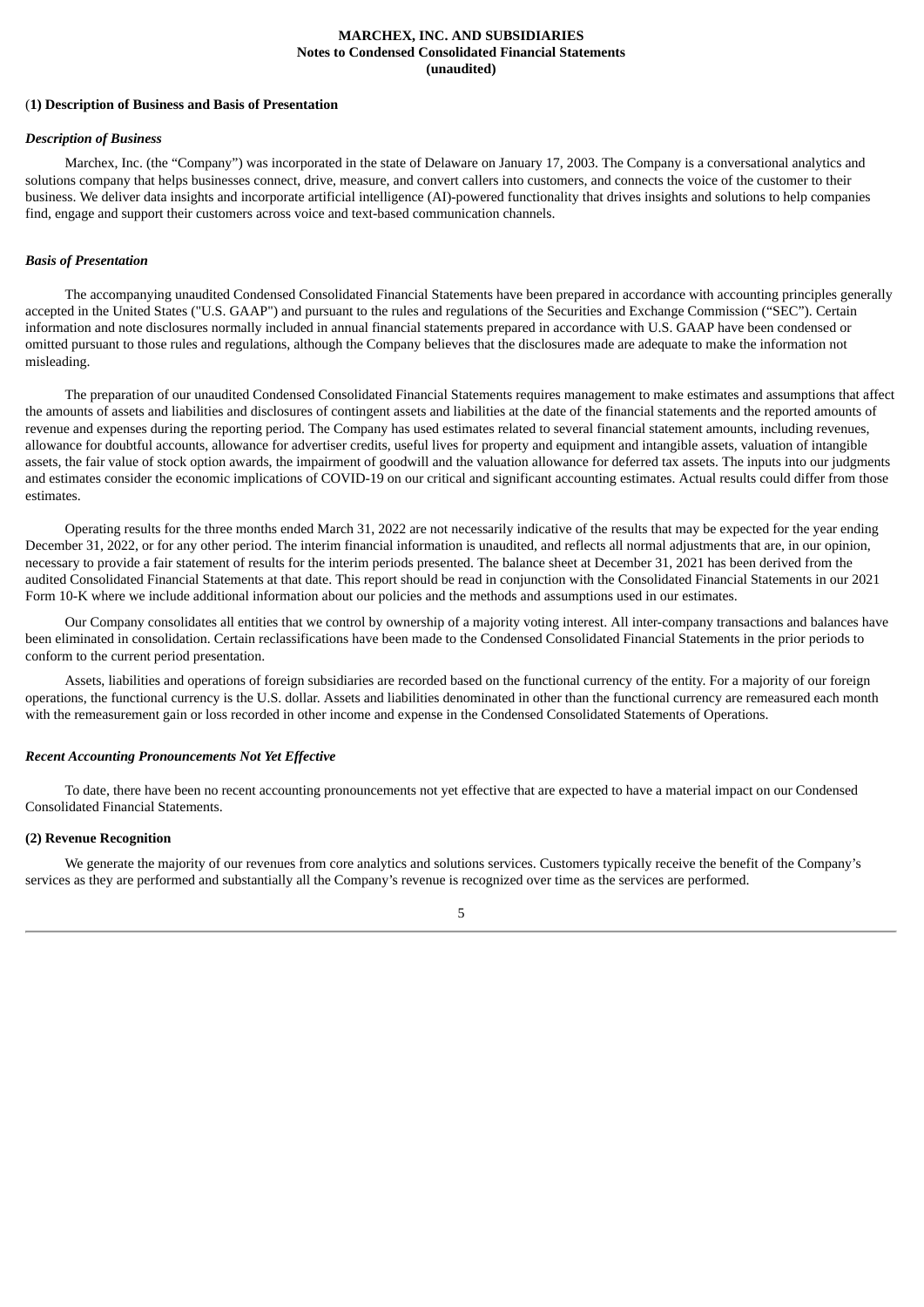**MARCHEX, INC. AND SUBSIDIARIES**
**Notes to Condensed Consolidated Financial Statements**
**(unaudited)**

## (1) Description of Business and Basis of Presentation

### *Description of Business*

Marchex, Inc. (the "Company") was incorporated in the state of Delaware on January 17, 2003. The Company is a conversational analytics and solutions company that helps businesses connect, drive, measure, and convert callers into customers, and connects the voice of the customer to their business. We deliver data insights and incorporate artificial intelligence (AI)-powered functionality that drives insights and solutions to help companies find, engage and support their customers across voice and text-based communication channels.

### *Basis of Presentation*

The accompanying unaudited Condensed Consolidated Financial Statements have been prepared in accordance with accounting principles generally accepted in the United States ("U.S. GAAP") and pursuant to the rules and regulations of the Securities and Exchange Commission ("SEC"). Certain information and note disclosures normally included in annual financial statements prepared in accordance with U.S. GAAP have been condensed or omitted pursuant to those rules and regulations, although the Company believes that the disclosures made are adequate to make the information not misleading.

The preparation of our unaudited Condensed Consolidated Financial Statements requires management to make estimates and assumptions that affect the amounts of assets and liabilities and disclosures of contingent assets and liabilities at the date of the financial statements and the reported amounts of revenue and expenses during the reporting period. The Company has used estimates related to several financial statement amounts, including revenues, allowance for doubtful accounts, allowance for advertiser credits, useful lives for property and equipment and intangible assets, valuation of intangible assets, the fair value of stock option awards, the impairment of goodwill and the valuation allowance for deferred tax assets. The inputs into our judgments and estimates consider the economic implications of COVID-19 on our critical and significant accounting estimates. Actual results could differ from those estimates.

Operating results for the three months ended March 31, 2022 are not necessarily indicative of the results that may be expected for the year ending December 31, 2022, or for any other period. The interim financial information is unaudited, and reflects all normal adjustments that are, in our opinion, necessary to provide a fair statement of results for the interim periods presented. The balance sheet at December 31, 2021 has been derived from the audited Consolidated Financial Statements at that date. This report should be read in conjunction with the Consolidated Financial Statements in our 2021 Form 10-K where we include additional information about our policies and the methods and assumptions used in our estimates.

Our Company consolidates all entities that we control by ownership of a majority voting interest. All inter-company transactions and balances have been eliminated in consolidation. Certain reclassifications have been made to the Condensed Consolidated Financial Statements in the prior periods to conform to the current period presentation.

Assets, liabilities and operations of foreign subsidiaries are recorded based on the functional currency of the entity. For a majority of our foreign operations, the functional currency is the U.S. dollar. Assets and liabilities denominated in other than the functional currency are remeasured each month with the remeasurement gain or loss recorded in other income and expense in the Condensed Consolidated Statements of Operations.

### *Recent Accounting Pronouncements Not Yet Effective*

To date, there have been no recent accounting pronouncements not yet effective that are expected to have a material impact on our Condensed Consolidated Financial Statements.

## (2) Revenue Recognition

We generate the majority of our revenues from core analytics and solutions services. Customers typically receive the benefit of the Company's services as they are performed and substantially all the Company's revenue is recognized over time as the services are performed.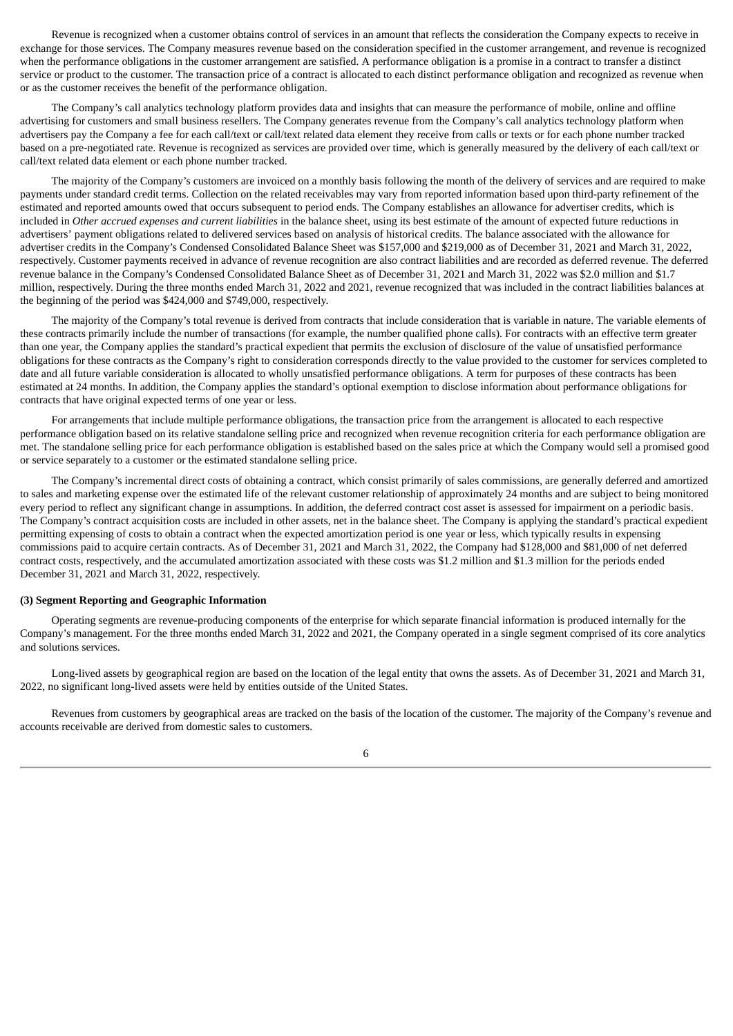Revenue is recognized when a customer obtains control of services in an amount that reflects the consideration the Company expects to receive in exchange for those services. The Company measures revenue based on the consideration specified in the customer arrangement, and revenue is recognized when the performance obligations in the customer arrangement are satisfied. A performance obligation is a promise in a contract to transfer a distinct service or product to the customer. The transaction price of a contract is allocated to each distinct performance obligation and recognized as revenue when or as the customer receives the benefit of the performance obligation.

The Company's call analytics technology platform provides data and insights that can measure the performance of mobile, online and offline advertising for customers and small business resellers. The Company generates revenue from the Company's call analytics technology platform when advertisers pay the Company a fee for each call/text or call/text related data element they receive from calls or texts or for each phone number tracked based on a pre-negotiated rate. Revenue is recognized as services are provided over time, which is generally measured by the delivery of each call/text or call/text related data element or each phone number tracked.

The majority of the Company's customers are invoiced on a monthly basis following the month of the delivery of services and are required to make payments under standard credit terms. Collection on the related receivables may vary from reported information based upon third-party refinement of the estimated and reported amounts owed that occurs subsequent to period ends. The Company establishes an allowance for advertiser credits, which is included in *Other accrued expenses and current liabilities* in the balance sheet, using its best estimate of the amount of expected future reductions in advertisers' payment obligations related to delivered services based on analysis of historical credits. The balance associated with the allowance for advertiser credits in the Company's Condensed Consolidated Balance Sheet was $157,000 and $219,000 as of December 31, 2021 and March 31, 2022, respectively. Customer payments received in advance of revenue recognition are also contract liabilities and are recorded as deferred revenue. The deferred revenue balance in the Company's Condensed Consolidated Balance Sheet as of December 31, 2021 and March 31, 2022 was $2.0 million and $1.7 million, respectively. During the three months ended March 31, 2022 and 2021, revenue recognized that was included in the contract liabilities balances at the beginning of the period was $424,000 and $749,000, respectively.

The majority of the Company's total revenue is derived from contracts that include consideration that is variable in nature. The variable elements of these contracts primarily include the number of transactions (for example, the number qualified phone calls). For contracts with an effective term greater than one year, the Company applies the standard's practical expedient that permits the exclusion of disclosure of the value of unsatisfied performance obligations for these contracts as the Company's right to consideration corresponds directly to the value provided to the customer for services completed to date and all future variable consideration is allocated to wholly unsatisfied performance obligations. A term for purposes of these contracts has been estimated at 24 months. In addition, the Company applies the standard's optional exemption to disclose information about performance obligations for contracts that have original expected terms of one year or less.

For arrangements that include multiple performance obligations, the transaction price from the arrangement is allocated to each respective performance obligation based on its relative standalone selling price and recognized when revenue recognition criteria for each performance obligation are met. The standalone selling price for each performance obligation is established based on the sales price at which the Company would sell a promised good or service separately to a customer or the estimated standalone selling price.

The Company's incremental direct costs of obtaining a contract, which consist primarily of sales commissions, are generally deferred and amortized to sales and marketing expense over the estimated life of the relevant customer relationship of approximately 24 months and are subject to being monitored every period to reflect any significant change in assumptions. In addition, the deferred contract cost asset is assessed for impairment on a periodic basis. The Company's contract acquisition costs are included in other assets, net in the balance sheet. The Company is applying the standard's practical expedient permitting expensing of costs to obtain a contract when the expected amortization period is one year or less, which typically results in expensing commissions paid to acquire certain contracts. As of December 31, 2021 and March 31, 2022, the Company had $128,000 and $81,000 of net deferred contract costs, respectively, and the accumulated amortization associated with these costs was $1.2 million and $1.3 million for the periods ended December 31, 2021 and March 31, 2022, respectively.

**(3) Segment Reporting and Geographic Information**

Operating segments are revenue-producing components of the enterprise for which separate financial information is produced internally for the Company's management. For the three months ended March 31, 2022 and 2021, the Company operated in a single segment comprised of its core analytics and solutions services.

Long-lived assets by geographical region are based on the location of the legal entity that owns the assets. As of December 31, 2021 and March 31, 2022, no significant long-lived assets were held by entities outside of the United States.

Revenues from customers by geographical areas are tracked on the basis of the location of the customer. The majority of the Company's revenue and accounts receivable are derived from domestic sales to customers.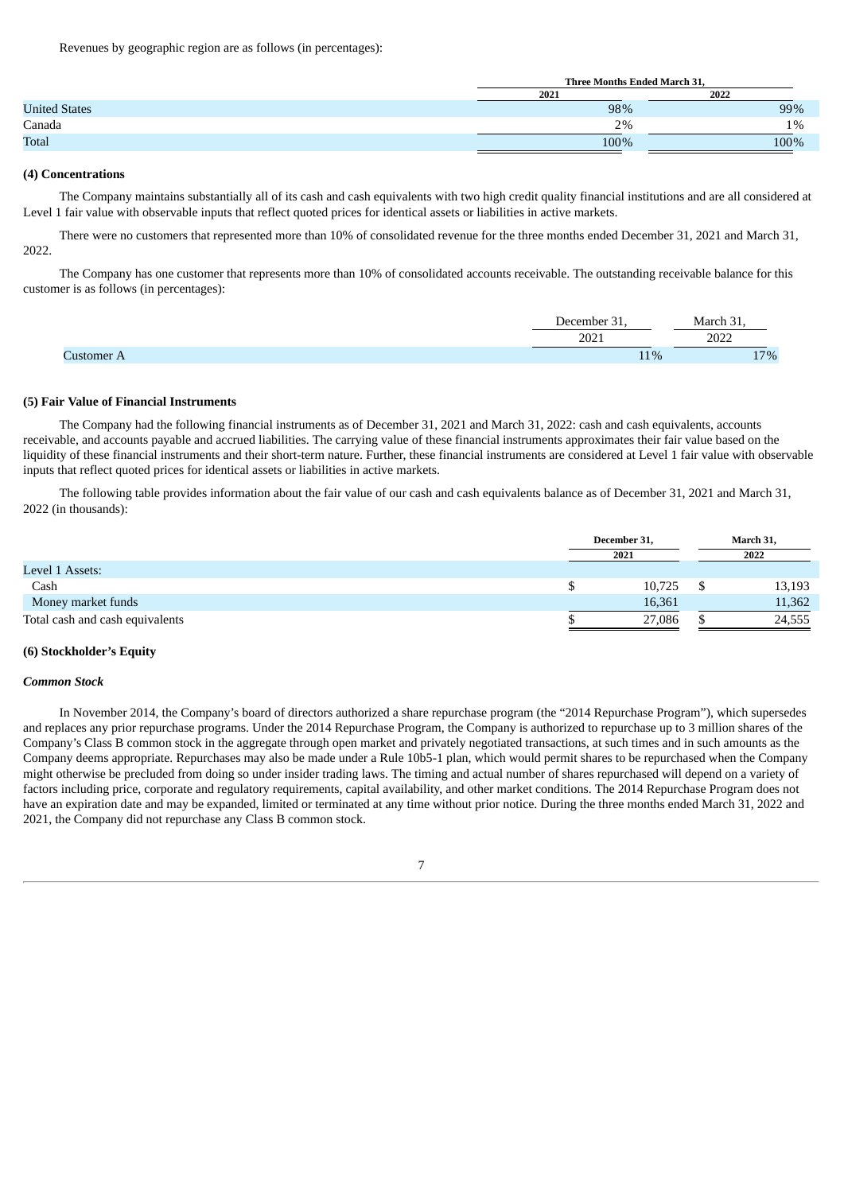Revenues by geographic region are as follows (in percentages):

| | Three Months Ended March 31, | |
|---|---|---|
| | 2021 | 2022 |
| United States | 98% | 99% |
| Canada | 2% | 1% |
| Total | 100% | 100% |

**(4) Concentrations**

The Company maintains substantially all of its cash and cash equivalents with two high credit quality financial institutions and are all considered at Level 1 fair value with observable inputs that reflect quoted prices for identical assets or liabilities in active markets.

There were no customers that represented more than 10% of consolidated revenue for the three months ended December 31, 2021 and March 31, 2022.

The Company has one customer that represents more than 10% of consolidated accounts receivable. The outstanding receivable balance for this customer is as follows (in percentages):

| | December 31, 2021 | March 31, 2022 |
|---|---|---|
| Customer A | 11% | 17% |

**(5) Fair Value of Financial Instruments**

The Company had the following financial instruments as of December 31, 2021 and March 31, 2022: cash and cash equivalents, accounts receivable, and accounts payable and accrued liabilities. The carrying value of these financial instruments approximates their fair value based on the liquidity of these financial instruments and their short-term nature. Further, these financial instruments are considered at Level 1 fair value with observable inputs that reflect quoted prices for identical assets or liabilities in active markets.

The following table provides information about the fair value of our cash and cash equivalents balance as of December 31, 2021 and March 31, 2022 (in thousands):

| | December 31, 2021 | March 31, 2022 |
|---|---|---|
| Level 1 Assets: | | |
| Cash | $ 10,725 | $ 13,193 |
| Money market funds | 16,361 | 11,362 |
| Total cash and cash equivalents | $ 27,086 | $ 24,555 |

**(6) Stockholder's Equity**

***Common Stock***

In November 2014, the Company's board of directors authorized a share repurchase program (the "2014 Repurchase Program"), which supersedes and replaces any prior repurchase programs. Under the 2014 Repurchase Program, the Company is authorized to repurchase up to 3 million shares of the Company's Class B common stock in the aggregate through open market and privately negotiated transactions, at such times and in such amounts as the Company deems appropriate. Repurchases may also be made under a Rule 10b5-1 plan, which would permit shares to be repurchased when the Company might otherwise be precluded from doing so under insider trading laws. The timing and actual number of shares repurchased will depend on a variety of factors including price, corporate and regulatory requirements, capital availability, and other market conditions. The 2014 Repurchase Program does not have an expiration date and may be expanded, limited or terminated at any time without prior notice. During the three months ended March 31, 2022 and 2021, the Company did not repurchase any Class B common stock.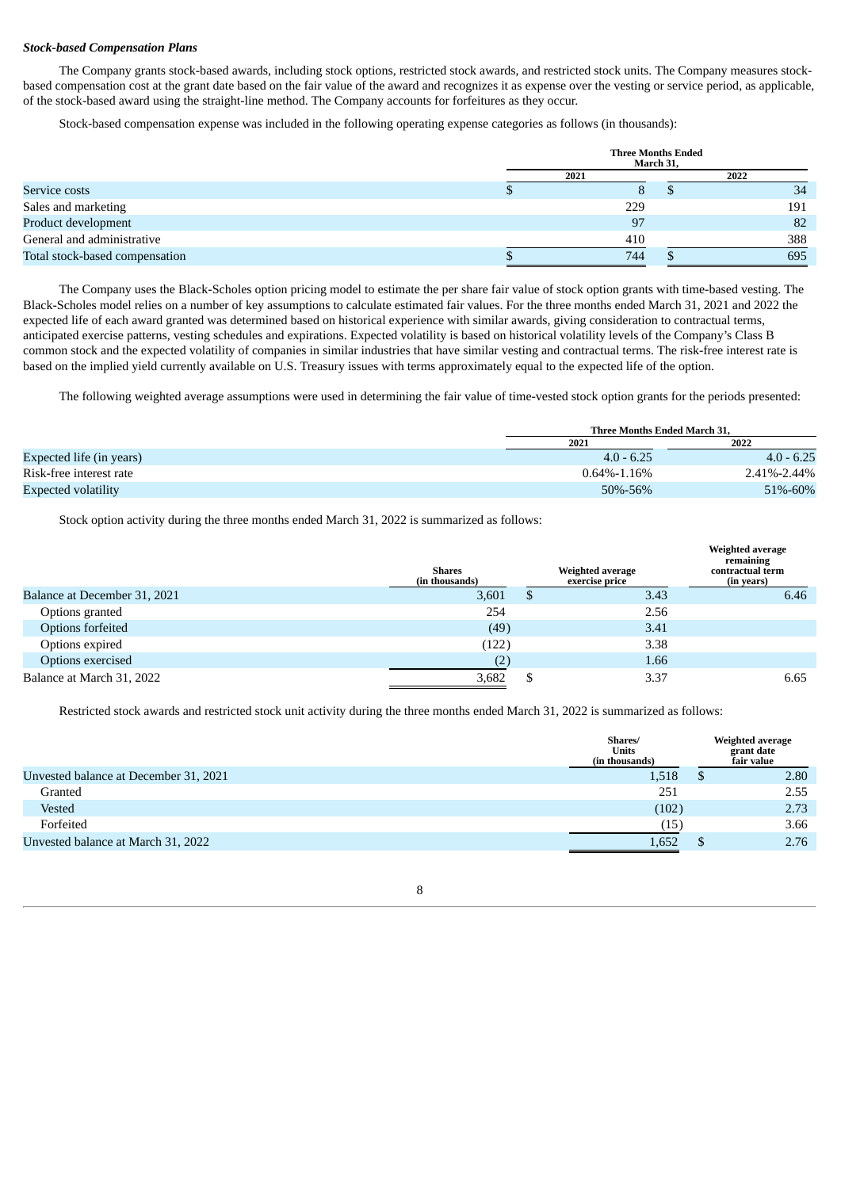***Stock-based Compensation Plans***

The Company grants stock-based awards, including stock options, restricted stock awards, and restricted stock units. The Company measures stock-based compensation cost at the grant date based on the fair value of the award and recognizes it as expense over the vesting or service period, as applicable, of the stock-based award using the straight-line method. The Company accounts for forfeitures as they occur.

Stock-based compensation expense was included in the following operating expense categories as follows (in thousands):

| | Three Months Ended March 31, | |
|---|---|---|
| | 2021 | 2022 |
| Service costs | $ 8 | $ 34 |
| Sales and marketing | 229 | 191 |
| Product development | 97 | 82 |
| General and administrative | 410 | 388 |
| Total stock-based compensation | $ 744 | $ 695 |

The Company uses the Black-Scholes option pricing model to estimate the per share fair value of stock option grants with time-based vesting. The Black-Scholes model relies on a number of key assumptions to calculate estimated fair values. For the three months ended March 31, 2021 and 2022 the expected life of each award granted was determined based on historical experience with similar awards, giving consideration to contractual terms, anticipated exercise patterns, vesting schedules and expirations. Expected volatility is based on historical volatility levels of the Company's Class B common stock and the expected volatility of companies in similar industries that have similar vesting and contractual terms. The risk-free interest rate is based on the implied yield currently available on U.S. Treasury issues with terms approximately equal to the expected life of the option.

The following weighted average assumptions were used in determining the fair value of time-vested stock option grants for the periods presented:

| | Three Months Ended March 31, | |
|---|---|---|
| | 2021 | 2022 |
| Expected life (in years) | 4.0 - 6.25 | 4.0 - 6.25 |
| Risk-free interest rate | 0.64%-1.16% | 2.41%-2.44% |
| Expected volatility | 50%-56% | 51%-60% |

Stock option activity during the three months ended March 31, 2022 is summarized as follows:

| | Shares (in thousands) | Weighted average exercise price | Weighted average remaining contractual term (in years) |
|---|---|---|---|
| Balance at December 31, 2021 | 3,601 | $ 3.43 | 6.46 |
| Options granted | 254 | 2.56 | |
| Options forfeited | (49) | 3.41 | |
| Options expired | (122) | 3.38 | |
| Options exercised | (2) | 1.66 | |
| Balance at March 31, 2022 | 3,682 | $ 3.37 | 6.65 |

Restricted stock awards and restricted stock unit activity during the three months ended March 31, 2022 is summarized as follows:

| | Shares/ Units (in thousands) | Weighted average grant date fair value |
|---|---|---|
| Unvested balance at December 31, 2021 | 1,518 | $ 2.80 |
| Granted | 251 | 2.55 |
| Vested | (102) | 2.73 |
| Forfeited | (15) | 3.66 |
| Unvested balance at March 31, 2022 | 1,652 | $ 2.76 |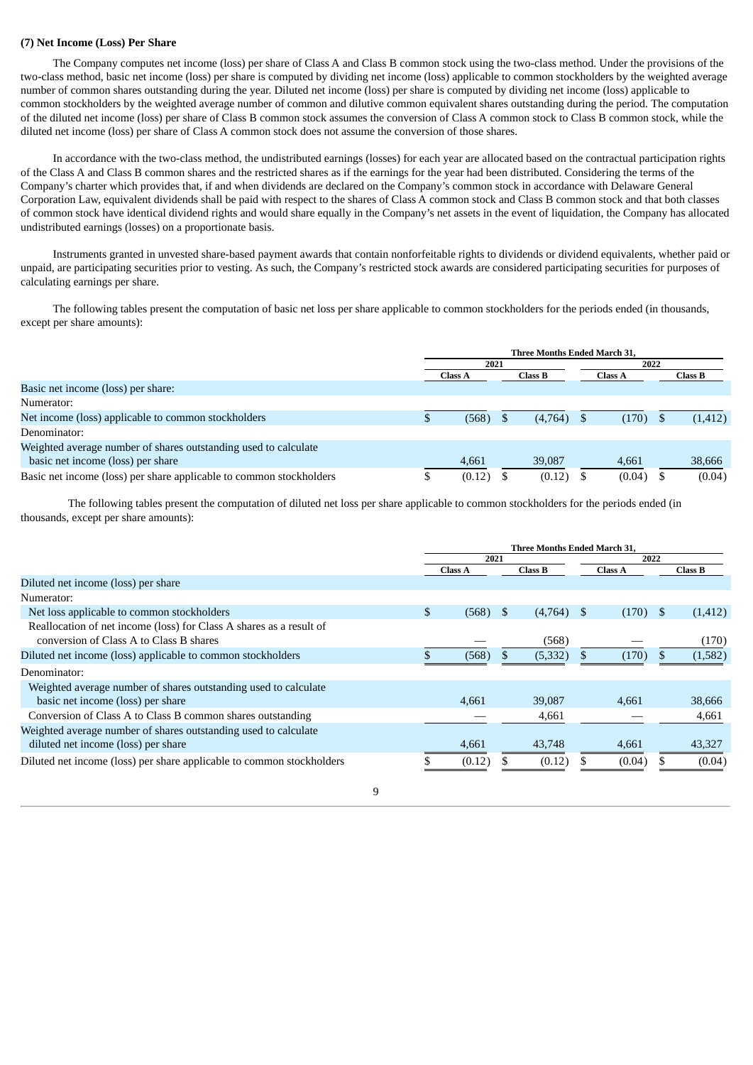**(7) Net Income (Loss) Per Share**

The Company computes net income (loss) per share of Class A and Class B common stock using the two-class method. Under the provisions of the two-class method, basic net income (loss) per share is computed by dividing net income (loss) applicable to common stockholders by the weighted average number of common shares outstanding during the year. Diluted net income (loss) per share is computed by dividing net income (loss) applicable to common stockholders by the weighted average number of common and dilutive common equivalent shares outstanding during the period. The computation of the diluted net income (loss) per share of Class B common stock assumes the conversion of Class A common stock to Class B common stock, while the diluted net income (loss) per share of Class A common stock does not assume the conversion of those shares.

In accordance with the two-class method, the undistributed earnings (losses) for each year are allocated based on the contractual participation rights of the Class A and Class B common shares and the restricted shares as if the earnings for the year had been distributed. Considering the terms of the Company's charter which provides that, if and when dividends are declared on the Company's common stock in accordance with Delaware General Corporation Law, equivalent dividends shall be paid with respect to the shares of Class A common stock and Class B common stock and that both classes of common stock have identical dividend rights and would share equally in the Company's net assets in the event of liquidation, the Company has allocated undistributed earnings (losses) on a proportionate basis.

Instruments granted in unvested share-based payment awards that contain nonforfeitable rights to dividends or dividend equivalents, whether paid or unpaid, are participating securities prior to vesting. As such, the Company's restricted stock awards are considered participating securities for purposes of calculating earnings per share.

The following tables present the computation of basic net loss per share applicable to common stockholders for the periods ended (in thousands, except per share amounts):

| | Three Months Ended March 31, | | | |
|---|---|---|---|---|
| | 2021 | | 2022 | |
| | Class A | Class B | Class A | Class B |
| Basic net income (loss) per share: | | | | |
| Numerator: | | | | |
| Net income (loss) applicable to common stockholders | $ (568) | $ (4,764) | $ (170) | $ (1,412) |
| Denominator: | | | | |
| Weighted average number of shares outstanding used to calculate basic net income (loss) per share | 4,661 | 39,087 | 4,661 | 38,666 |
| Basic net income (loss) per share applicable to common stockholders | $ (0.12) | $ (0.12) | $ (0.04) | $ (0.04) |

The following tables present the computation of diluted net loss per share applicable to common stockholders for the periods ended (in thousands, except per share amounts):

| | Three Months Ended March 31, | | | |
|---|---|---|---|---|
| | 2021 | | 2022 | |
| | Class A | Class B | Class A | Class B |
| Diluted net income (loss) per share | | | | |
| Numerator: | | | | |
| Net loss applicable to common stockholders | $ (568) | $ (4,764) | $ (170) | $ (1,412) |
| Reallocation of net income (loss) for Class A shares as a result of conversion of Class A to Class B shares | — | (568) | — | (170) |
| Diluted net income (loss) applicable to common stockholders | $ (568) | $ (5,332) | $ (170) | $ (1,582) |
| Denominator: | | | | |
| Weighted average number of shares outstanding used to calculate basic net income (loss) per share | 4,661 | 39,087 | 4,661 | 38,666 |
| Conversion of Class A to Class B common shares outstanding | — | 4,661 | — | 4,661 |
| Weighted average number of shares outstanding used to calculate diluted net income (loss) per share | 4,661 | 43,748 | 4,661 | 43,327 |
| Diluted net income (loss) per share applicable to common stockholders | $ (0.12) | $ (0.12) | $ (0.04) | $ (0.04) |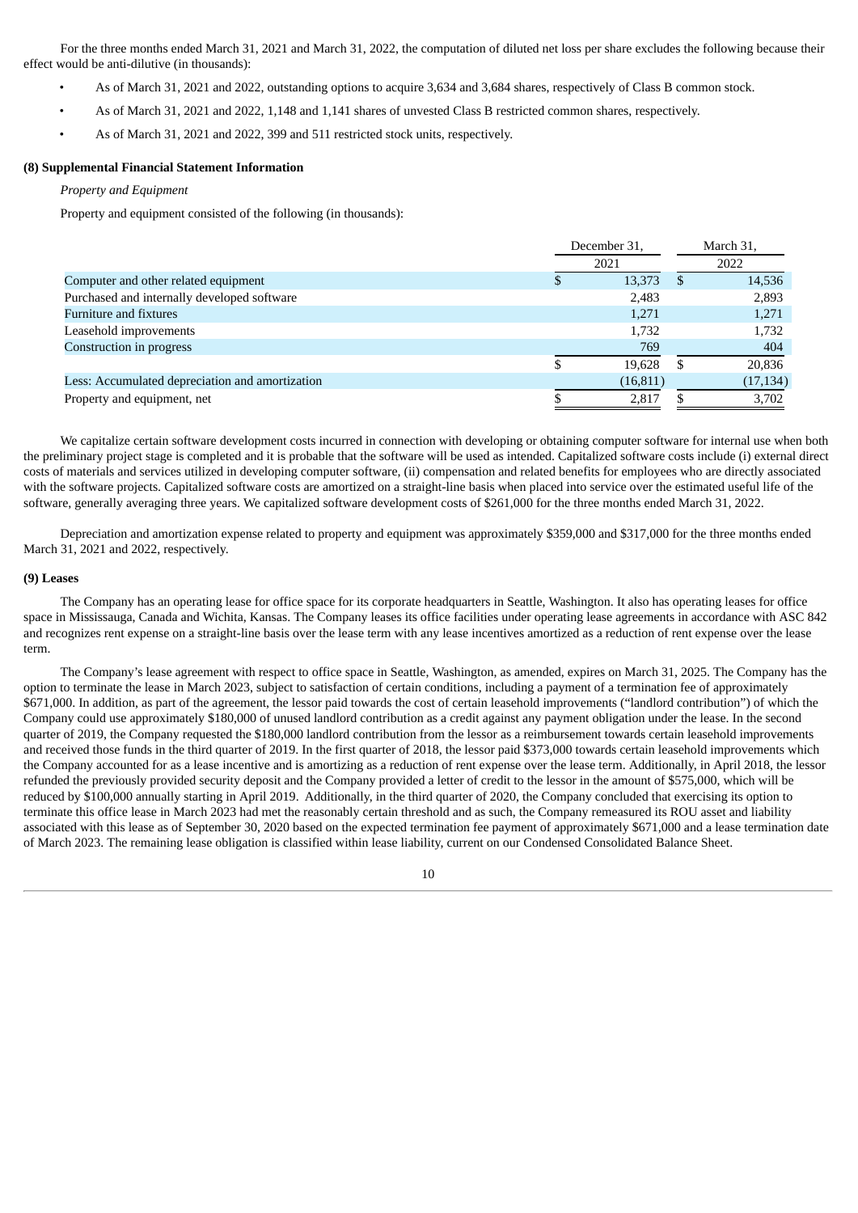For the three months ended March 31, 2021 and March 31, 2022, the computation of diluted net loss per share excludes the following because their effect would be anti-dilutive (in thousands):

- As of March 31, 2021 and 2022, outstanding options to acquire 3,634 and 3,684 shares, respectively of Class B common stock.
- As of March 31, 2021 and 2022, 1,148 and 1,141 shares of unvested Class B restricted common shares, respectively.
- As of March 31, 2021 and 2022, 399 and 511 restricted stock units, respectively.

**(8) Supplemental Financial Statement Information**

*Property and Equipment*

Property and equipment consisted of the following (in thousands):

| | December 31, 2021 | March 31, 2022 |
|---|---|---|
| Computer and other related equipment | $ 13,373 | $ 14,536 |
| Purchased and internally developed software | 2,483 | 2,893 |
| Furniture and fixtures | 1,271 | 1,271 |
| Leasehold improvements | 1,732 | 1,732 |
| Construction in progress | 769 | 404 |
| | $ 19,628 | $ 20,836 |
| Less: Accumulated depreciation and amortization | (16,811) | (17,134) |
| Property and equipment, net | $ 2,817 | $ 3,702 |

We capitalize certain software development costs incurred in connection with developing or obtaining computer software for internal use when both the preliminary project stage is completed and it is probable that the software will be used as intended. Capitalized software costs include (i) external direct costs of materials and services utilized in developing computer software, (ii) compensation and related benefits for employees who are directly associated with the software projects. Capitalized software costs are amortized on a straight-line basis when placed into service over the estimated useful life of the software, generally averaging three years. We capitalized software development costs of $261,000 for the three months ended March 31, 2022.

Depreciation and amortization expense related to property and equipment was approximately $359,000 and $317,000 for the three months ended March 31, 2021 and 2022, respectively.

**(9) Leases**

The Company has an operating lease for office space for its corporate headquarters in Seattle, Washington. It also has operating leases for office space in Mississauga, Canada and Wichita, Kansas. The Company leases its office facilities under operating lease agreements in accordance with ASC 842 and recognizes rent expense on a straight-line basis over the lease term with any lease incentives amortized as a reduction of rent expense over the lease term.

The Company's lease agreement with respect to office space in Seattle, Washington, as amended, expires on March 31, 2025. The Company has the option to terminate the lease in March 2023, subject to satisfaction of certain conditions, including a payment of a termination fee of approximately $671,000. In addition, as part of the agreement, the lessor paid towards the cost of certain leasehold improvements ("landlord contribution") of which the Company could use approximately $180,000 of unused landlord contribution as a credit against any payment obligation under the lease. In the second quarter of 2019, the Company requested the $180,000 landlord contribution from the lessor as a reimbursement towards certain leasehold improvements and received those funds in the third quarter of 2019. In the first quarter of 2018, the lessor paid $373,000 towards certain leasehold improvements which the Company accounted for as a lease incentive and is amortizing as a reduction of rent expense over the lease term. Additionally, in April 2018, the lessor refunded the previously provided security deposit and the Company provided a letter of credit to the lessor in the amount of $575,000, which will be reduced by $100,000 annually starting in April 2019. Additionally, in the third quarter of 2020, the Company concluded that exercising its option to terminate this office lease in March 2023 had met the reasonably certain threshold and as such, the Company remeasured its ROU asset and liability associated with this lease as of September 30, 2020 based on the expected termination fee payment of approximately $671,000 and a lease termination date of March 2023. The remaining lease obligation is classified within lease liability, current on our Condensed Consolidated Balance Sheet.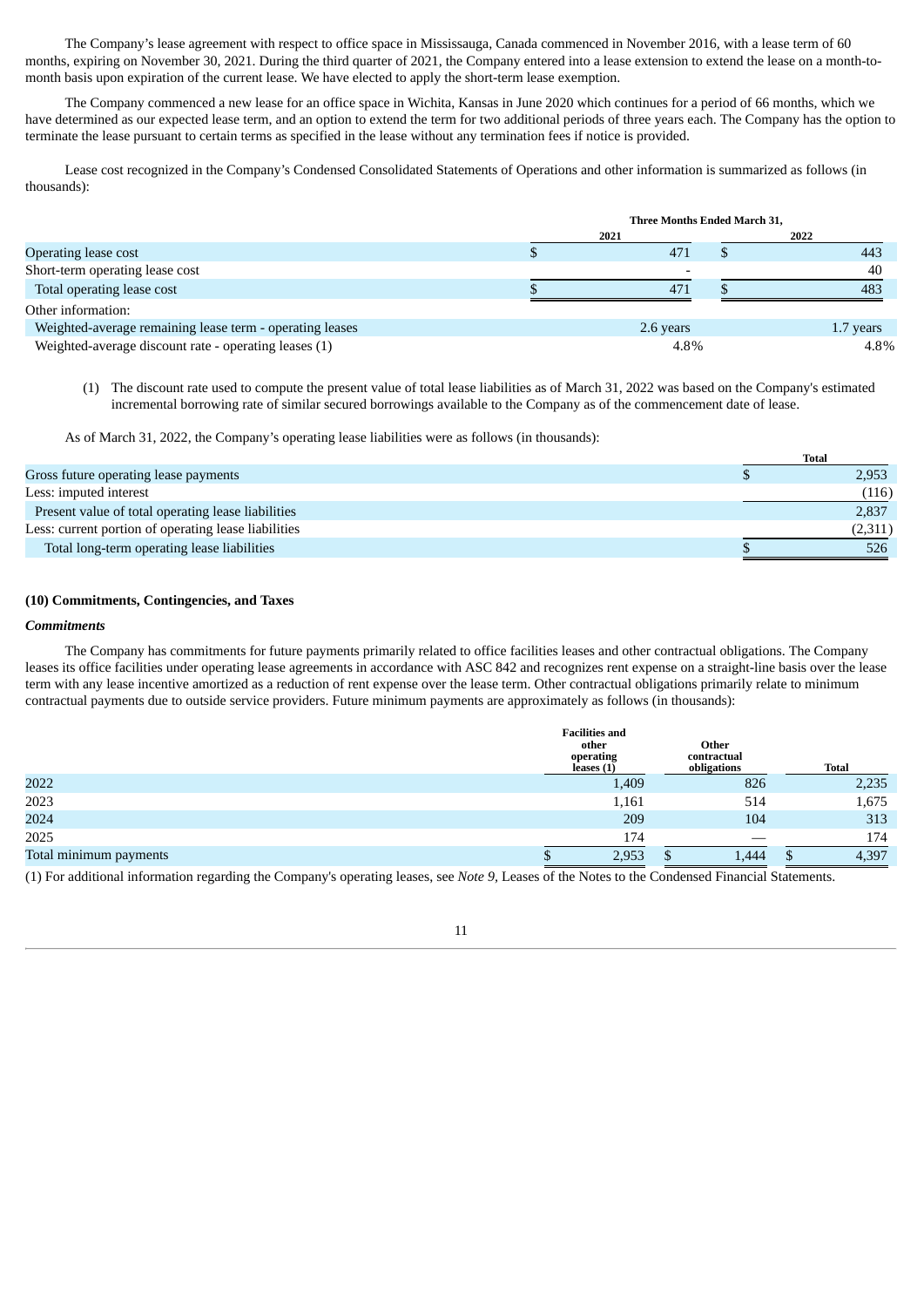The Company's lease agreement with respect to office space in Mississauga, Canada commenced in November 2016, with a lease term of 60 months, expiring on November 30, 2021. During the third quarter of 2021, the Company entered into a lease extension to extend the lease on a month-to-month basis upon expiration of the current lease. We have elected to apply the short-term lease exemption.

The Company commenced a new lease for an office space in Wichita, Kansas in June 2020 which continues for a period of 66 months, which we have determined as our expected lease term, and an option to extend the term for two additional periods of three years each. The Company has the option to terminate the lease pursuant to certain terms as specified in the lease without any termination fees if notice is provided.

Lease cost recognized in the Company's Condensed Consolidated Statements of Operations and other information is summarized as follows (in thousands):

| | Three Months Ended March 31, | |
|---|---|---|
| | 2021 | 2022 |
| Operating lease cost | $ 471 | $ 443 |
| Short-term operating lease cost | - | 40 |
| Total operating lease cost | $ 471 | $ 483 |
| Other information: | | |
| Weighted-average remaining lease term - operating leases | 2.6 years | 1.7 years |
| Weighted-average discount rate - operating leases (1) | 4.8% | 4.8% |

(1) The discount rate used to compute the present value of total lease liabilities as of March 31, 2022 was based on the Company's estimated incremental borrowing rate of similar secured borrowings available to the Company as of the commencement date of lease.

As of March 31, 2022, the Company's operating lease liabilities were as follows (in thousands):

| | Total |
|---|---|
| Gross future operating lease payments | $ 2,953 |
| Less: imputed interest | (116) |
| Present value of total operating lease liabilities | 2,837 |
| Less: current portion of operating lease liabilities | (2,311) |
| Total long-term operating lease liabilities | $ 526 |

**(10) Commitments, Contingencies, and Taxes**

***Commitments***

The Company has commitments for future payments primarily related to office facilities leases and other contractual obligations. The Company leases its office facilities under operating lease agreements in accordance with ASC 842 and recognizes rent expense on a straight-line basis over the lease term with any lease incentive amortized as a reduction of rent expense over the lease term. Other contractual obligations primarily relate to minimum contractual payments due to outside service providers. Future minimum payments are approximately as follows (in thousands):

| | Facilities and other operating leases (1) | Other contractual obligations | Total |
|---|---|---|---|
| 2022 | 1,409 | 826 | 2,235 |
| 2023 | 1,161 | 514 | 1,675 |
| 2024 | 209 | 104 | 313 |
| 2025 | 174 | — | 174 |
| Total minimum payments | $ 2,953 | $ 1,444 | $ 4,397 |

(1) For additional information regarding the Company's operating leases, see *Note 9,* Leases of the Notes to the Condensed Financial Statements.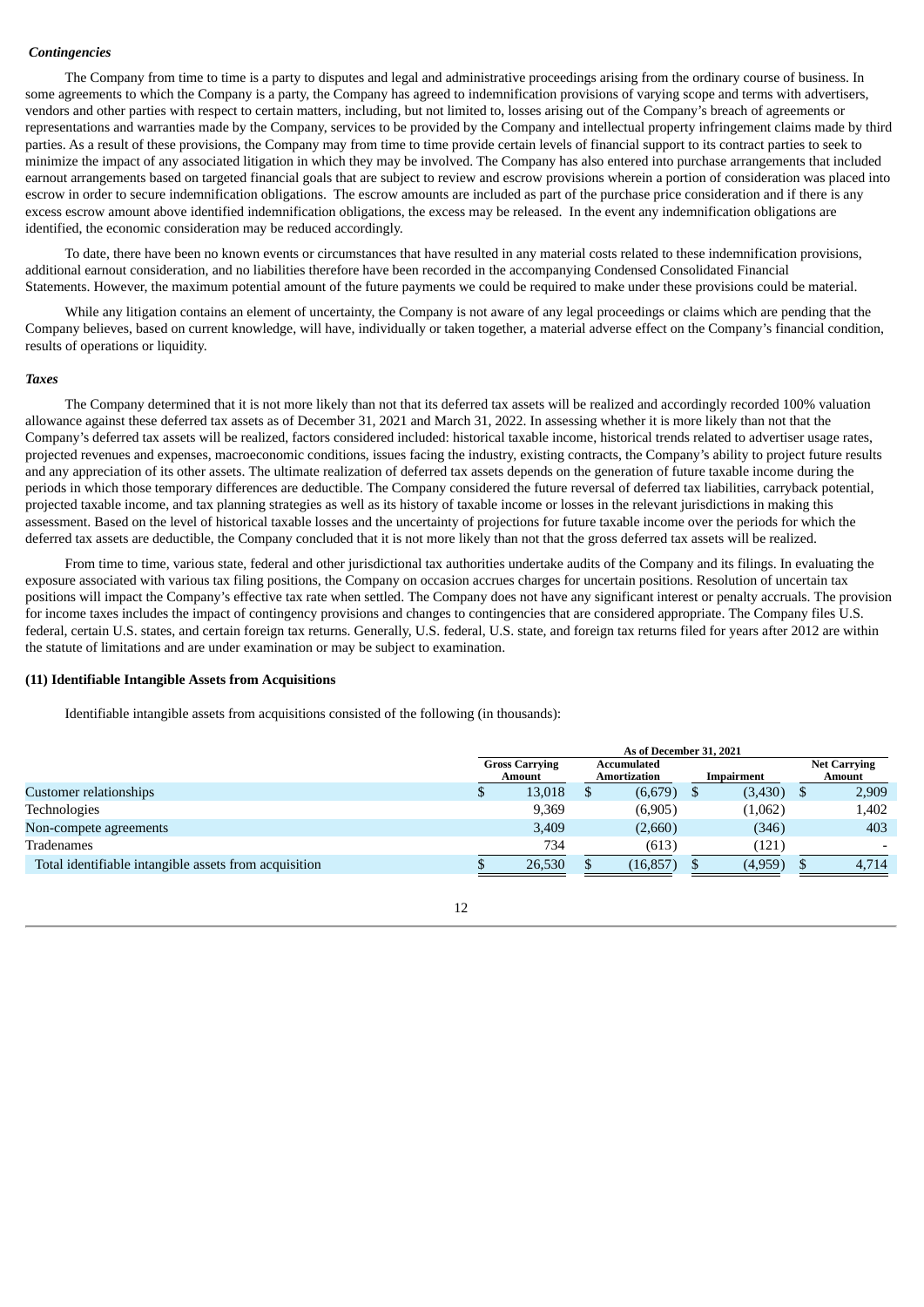***Contingencies***

The Company from time to time is a party to disputes and legal and administrative proceedings arising from the ordinary course of business. In some agreements to which the Company is a party, the Company has agreed to indemnification provisions of varying scope and terms with advertisers, vendors and other parties with respect to certain matters, including, but not limited to, losses arising out of the Company's breach of agreements or representations and warranties made by the Company, services to be provided by the Company and intellectual property infringement claims made by third parties. As a result of these provisions, the Company may from time to time provide certain levels of financial support to its contract parties to seek to minimize the impact of any associated litigation in which they may be involved. The Company has also entered into purchase arrangements that included earnout arrangements based on targeted financial goals that are subject to review and escrow provisions wherein a portion of consideration was placed into escrow in order to secure indemnification obligations. The escrow amounts are included as part of the purchase price consideration and if there is any excess escrow amount above identified indemnification obligations, the excess may be released. In the event any indemnification obligations are identified, the economic consideration may be reduced accordingly.

To date, there have been no known events or circumstances that have resulted in any material costs related to these indemnification provisions, additional earnout consideration, and no liabilities therefore have been recorded in the accompanying Condensed Consolidated Financial Statements. However, the maximum potential amount of the future payments we could be required to make under these provisions could be material.

While any litigation contains an element of uncertainty, the Company is not aware of any legal proceedings or claims which are pending that the Company believes, based on current knowledge, will have, individually or taken together, a material adverse effect on the Company's financial condition, results of operations or liquidity.

***Taxes***

The Company determined that it is not more likely than not that its deferred tax assets will be realized and accordingly recorded 100% valuation allowance against these deferred tax assets as of December 31, 2021 and March 31, 2022. In assessing whether it is more likely than not that the Company's deferred tax assets will be realized, factors considered included: historical taxable income, historical trends related to advertiser usage rates, projected revenues and expenses, macroeconomic conditions, issues facing the industry, existing contracts, the Company's ability to project future results and any appreciation of its other assets. The ultimate realization of deferred tax assets depends on the generation of future taxable income during the periods in which those temporary differences are deductible. The Company considered the future reversal of deferred tax liabilities, carryback potential, projected taxable income, and tax planning strategies as well as its history of taxable income or losses in the relevant jurisdictions in making this assessment. Based on the level of historical taxable losses and the uncertainty of projections for future taxable income over the periods for which the deferred tax assets are deductible, the Company concluded that it is not more likely than not that the gross deferred tax assets will be realized.

From time to time, various state, federal and other jurisdictional tax authorities undertake audits of the Company and its filings. In evaluating the exposure associated with various tax filing positions, the Company on occasion accrues charges for uncertain positions. Resolution of uncertain tax positions will impact the Company's effective tax rate when settled. The Company does not have any significant interest or penalty accruals. The provision for income taxes includes the impact of contingency provisions and changes to contingencies that are considered appropriate. The Company files U.S. federal, certain U.S. states, and certain foreign tax returns. Generally, U.S. federal, U.S. state, and foreign tax returns filed for years after 2012 are within the statute of limitations and are under examination or may be subject to examination.

**(11) Identifiable Intangible Assets from Acquisitions**

Identifiable intangible assets from acquisitions consisted of the following (in thousands):

| | As of December 31, 2021 | | | |
|---|---|---|---|---|
| | Gross Carrying Amount | Accumulated Amortization | Impairment | Net Carrying Amount |
| Customer relationships | $ 13,018 | $ (6,679) | $ (3,430) | $ 2,909 |
| Technologies | 9,369 | (6,905) | (1,062) | 1,402 |
| Non-compete agreements | 3,409 | (2,660) | (346) | 403 |
| Tradenames | 734 | (613) | (121) | - |
| Total identifiable intangible assets from acquisition | $ 26,530 | $ (16,857) | $ (4,959) | $ 4,714 |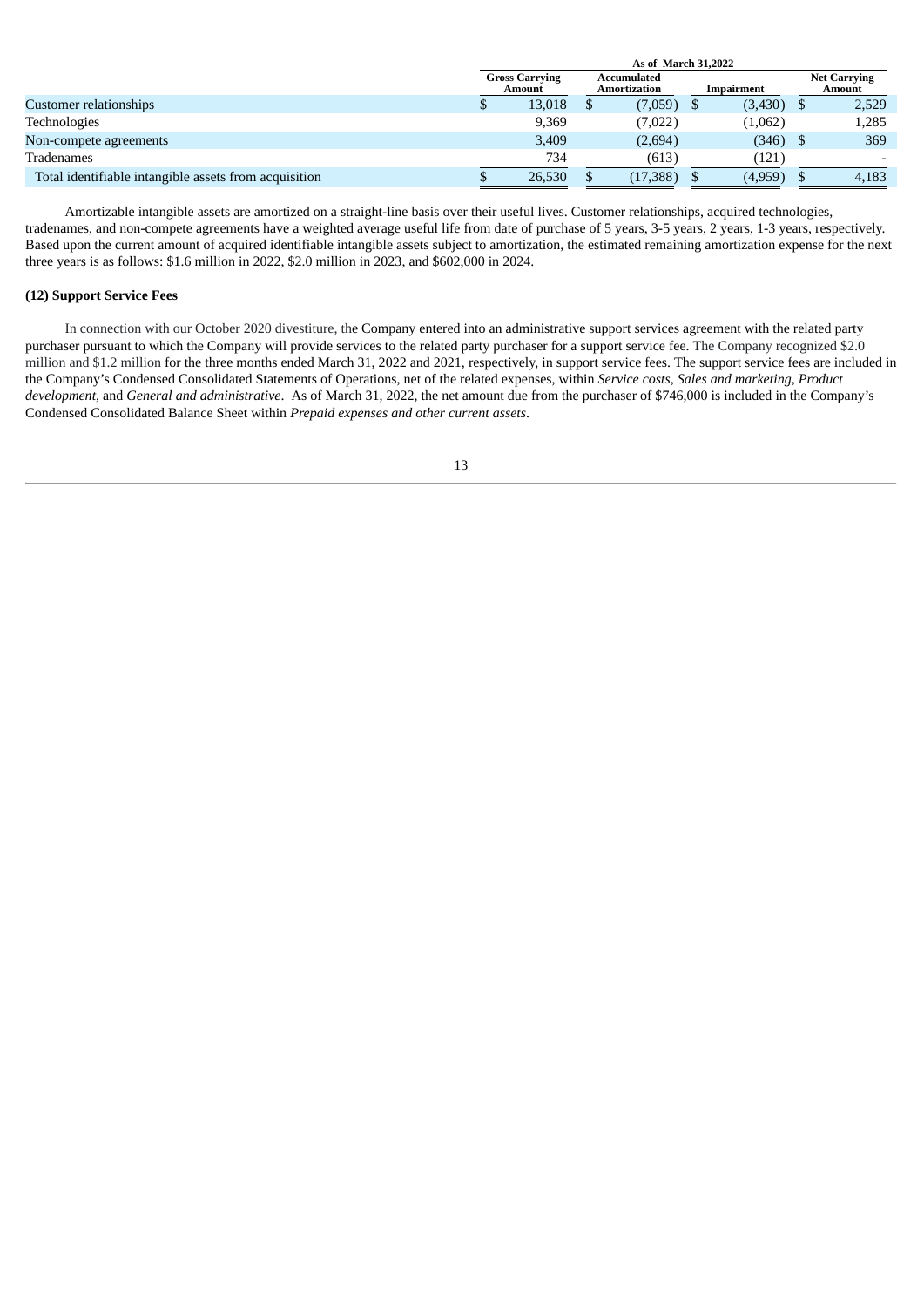| | As of March 31,2022 | | | |
|---|---|---|---|---|
| | Gross Carrying Amount | Accumulated Amortization | Impairment | Net Carrying Amount |
| Customer relationships | $ 13,018 | $ (7,059) | $ (3,430) | $ 2,529 |
| Technologies | 9,369 | (7,022) | (1,062) | 1,285 |
| Non-compete agreements | 3,409 | (2,694) | (346) | $ 369 |
| Tradenames | 734 | (613) | (121) | - |
| Total identifiable intangible assets from acquisition | $ 26,530 | $ (17,388) | $ (4,959) | $ 4,183 |

Amortizable intangible assets are amortized on a straight-line basis over their useful lives. Customer relationships, acquired technologies, tradenames, and non-compete agreements have a weighted average useful life from date of purchase of 5 years, 3-5 years, 2 years, 1-3 years, respectively. Based upon the current amount of acquired identifiable intangible assets subject to amortization, the estimated remaining amortization expense for the next three years is as follows: $1.6 million in 2022, $2.0 million in 2023, and $602,000 in 2024.

**(12) Support Service Fees**

In connection with our October 2020 divestiture, the Company entered into an administrative support services agreement with the related party purchaser pursuant to which the Company will provide services to the related party purchaser for a support service fee. The Company recognized $2.0 million and $1.2 million for the three months ended March 31, 2022 and 2021, respectively, in support service fees. The support service fees are included in the Company's Condensed Consolidated Statements of Operations, net of the related expenses, within *Service costs*, *Sales and marketing*, *Product development*, and *General and administrative*. As of March 31, 2022, the net amount due from the purchaser of $746,000 is included in the Company's Condensed Consolidated Balance Sheet within *Prepaid expenses and other current assets*.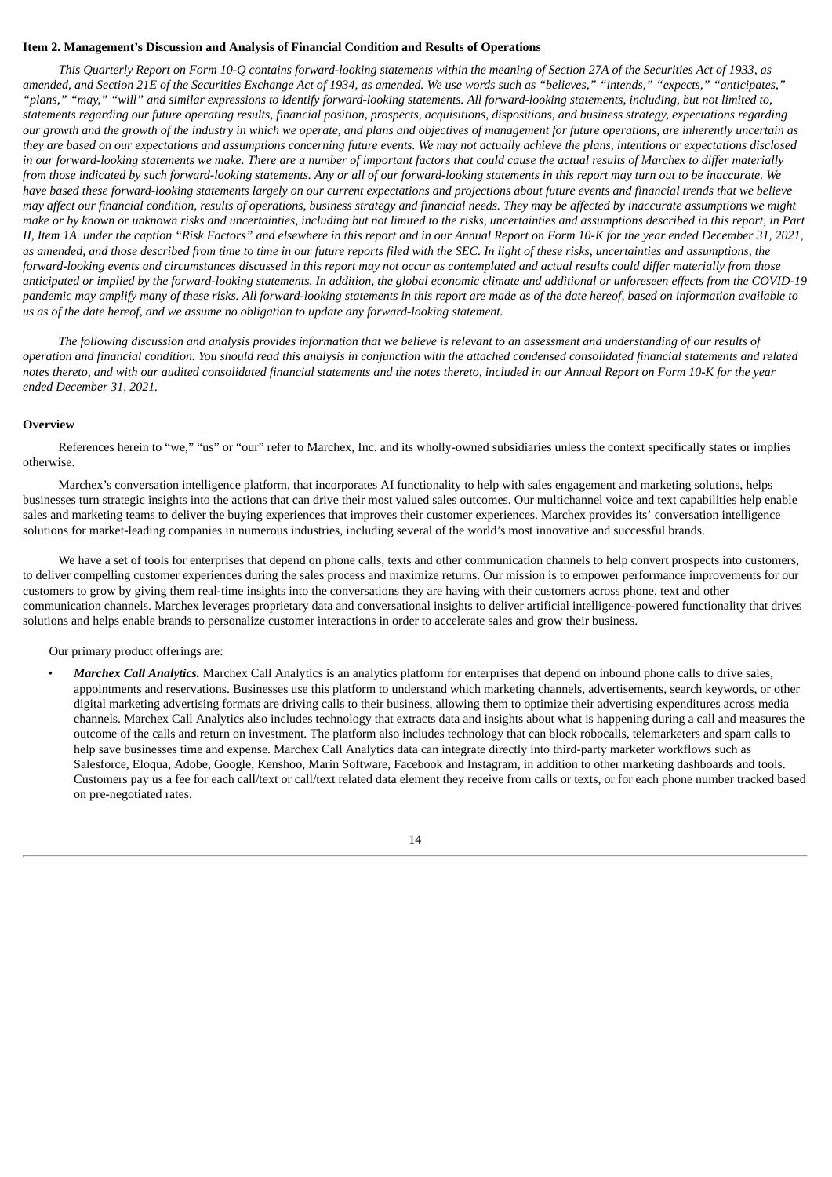### Item 2. Management's Discussion and Analysis of Financial Condition and Results of Operations

*This Quarterly Report on Form 10-Q contains forward-looking statements within the meaning of Section 27A of the Securities Act of 1933, as amended, and Section 21E of the Securities Exchange Act of 1934, as amended. We use words such as "believes," "intends," "expects," "anticipates," "plans," "may," "will" and similar expressions to identify forward-looking statements. All forward-looking statements, including, but not limited to, statements regarding our future operating results, financial position, prospects, acquisitions, dispositions, and business strategy, expectations regarding our growth and the growth of the industry in which we operate, and plans and objectives of management for future operations, are inherently uncertain as they are based on our expectations and assumptions concerning future events. We may not actually achieve the plans, intentions or expectations disclosed in our forward-looking statements we make. There are a number of important factors that could cause the actual results of Marchex to differ materially from those indicated by such forward-looking statements. Any or all of our forward-looking statements in this report may turn out to be inaccurate. We have based these forward-looking statements largely on our current expectations and projections about future events and financial trends that we believe may affect our financial condition, results of operations, business strategy and financial needs. They may be affected by inaccurate assumptions we might make or by known or unknown risks and uncertainties, including but not limited to the risks, uncertainties and assumptions described in this report, in Part II, Item 1A. under the caption "Risk Factors" and elsewhere in this report and in our Annual Report on Form 10-K for the year ended December 31, 2021, as amended, and those described from time to time in our future reports filed with the SEC. In light of these risks, uncertainties and assumptions, the forward-looking events and circumstances discussed in this report may not occur as contemplated and actual results could differ materially from those anticipated or implied by the forward-looking statements. In addition, the global economic climate and additional or unforeseen effects from the COVID-19 pandemic may amplify many of these risks. All forward-looking statements in this report are made as of the date hereof, based on information available to us as of the date hereof, and we assume no obligation to update any forward-looking statement.*

*The following discussion and analysis provides information that we believe is relevant to an assessment and understanding of our results of operation and financial condition. You should read this analysis in conjunction with the attached condensed consolidated financial statements and related notes thereto, and with our audited consolidated financial statements and the notes thereto, included in our Annual Report on Form 10-K for the year ended December 31, 2021.*

#### Overview

References herein to "we," "us" or "our" refer to Marchex, Inc. and its wholly-owned subsidiaries unless the context specifically states or implies otherwise.

Marchex's conversation intelligence platform, that incorporates AI functionality to help with sales engagement and marketing solutions, helps businesses turn strategic insights into the actions that can drive their most valued sales outcomes. Our multichannel voice and text capabilities help enable sales and marketing teams to deliver the buying experiences that improves their customer experiences. Marchex provides its' conversation intelligence solutions for market-leading companies in numerous industries, including several of the world's most innovative and successful brands.

We have a set of tools for enterprises that depend on phone calls, texts and other communication channels to help convert prospects into customers, to deliver compelling customer experiences during the sales process and maximize returns. Our mission is to empower performance improvements for our customers to grow by giving them real-time insights into the conversations they are having with their customers across phone, text and other communication channels. Marchex leverages proprietary data and conversational insights to deliver artificial intelligence-powered functionality that drives solutions and helps enable brands to personalize customer interactions in order to accelerate sales and grow their business.

Our primary product offerings are:

- ***Marchex Call Analytics.*** Marchex Call Analytics is an analytics platform for enterprises that depend on inbound phone calls to drive sales, appointments and reservations. Businesses use this platform to understand which marketing channels, advertisements, search keywords, or other digital marketing advertising formats are driving calls to their business, allowing them to optimize their advertising expenditures across media channels. Marchex Call Analytics also includes technology that extracts data and insights about what is happening during a call and measures the outcome of the calls and return on investment. The platform also includes technology that can block robocalls, telemarketers and spam calls to help save businesses time and expense. Marchex Call Analytics data can integrate directly into third-party marketer workflows such as Salesforce, Eloqua, Adobe, Google, Kenshoo, Marin Software, Facebook and Instagram, in addition to other marketing dashboards and tools. Customers pay us a fee for each call/text or call/text related data element they receive from calls or texts, or for each phone number tracked based on pre-negotiated rates.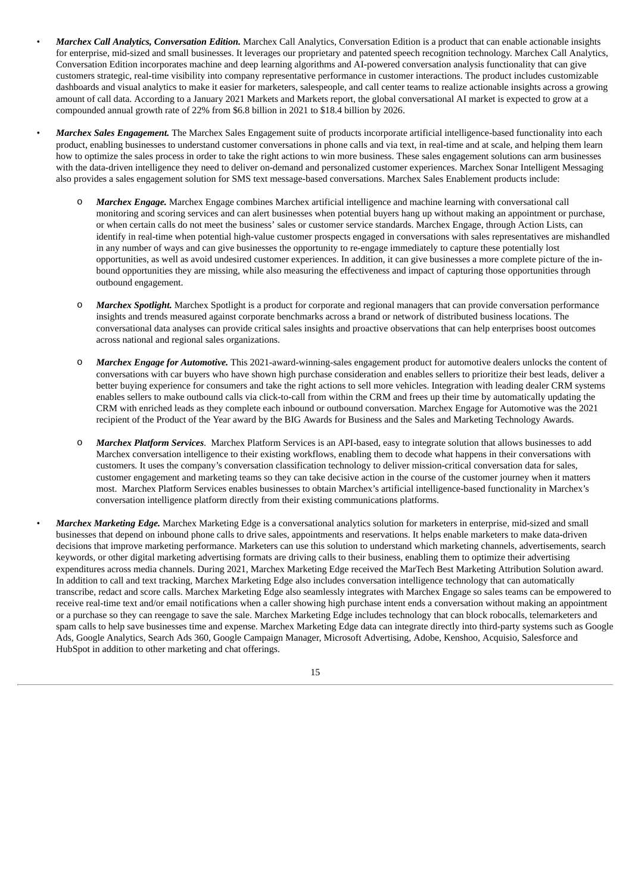- ***Marchex Call Analytics, Conversation Edition.*** Marchex Call Analytics, Conversation Edition is a product that can enable actionable insights for enterprise, mid-sized and small businesses. It leverages our proprietary and patented speech recognition technology. Marchex Call Analytics, Conversation Edition incorporates machine and deep learning algorithms and AI-powered conversation analysis functionality that can give customers strategic, real-time visibility into company representative performance in customer interactions. The product includes customizable dashboards and visual analytics to make it easier for marketers, salespeople, and call center teams to realize actionable insights across a growing amount of call data. According to a January 2021 Markets and Markets report, the global conversational AI market is expected to grow at a compounded annual growth rate of 22% from $6.8 billion in 2021 to $18.4 billion by 2026.

- ***Marchex Sales Engagement.*** The Marchex Sales Engagement suite of products incorporate artificial intelligence-based functionality into each product, enabling businesses to understand customer conversations in phone calls and via text, in real-time and at scale, and helping them learn how to optimize the sales process in order to take the right actions to win more business. These sales engagement solutions can arm businesses with the data-driven intelligence they need to deliver on-demand and personalized customer experiences. Marchex Sonar Intelligent Messaging also provides a sales engagement solution for SMS text message-based conversations. Marchex Sales Enablement products include:

  - ***Marchex Engage.*** Marchex Engage combines Marchex artificial intelligence and machine learning with conversational call monitoring and scoring services and can alert businesses when potential buyers hang up without making an appointment or purchase, or when certain calls do not meet the business' sales or customer service standards. Marchex Engage, through Action Lists, can identify in real-time when potential high-value customer prospects engaged in conversations with sales representatives are mishandled in any number of ways and can give businesses the opportunity to re-engage immediately to capture these potentially lost opportunities, as well as avoid undesired customer experiences. In addition, it can give businesses a more complete picture of the in-bound opportunities they are missing, while also measuring the effectiveness and impact of capturing those opportunities through outbound engagement.

  - ***Marchex Spotlight.*** Marchex Spotlight is a product for corporate and regional managers that can provide conversation performance insights and trends measured against corporate benchmarks across a brand or network of distributed business locations. The conversational data analyses can provide critical sales insights and proactive observations that can help enterprises boost outcomes across national and regional sales organizations.

  - ***Marchex Engage for Automotive.*** This 2021-award-winning-sales engagement product for automotive dealers unlocks the content of conversations with car buyers who have shown high purchase consideration and enables sellers to prioritize their best leads, deliver a better buying experience for consumers and take the right actions to sell more vehicles. Integration with leading dealer CRM systems enables sellers to make outbound calls via click-to-call from within the CRM and frees up their time by automatically updating the CRM with enriched leads as they complete each inbound or outbound conversation. Marchex Engage for Automotive was the 2021 recipient of the Product of the Year award by the BIG Awards for Business and the Sales and Marketing Technology Awards.

  - ***Marchex Platform Services***. Marchex Platform Services is an API-based, easy to integrate solution that allows businesses to add Marchex conversation intelligence to their existing workflows, enabling them to decode what happens in their conversations with customers. It uses the company's conversation classification technology to deliver mission-critical conversation data for sales, customer engagement and marketing teams so they can take decisive action in the course of the customer journey when it matters most. Marchex Platform Services enables businesses to obtain Marchex's artificial intelligence-based functionality in Marchex's conversation intelligence platform directly from their existing communications platforms.

- ***Marchex Marketing Edge.*** Marchex Marketing Edge is a conversational analytics solution for marketers in enterprise, mid-sized and small businesses that depend on inbound phone calls to drive sales, appointments and reservations. It helps enable marketers to make data-driven decisions that improve marketing performance. Marketers can use this solution to understand which marketing channels, advertisements, search keywords, or other digital marketing advertising formats are driving calls to their business, enabling them to optimize their advertising expenditures across media channels. During 2021, Marchex Marketing Edge received the MarTech Best Marketing Attribution Solution award. In addition to call and text tracking, Marchex Marketing Edge also includes conversation intelligence technology that can automatically transcribe, redact and score calls. Marchex Marketing Edge also seamlessly integrates with Marchex Engage so sales teams can be empowered to receive real-time text and/or email notifications when a caller showing high purchase intent ends a conversation without making an appointment or a purchase so they can reengage to save the sale. Marchex Marketing Edge includes technology that can block robocalls, telemarketers and spam calls to help save businesses time and expense. Marchex Marketing Edge data can integrate directly into third-party systems such as Google Ads, Google Analytics, Search Ads 360, Google Campaign Manager, Microsoft Advertising, Adobe, Kenshoo, Acquisio, Salesforce and HubSpot in addition to other marketing and chat offerings.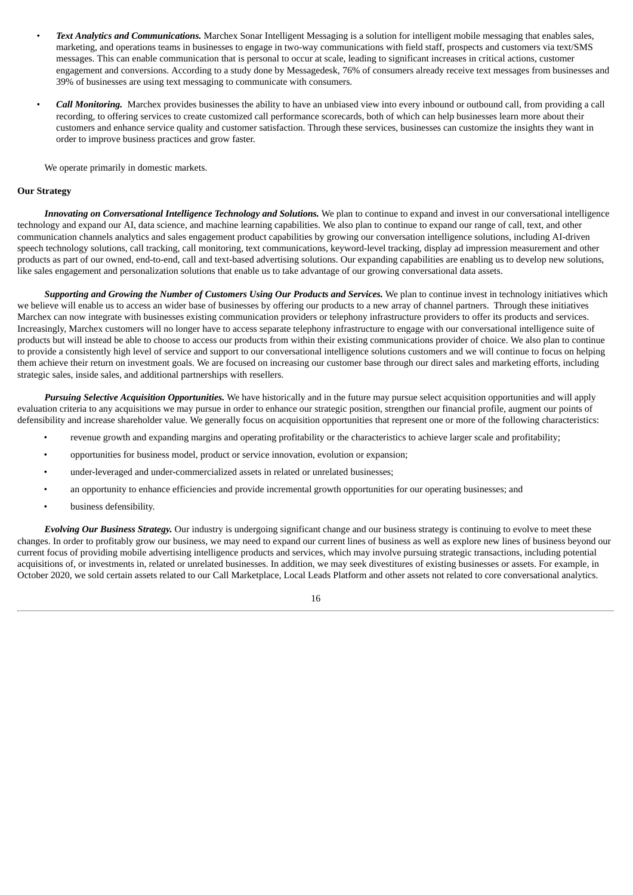- ***Text Analytics and Communications.*** Marchex Sonar Intelligent Messaging is a solution for intelligent mobile messaging that enables sales, marketing, and operations teams in businesses to engage in two-way communications with field staff, prospects and customers via text/SMS messages. This can enable communication that is personal to occur at scale, leading to significant increases in critical actions, customer engagement and conversions. According to a study done by Messagedesk, 76% of consumers already receive text messages from businesses and 39% of businesses are using text messaging to communicate with consumers.

- ***Call Monitoring.*** Marchex provides businesses the ability to have an unbiased view into every inbound or outbound call, from providing a call recording, to offering services to create customized call performance scorecards, both of which can help businesses learn more about their customers and enhance service quality and customer satisfaction. Through these services, businesses can customize the insights they want in order to improve business practices and grow faster.

We operate primarily in domestic markets.

**Our Strategy**

***Innovating on Conversational Intelligence Technology and Solutions.*** We plan to continue to expand and invest in our conversational intelligence technology and expand our AI, data science, and machine learning capabilities. We also plan to continue to expand our range of call, text, and other communication channels analytics and sales engagement product capabilities by growing our conversation intelligence solutions, including AI-driven speech technology solutions, call tracking, call monitoring, text communications, keyword-level tracking, display ad impression measurement and other products as part of our owned, end-to-end, call and text-based advertising solutions. Our expanding capabilities are enabling us to develop new solutions, like sales engagement and personalization solutions that enable us to take advantage of our growing conversational data assets.

***Supporting and Growing the Number of Customers Using Our Products and Services.*** We plan to continue invest in technology initiatives which we believe will enable us to access an wider base of businesses by offering our products to a new array of channel partners. Through these initiatives Marchex can now integrate with businesses existing communication providers or telephony infrastructure providers to offer its products and services. Increasingly, Marchex customers will no longer have to access separate telephony infrastructure to engage with our conversational intelligence suite of products but will instead be able to choose to access our products from within their existing communications provider of choice. We also plan to continue to provide a consistently high level of service and support to our conversational intelligence solutions customers and we will continue to focus on helping them achieve their return on investment goals. We are focused on increasing our customer base through our direct sales and marketing efforts, including strategic sales, inside sales, and additional partnerships with resellers.

***Pursuing Selective Acquisition Opportunities.*** We have historically and in the future may pursue select acquisition opportunities and will apply evaluation criteria to any acquisitions we may pursue in order to enhance our strategic position, strengthen our financial profile, augment our points of defensibility and increase shareholder value. We generally focus on acquisition opportunities that represent one or more of the following characteristics:

- revenue growth and expanding margins and operating profitability or the characteristics to achieve larger scale and profitability;
- opportunities for business model, product or service innovation, evolution or expansion;
- under-leveraged and under-commercialized assets in related or unrelated businesses;
- an opportunity to enhance efficiencies and provide incremental growth opportunities for our operating businesses; and
- business defensibility.

***Evolving Our Business Strategy.*** Our industry is undergoing significant change and our business strategy is continuing to evolve to meet these changes. In order to profitably grow our business, we may need to expand our current lines of business as well as explore new lines of business beyond our current focus of providing mobile advertising intelligence products and services, which may involve pursuing strategic transactions, including potential acquisitions of, or investments in, related or unrelated businesses. In addition, we may seek divestitures of existing businesses or assets. For example, in October 2020, we sold certain assets related to our Call Marketplace, Local Leads Platform and other assets not related to core conversational analytics.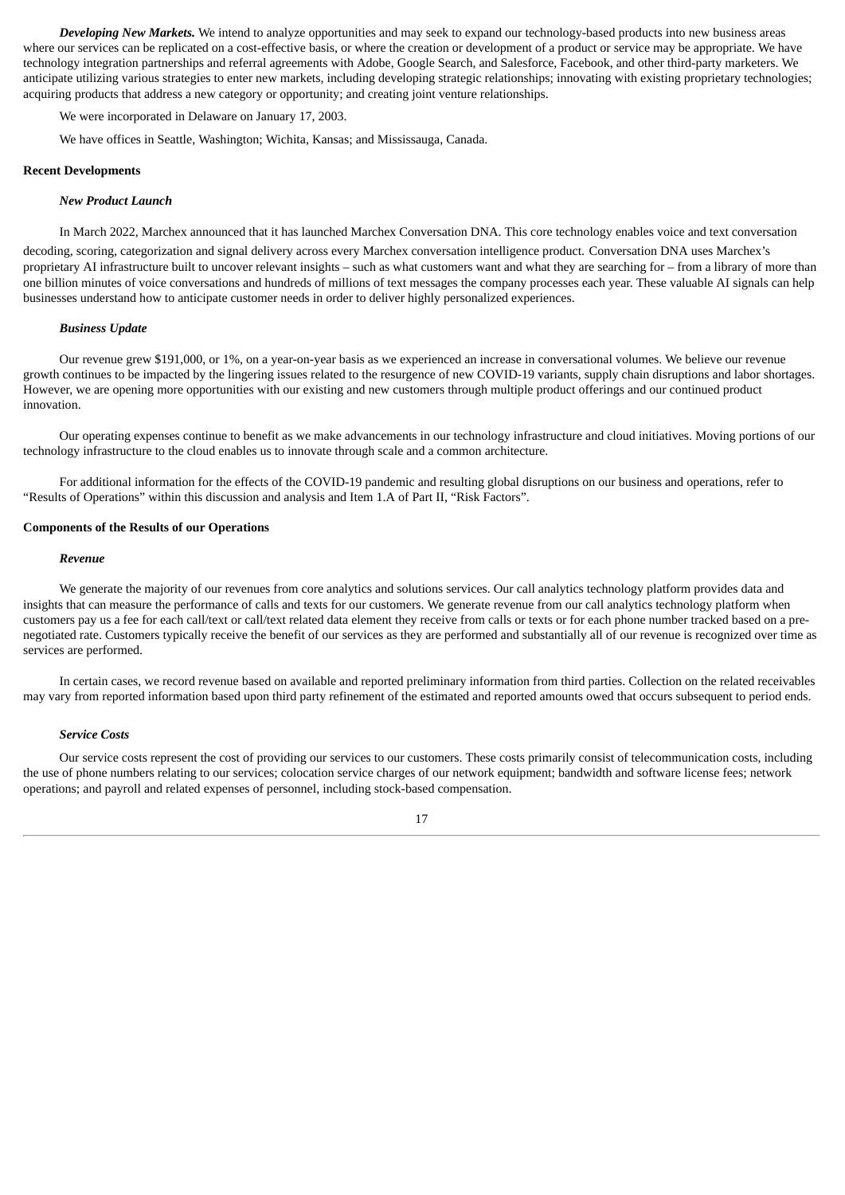***Developing New Markets.*** We intend to analyze opportunities and may seek to expand our technology-based products into new business areas where our services can be replicated on a cost-effective basis, or where the creation or development of a product or service may be appropriate. We have technology integration partnerships and referral agreements with Adobe, Google Search, and Salesforce, Facebook, and other third-party marketers. We anticipate utilizing various strategies to enter new markets, including developing strategic relationships; innovating with existing proprietary technologies; acquiring products that address a new category or opportunity; and creating joint venture relationships.

We were incorporated in Delaware on January 17, 2003.

We have offices in Seattle, Washington; Wichita, Kansas; and Mississauga, Canada.

**Recent Developments**

***New Product Launch***

In March 2022, Marchex announced that it has launched Marchex Conversation DNA. This core technology enables voice and text conversation decoding, scoring, categorization and signal delivery across every Marchex conversation intelligence product. Conversation DNA uses Marchex's proprietary AI infrastructure built to uncover relevant insights – such as what customers want and what they are searching for – from a library of more than one billion minutes of voice conversations and hundreds of millions of text messages the company processes each year. These valuable AI signals can help businesses understand how to anticipate customer needs in order to deliver highly personalized experiences.

***Business Update***

Our revenue grew $191,000, or 1%, on a year-on-year basis as we experienced an increase in conversational volumes. We believe our revenue growth continues to be impacted by the lingering issues related to the resurgence of new COVID-19 variants, supply chain disruptions and labor shortages. However, we are opening more opportunities with our existing and new customers through multiple product offerings and our continued product innovation.

Our operating expenses continue to benefit as we make advancements in our technology infrastructure and cloud initiatives. Moving portions of our technology infrastructure to the cloud enables us to innovate through scale and a common architecture.

For additional information for the effects of the COVID-19 pandemic and resulting global disruptions on our business and operations, refer to "Results of Operations" within this discussion and analysis and Item 1.A of Part II, "Risk Factors".

**Components of the Results of our Operations**

***Revenue***

We generate the majority of our revenues from core analytics and solutions services. Our call analytics technology platform provides data and insights that can measure the performance of calls and texts for our customers. We generate revenue from our call analytics technology platform when customers pay us a fee for each call/text or call/text related data element they receive from calls or texts or for each phone number tracked based on a pre-negotiated rate. Customers typically receive the benefit of our services as they are performed and substantially all of our revenue is recognized over time as services are performed.

In certain cases, we record revenue based on available and reported preliminary information from third parties. Collection on the related receivables may vary from reported information based upon third party refinement of the estimated and reported amounts owed that occurs subsequent to period ends.

***Service Costs***

Our service costs represent the cost of providing our services to our customers. These costs primarily consist of telecommunication costs, including the use of phone numbers relating to our services; colocation service charges of our network equipment; bandwidth and software license fees; network operations; and payroll and related expenses of personnel, including stock-based compensation.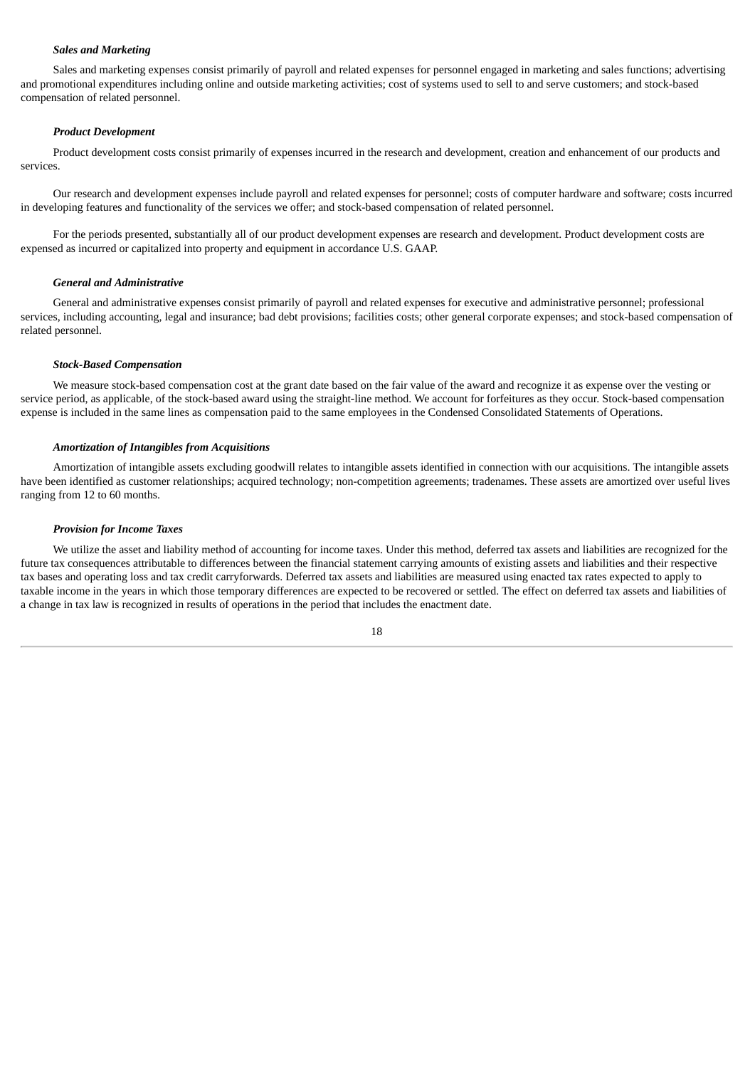### *Sales and Marketing*

Sales and marketing expenses consist primarily of payroll and related expenses for personnel engaged in marketing and sales functions; advertising and promotional expenditures including online and outside marketing activities; cost of systems used to sell to and serve customers; and stock-based compensation of related personnel.

### *Product Development*

Product development costs consist primarily of expenses incurred in the research and development, creation and enhancement of our products and services.

Our research and development expenses include payroll and related expenses for personnel; costs of computer hardware and software; costs incurred in developing features and functionality of the services we offer; and stock-based compensation of related personnel.

For the periods presented, substantially all of our product development expenses are research and development. Product development costs are expensed as incurred or capitalized into property and equipment in accordance U.S. GAAP.

### *General and Administrative*

General and administrative expenses consist primarily of payroll and related expenses for executive and administrative personnel; professional services, including accounting, legal and insurance; bad debt provisions; facilities costs; other general corporate expenses; and stock-based compensation of related personnel.

### *Stock-Based Compensation*

We measure stock-based compensation cost at the grant date based on the fair value of the award and recognize it as expense over the vesting or service period, as applicable, of the stock-based award using the straight-line method. We account for forfeitures as they occur. Stock-based compensation expense is included in the same lines as compensation paid to the same employees in the Condensed Consolidated Statements of Operations.

### *Amortization of Intangibles from Acquisitions*

Amortization of intangible assets excluding goodwill relates to intangible assets identified in connection with our acquisitions. The intangible assets have been identified as customer relationships; acquired technology; non-competition agreements; tradenames. These assets are amortized over useful lives ranging from 12 to 60 months.

### *Provision for Income Taxes*

We utilize the asset and liability method of accounting for income taxes. Under this method, deferred tax assets and liabilities are recognized for the future tax consequences attributable to differences between the financial statement carrying amounts of existing assets and liabilities and their respective tax bases and operating loss and tax credit carryforwards. Deferred tax assets and liabilities are measured using enacted tax rates expected to apply to taxable income in the years in which those temporary differences are expected to be recovered or settled. The effect on deferred tax assets and liabilities of a change in tax law is recognized in results of operations in the period that includes the enactment date.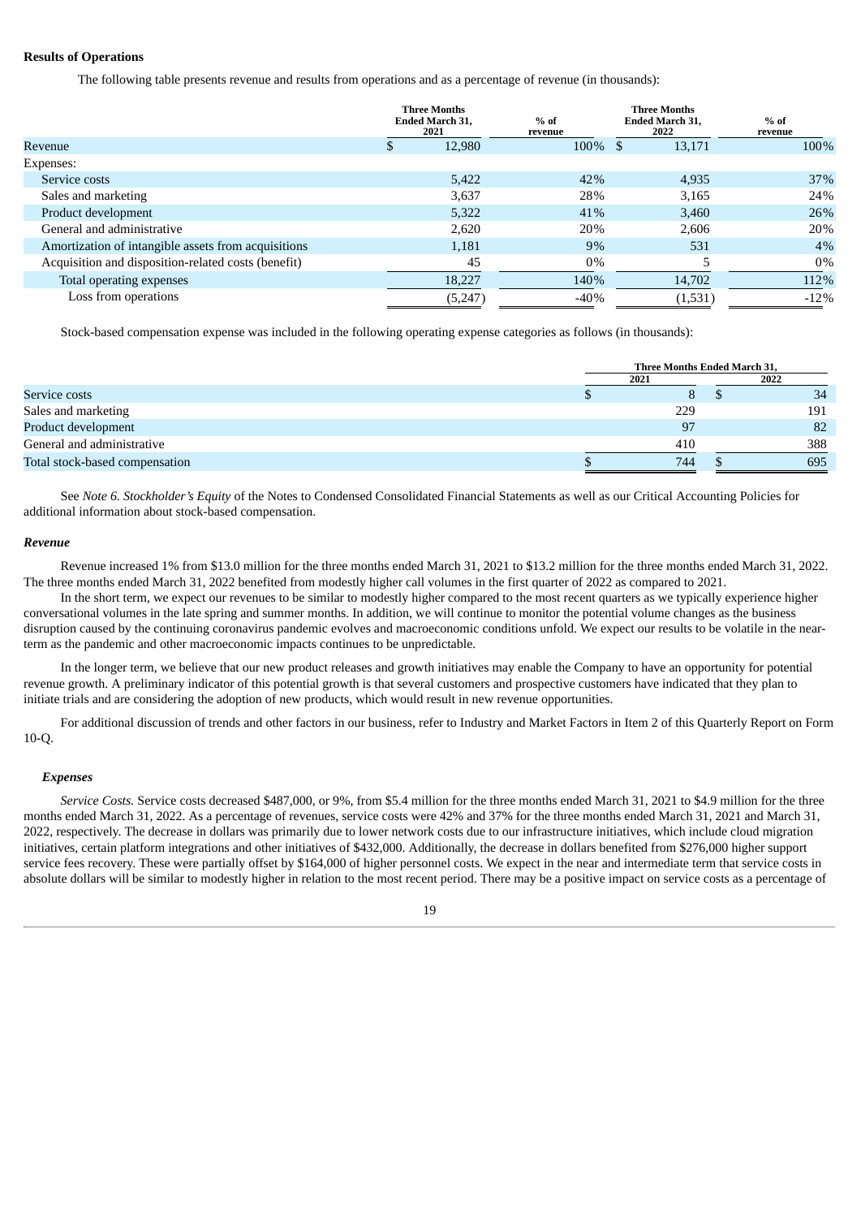**Results of Operations**

The following table presents revenue and results from operations and as a percentage of revenue (in thousands):

| | Three Months Ended March 31, 2021 | % of revenue | Three Months Ended March 31, 2022 | % of revenue |
|---|---|---|---|---|
| Revenue | $ 12,980 | 100% | $ 13,171 | 100% |
| Expenses: | | | | |
| Service costs | 5,422 | 42% | 4,935 | 37% |
| Sales and marketing | 3,637 | 28% | 3,165 | 24% |
| Product development | 5,322 | 41% | 3,460 | 26% |
| General and administrative | 2,620 | 20% | 2,606 | 20% |
| Amortization of intangible assets from acquisitions | 1,181 | 9% | 531 | 4% |
| Acquisition and disposition-related costs (benefit) | 45 | 0% | 5 | 0% |
| Total operating expenses | 18,227 | 140% | 14,702 | 112% |
| Loss from operations | (5,247) | -40% | (1,531) | -12% |

Stock-based compensation expense was included in the following operating expense categories as follows (in thousands):

| | Three Months Ended March 31, | |
|---|---|---|
| | 2021 | 2022 |
| Service costs | $ 8 | $ 34 |
| Sales and marketing | 229 | 191 |
| Product development | 97 | 82 |
| General and administrative | 410 | 388 |
| Total stock-based compensation | $ 744 | $ 695 |

See *Note 6. Stockholder's Equity* of the Notes to Condensed Consolidated Financial Statements as well as our Critical Accounting Policies for additional information about stock-based compensation.

***Revenue***

Revenue increased 1% from $13.0 million for the three months ended March 31, 2021 to $13.2 million for the three months ended March 31, 2022. The three months ended March 31, 2022 benefited from modestly higher call volumes in the first quarter of 2022 as compared to 2021.

In the short term, we expect our revenues to be similar to modestly higher compared to the most recent quarters as we typically experience higher conversational volumes in the late spring and summer months. In addition, we will continue to monitor the potential volume changes as the business disruption caused by the continuing coronavirus pandemic evolves and macroeconomic conditions unfold. We expect our results to be volatile in the near-term as the pandemic and other macroeconomic impacts continues to be unpredictable.

In the longer term, we believe that our new product releases and growth initiatives may enable the Company to have an opportunity for potential revenue growth. A preliminary indicator of this potential growth is that several customers and prospective customers have indicated that they plan to initiate trials and are considering the adoption of new products, which would result in new revenue opportunities.

For additional discussion of trends and other factors in our business, refer to Industry and Market Factors in Item 2 of this Quarterly Report on Form 10-Q.

***Expenses***

*Service Costs.* Service costs decreased $487,000, or 9%, from $5.4 million for the three months ended March 31, 2021 to $4.9 million for the three months ended March 31, 2022. As a percentage of revenues, service costs were 42% and 37% for the three months ended March 31, 2021 and March 31, 2022, respectively. The decrease in dollars was primarily due to lower network costs due to our infrastructure initiatives, which include cloud migration initiatives, certain platform integrations and other initiatives of $432,000. Additionally, the decrease in dollars benefited from $276,000 higher support service fees recovery. These were partially offset by $164,000 of higher personnel costs. We expect in the near and intermediate term that service costs in absolute dollars will be similar to modestly higher in relation to the most recent period. There may be a positive impact on service costs as a percentage of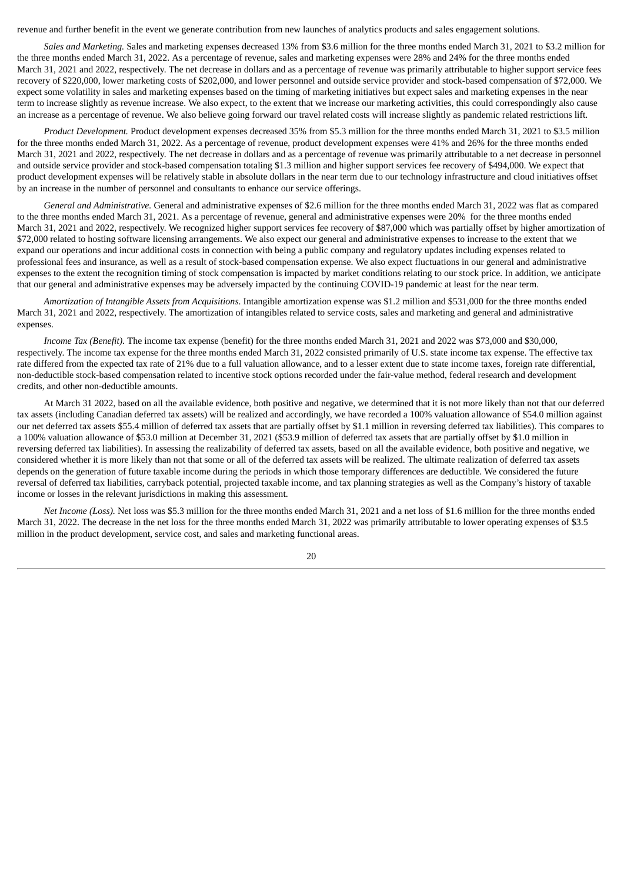revenue and further benefit in the event we generate contribution from new launches of analytics products and sales engagement solutions.

*Sales and Marketing.* Sales and marketing expenses decreased 13% from $3.6 million for the three months ended March 31, 2021 to $3.2 million for the three months ended March 31, 2022. As a percentage of revenue, sales and marketing expenses were 28% and 24% for the three months ended March 31, 2021 and 2022, respectively. The net decrease in dollars and as a percentage of revenue was primarily attributable to higher support service fees recovery of $220,000, lower marketing costs of $202,000, and lower personnel and outside service provider and stock-based compensation of $72,000. We expect some volatility in sales and marketing expenses based on the timing of marketing initiatives but expect sales and marketing expenses in the near term to increase slightly as revenue increase. We also expect, to the extent that we increase our marketing activities, this could correspondingly also cause an increase as a percentage of revenue. We also believe going forward our travel related costs will increase slightly as pandemic related restrictions lift.

*Product Development.* Product development expenses decreased 35% from $5.3 million for the three months ended March 31, 2021 to $3.5 million for the three months ended March 31, 2022. As a percentage of revenue, product development expenses were 41% and 26% for the three months ended March 31, 2021 and 2022, respectively. The net decrease in dollars and as a percentage of revenue was primarily attributable to a net decrease in personnel and outside service provider and stock-based compensation totaling $1.3 million and higher support services fee recovery of $494,000. We expect that product development expenses will be relatively stable in absolute dollars in the near term due to our technology infrastructure and cloud initiatives offset by an increase in the number of personnel and consultants to enhance our service offerings.

*General and Administrative.* General and administrative expenses of $2.6 million for the three months ended March 31, 2022 was flat as compared to the three months ended March 31, 2021. As a percentage of revenue, general and administrative expenses were 20% for the three months ended March 31, 2021 and 2022, respectively. We recognized higher support services fee recovery of $87,000 which was partially offset by higher amortization of $72,000 related to hosting software licensing arrangements. We also expect our general and administrative expenses to increase to the extent that we expand our operations and incur additional costs in connection with being a public company and regulatory updates including expenses related to professional fees and insurance, as well as a result of stock-based compensation expense. We also expect fluctuations in our general and administrative expenses to the extent the recognition timing of stock compensation is impacted by market conditions relating to our stock price. In addition, we anticipate that our general and administrative expenses may be adversely impacted by the continuing COVID-19 pandemic at least for the near term.

*Amortization of Intangible Assets from Acquisitions.* Intangible amortization expense was $1.2 million and $531,000 for the three months ended March 31, 2021 and 2022, respectively. The amortization of intangibles related to service costs, sales and marketing and general and administrative expenses.

*Income Tax (Benefit).* The income tax expense (benefit) for the three months ended March 31, 2021 and 2022 was $73,000 and $30,000, respectively. The income tax expense for the three months ended March 31, 2022 consisted primarily of U.S. state income tax expense. The effective tax rate differed from the expected tax rate of 21% due to a full valuation allowance, and to a lesser extent due to state income taxes, foreign rate differential, non-deductible stock-based compensation related to incentive stock options recorded under the fair-value method, federal research and development credits, and other non-deductible amounts.

At March 31 2022, based on all the available evidence, both positive and negative, we determined that it is not more likely than not that our deferred tax assets (including Canadian deferred tax assets) will be realized and accordingly, we have recorded a 100% valuation allowance of $54.0 million against our net deferred tax assets $55.4 million of deferred tax assets that are partially offset by $1.1 million in reversing deferred tax liabilities). This compares to a 100% valuation allowance of $53.0 million at December 31, 2021 ($53.9 million of deferred tax assets that are partially offset by $1.0 million in reversing deferred tax liabilities). In assessing the realizability of deferred tax assets, based on all the available evidence, both positive and negative, we considered whether it is more likely than not that some or all of the deferred tax assets will be realized. The ultimate realization of deferred tax assets depends on the generation of future taxable income during the periods in which those temporary differences are deductible. We considered the future reversal of deferred tax liabilities, carryback potential, projected taxable income, and tax planning strategies as well as the Company's history of taxable income or losses in the relevant jurisdictions in making this assessment.

*Net Income (Loss).* Net loss was $5.3 million for the three months ended March 31, 2021 and a net loss of $1.6 million for the three months ended March 31, 2022. The decrease in the net loss for the three months ended March 31, 2022 was primarily attributable to lower operating expenses of $3.5 million in the product development, service cost, and sales and marketing functional areas.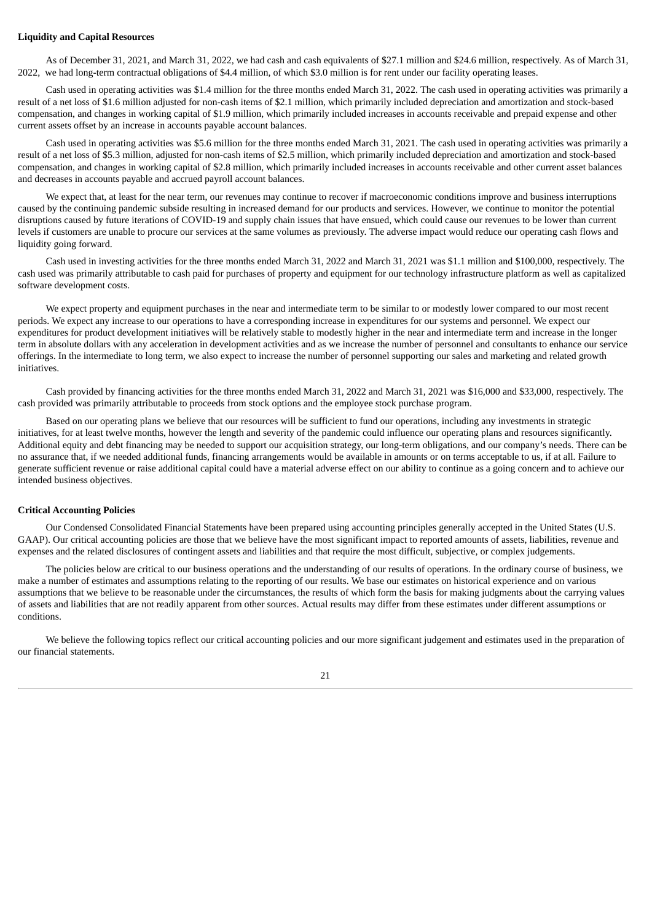**Liquidity and Capital Resources**

As of December 31, 2021, and March 31, 2022, we had cash and cash equivalents of $27.1 million and $24.6 million, respectively. As of March 31, 2022, we had long-term contractual obligations of $4.4 million, of which $3.0 million is for rent under our facility operating leases.

Cash used in operating activities was $1.4 million for the three months ended March 31, 2022. The cash used in operating activities was primarily a result of a net loss of $1.6 million adjusted for non-cash items of $2.1 million, which primarily included depreciation and amortization and stock-based compensation, and changes in working capital of $1.9 million, which primarily included increases in accounts receivable and prepaid expense and other current assets offset by an increase in accounts payable account balances.

Cash used in operating activities was $5.6 million for the three months ended March 31, 2021. The cash used in operating activities was primarily a result of a net loss of $5.3 million, adjusted for non-cash items of $2.5 million, which primarily included depreciation and amortization and stock-based compensation, and changes in working capital of $2.8 million, which primarily included increases in accounts receivable and other current asset balances and decreases in accounts payable and accrued payroll account balances.

We expect that, at least for the near term, our revenues may continue to recover if macroeconomic conditions improve and business interruptions caused by the continuing pandemic subside resulting in increased demand for our products and services. However, we continue to monitor the potential disruptions caused by future iterations of COVID-19 and supply chain issues that have ensued, which could cause our revenues to be lower than current levels if customers are unable to procure our services at the same volumes as previously. The adverse impact would reduce our operating cash flows and liquidity going forward.

Cash used in investing activities for the three months ended March 31, 2022 and March 31, 2021 was $1.1 million and $100,000, respectively. The cash used was primarily attributable to cash paid for purchases of property and equipment for our technology infrastructure platform as well as capitalized software development costs.

We expect property and equipment purchases in the near and intermediate term to be similar to or modestly lower compared to our most recent periods. We expect any increase to our operations to have a corresponding increase in expenditures for our systems and personnel. We expect our expenditures for product development initiatives will be relatively stable to modestly higher in the near and intermediate term and increase in the longer term in absolute dollars with any acceleration in development activities and as we increase the number of personnel and consultants to enhance our service offerings. In the intermediate to long term, we also expect to increase the number of personnel supporting our sales and marketing and related growth initiatives.

Cash provided by financing activities for the three months ended March 31, 2022 and March 31, 2021 was $16,000 and $33,000, respectively. The cash provided was primarily attributable to proceeds from stock options and the employee stock purchase program.

Based on our operating plans we believe that our resources will be sufficient to fund our operations, including any investments in strategic initiatives, for at least twelve months, however the length and severity of the pandemic could influence our operating plans and resources significantly. Additional equity and debt financing may be needed to support our acquisition strategy, our long-term obligations, and our company's needs. There can be no assurance that, if we needed additional funds, financing arrangements would be available in amounts or on terms acceptable to us, if at all. Failure to generate sufficient revenue or raise additional capital could have a material adverse effect on our ability to continue as a going concern and to achieve our intended business objectives.

**Critical Accounting Policies**

Our Condensed Consolidated Financial Statements have been prepared using accounting principles generally accepted in the United States (U.S. GAAP). Our critical accounting policies are those that we believe have the most significant impact to reported amounts of assets, liabilities, revenue and expenses and the related disclosures of contingent assets and liabilities and that require the most difficult, subjective, or complex judgements.

The policies below are critical to our business operations and the understanding of our results of operations. In the ordinary course of business, we make a number of estimates and assumptions relating to the reporting of our results. We base our estimates on historical experience and on various assumptions that we believe to be reasonable under the circumstances, the results of which form the basis for making judgments about the carrying values of assets and liabilities that are not readily apparent from other sources. Actual results may differ from these estimates under different assumptions or conditions.

We believe the following topics reflect our critical accounting policies and our more significant judgement and estimates used in the preparation of our financial statements.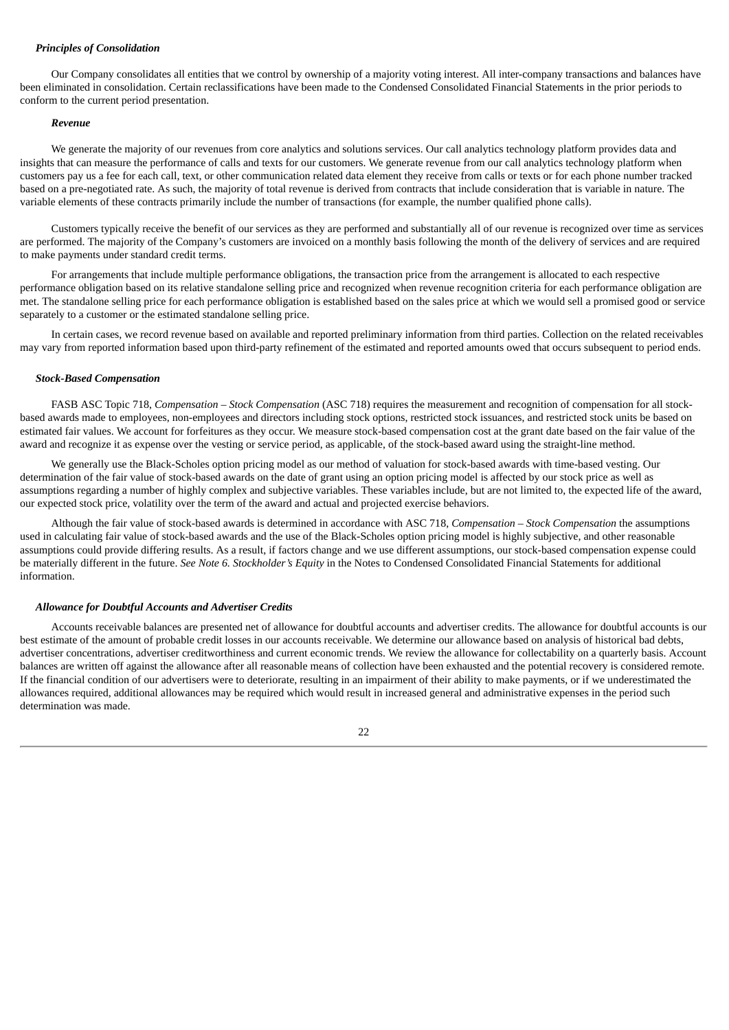***Principles of Consolidation***

Our Company consolidates all entities that we control by ownership of a majority voting interest. All inter-company transactions and balances have been eliminated in consolidation. Certain reclassifications have been made to the Condensed Consolidated Financial Statements in the prior periods to conform to the current period presentation.

***Revenue***

We generate the majority of our revenues from core analytics and solutions services. Our call analytics technology platform provides data and insights that can measure the performance of calls and texts for our customers. We generate revenue from our call analytics technology platform when customers pay us a fee for each call, text, or other communication related data element they receive from calls or texts or for each phone number tracked based on a pre-negotiated rate. As such, the majority of total revenue is derived from contracts that include consideration that is variable in nature. The variable elements of these contracts primarily include the number of transactions (for example, the number qualified phone calls).

Customers typically receive the benefit of our services as they are performed and substantially all of our revenue is recognized over time as services are performed. The majority of the Company's customers are invoiced on a monthly basis following the month of the delivery of services and are required to make payments under standard credit terms.

For arrangements that include multiple performance obligations, the transaction price from the arrangement is allocated to each respective performance obligation based on its relative standalone selling price and recognized when revenue recognition criteria for each performance obligation are met. The standalone selling price for each performance obligation is established based on the sales price at which we would sell a promised good or service separately to a customer or the estimated standalone selling price.

In certain cases, we record revenue based on available and reported preliminary information from third parties. Collection on the related receivables may vary from reported information based upon third-party refinement of the estimated and reported amounts owed that occurs subsequent to period ends.

***Stock-Based Compensation***

FASB ASC Topic 718, *Compensation – Stock Compensation* (ASC 718) requires the measurement and recognition of compensation for all stock-based awards made to employees, non-employees and directors including stock options, restricted stock issuances, and restricted stock units be based on estimated fair values. We account for forfeitures as they occur. We measure stock-based compensation cost at the grant date based on the fair value of the award and recognize it as expense over the vesting or service period, as applicable, of the stock-based award using the straight-line method.

We generally use the Black-Scholes option pricing model as our method of valuation for stock-based awards with time-based vesting. Our determination of the fair value of stock-based awards on the date of grant using an option pricing model is affected by our stock price as well as assumptions regarding a number of highly complex and subjective variables. These variables include, but are not limited to, the expected life of the award, our expected stock price, volatility over the term of the award and actual and projected exercise behaviors.

Although the fair value of stock-based awards is determined in accordance with ASC 718, *Compensation – Stock Compensation* the assumptions used in calculating fair value of stock-based awards and the use of the Black-Scholes option pricing model is highly subjective, and other reasonable assumptions could provide differing results. As a result, if factors change and we use different assumptions, our stock-based compensation expense could be materially different in the future. *See Note 6. Stockholder's Equity* in the Notes to Condensed Consolidated Financial Statements for additional information.

***Allowance for Doubtful Accounts and Advertiser Credits***

Accounts receivable balances are presented net of allowance for doubtful accounts and advertiser credits. The allowance for doubtful accounts is our best estimate of the amount of probable credit losses in our accounts receivable. We determine our allowance based on analysis of historical bad debts, advertiser concentrations, advertiser creditworthiness and current economic trends. We review the allowance for collectability on a quarterly basis. Account balances are written off against the allowance after all reasonable means of collection have been exhausted and the potential recovery is considered remote. If the financial condition of our advertisers were to deteriorate, resulting in an impairment of their ability to make payments, or if we underestimated the allowances required, additional allowances may be required which would result in increased general and administrative expenses in the period such determination was made.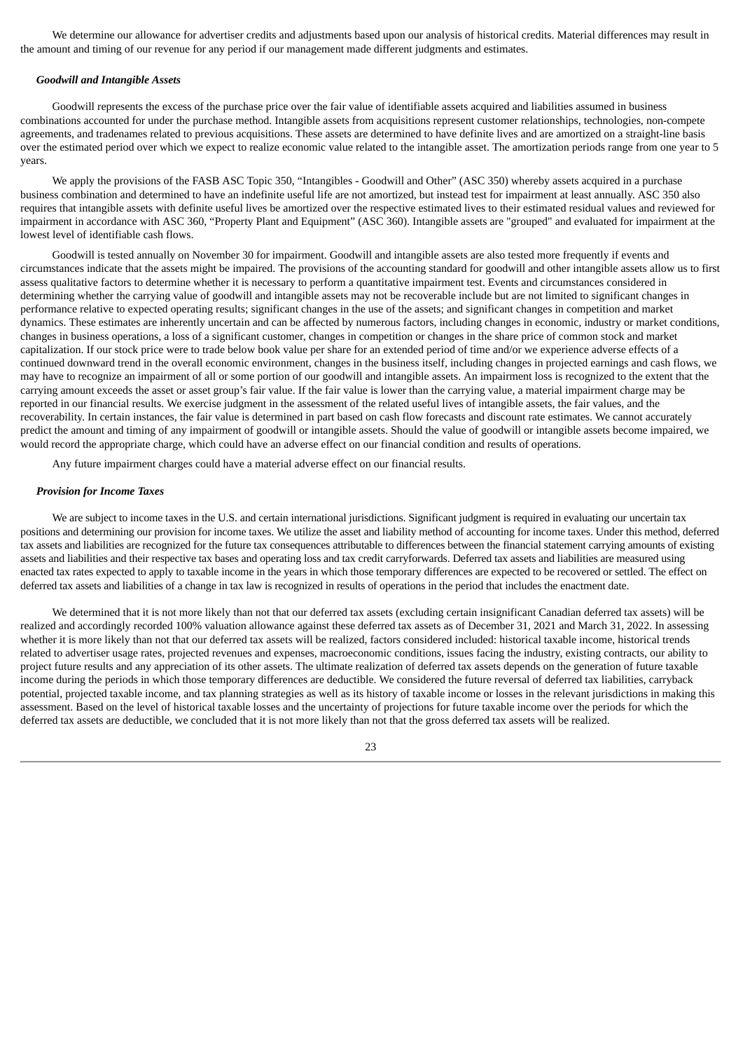We determine our allowance for advertiser credits and adjustments based upon our analysis of historical credits. Material differences may result in the amount and timing of our revenue for any period if our management made different judgments and estimates.

***Goodwill and Intangible Assets***

Goodwill represents the excess of the purchase price over the fair value of identifiable assets acquired and liabilities assumed in business combinations accounted for under the purchase method. Intangible assets from acquisitions represent customer relationships, technologies, non-compete agreements, and tradenames related to previous acquisitions. These assets are determined to have definite lives and are amortized on a straight-line basis over the estimated period over which we expect to realize economic value related to the intangible asset. The amortization periods range from one year to 5 years.

We apply the provisions of the FASB ASC Topic 350, "Intangibles - Goodwill and Other" (ASC 350) whereby assets acquired in a purchase business combination and determined to have an indefinite useful life are not amortized, but instead test for impairment at least annually. ASC 350 also requires that intangible assets with definite useful lives be amortized over the respective estimated lives to their estimated residual values and reviewed for impairment in accordance with ASC 360, "Property Plant and Equipment" (ASC 360). Intangible assets are "grouped" and evaluated for impairment at the lowest level of identifiable cash flows.

Goodwill is tested annually on November 30 for impairment. Goodwill and intangible assets are also tested more frequently if events and circumstances indicate that the assets might be impaired. The provisions of the accounting standard for goodwill and other intangible assets allow us to first assess qualitative factors to determine whether it is necessary to perform a quantitative impairment test. Events and circumstances considered in determining whether the carrying value of goodwill and intangible assets may not be recoverable include but are not limited to significant changes in performance relative to expected operating results; significant changes in the use of the assets; and significant changes in competition and market dynamics. These estimates are inherently uncertain and can be affected by numerous factors, including changes in economic, industry or market conditions, changes in business operations, a loss of a significant customer, changes in competition or changes in the share price of common stock and market capitalization. If our stock price were to trade below book value per share for an extended period of time and/or we experience adverse effects of a continued downward trend in the overall economic environment, changes in the business itself, including changes in projected earnings and cash flows, we may have to recognize an impairment of all or some portion of our goodwill and intangible assets. An impairment loss is recognized to the extent that the carrying amount exceeds the asset or asset group's fair value. If the fair value is lower than the carrying value, a material impairment charge may be reported in our financial results. We exercise judgment in the assessment of the related useful lives of intangible assets, the fair values, and the recoverability. In certain instances, the fair value is determined in part based on cash flow forecasts and discount rate estimates. We cannot accurately predict the amount and timing of any impairment of goodwill or intangible assets. Should the value of goodwill or intangible assets become impaired, we would record the appropriate charge, which could have an adverse effect on our financial condition and results of operations.

Any future impairment charges could have a material adverse effect on our financial results.

***Provision for Income Taxes***

We are subject to income taxes in the U.S. and certain international jurisdictions. Significant judgment is required in evaluating our uncertain tax positions and determining our provision for income taxes. We utilize the asset and liability method of accounting for income taxes. Under this method, deferred tax assets and liabilities are recognized for the future tax consequences attributable to differences between the financial statement carrying amounts of existing assets and liabilities and their respective tax bases and operating loss and tax credit carryforwards. Deferred tax assets and liabilities are measured using enacted tax rates expected to apply to taxable income in the years in which those temporary differences are expected to be recovered or settled. The effect on deferred tax assets and liabilities of a change in tax law is recognized in results of operations in the period that includes the enactment date.

We determined that it is not more likely than not that our deferred tax assets (excluding certain insignificant Canadian deferred tax assets) will be realized and accordingly recorded 100% valuation allowance against these deferred tax assets as of December 31, 2021 and March 31, 2022. In assessing whether it is more likely than not that our deferred tax assets will be realized, factors considered included: historical taxable income, historical trends related to advertiser usage rates, projected revenues and expenses, macroeconomic conditions, issues facing the industry, existing contracts, our ability to project future results and any appreciation of its other assets. The ultimate realization of deferred tax assets depends on the generation of future taxable income during the periods in which those temporary differences are deductible. We considered the future reversal of deferred tax liabilities, carryback potential, projected taxable income, and tax planning strategies as well as its history of taxable income or losses in the relevant jurisdictions in making this assessment. Based on the level of historical taxable losses and the uncertainty of projections for future taxable income over the periods for which the deferred tax assets are deductible, we concluded that it is not more likely than not that the gross deferred tax assets will be realized.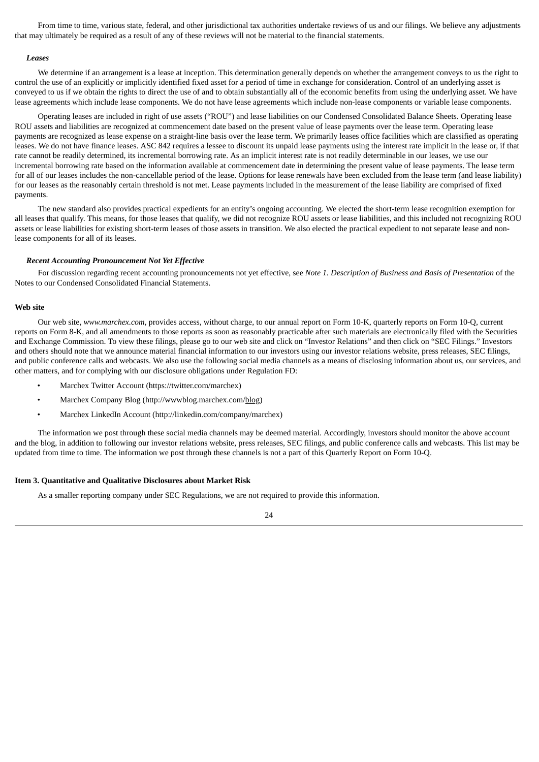From time to time, various state, federal, and other jurisdictional tax authorities undertake reviews of us and our filings. We believe any adjustments that may ultimately be required as a result of any of these reviews will not be material to the financial statements.

***Leases***

We determine if an arrangement is a lease at inception. This determination generally depends on whether the arrangement conveys to us the right to control the use of an explicitly or implicitly identified fixed asset for a period of time in exchange for consideration. Control of an underlying asset is conveyed to us if we obtain the rights to direct the use of and to obtain substantially all of the economic benefits from using the underlying asset. We have lease agreements which include lease components. We do not have lease agreements which include non-lease components or variable lease components.

Operating leases are included in right of use assets ("ROU") and lease liabilities on our Condensed Consolidated Balance Sheets. Operating lease ROU assets and liabilities are recognized at commencement date based on the present value of lease payments over the lease term. Operating lease payments are recognized as lease expense on a straight-line basis over the lease term. We primarily leases office facilities which are classified as operating leases. We do not have finance leases. ASC 842 requires a lessee to discount its unpaid lease payments using the interest rate implicit in the lease or, if that rate cannot be readily determined, its incremental borrowing rate. As an implicit interest rate is not readily determinable in our leases, we use our incremental borrowing rate based on the information available at commencement date in determining the present value of lease payments. The lease term for all of our leases includes the non-cancellable period of the lease. Options for lease renewals have been excluded from the lease term (and lease liability) for our leases as the reasonably certain threshold is not met. Lease payments included in the measurement of the lease liability are comprised of fixed payments.

The new standard also provides practical expedients for an entity's ongoing accounting. We elected the short-term lease recognition exemption for all leases that qualify. This means, for those leases that qualify, we did not recognize ROU assets or lease liabilities, and this included not recognizing ROU assets or lease liabilities for existing short-term leases of those assets in transition. We also elected the practical expedient to not separate lease and non-lease components for all of its leases.

***Recent Accounting Pronouncement Not Yet Effective***

For discussion regarding recent accounting pronouncements not yet effective, see *Note 1. Description of Business and Basis of Presentation* of the Notes to our Condensed Consolidated Financial Statements.

**Web site**

Our web site, *www.marchex.com*, provides access, without charge, to our annual report on Form 10-K, quarterly reports on Form 10-Q, current reports on Form 8-K, and all amendments to those reports as soon as reasonably practicable after such materials are electronically filed with the Securities and Exchange Commission. To view these filings, please go to our web site and click on "Investor Relations" and then click on "SEC Filings." Investors and others should note that we announce material financial information to our investors using our investor relations website, press releases, SEC filings, and public conference calls and webcasts. We also use the following social media channels as a means of disclosing information about us, our services, and other matters, and for complying with our disclosure obligations under Regulation FD:

- Marchex Twitter Account (https://twitter.com/marchex)
- Marchex Company Blog (http://wwwblog.marchex.com/blog)
- Marchex LinkedIn Account (http://linkedin.com/company/marchex)

The information we post through these social media channels may be deemed material. Accordingly, investors should monitor the above account and the blog, in addition to following our investor relations website, press releases, SEC filings, and public conference calls and webcasts. This list may be updated from time to time. The information we post through these channels is not a part of this Quarterly Report on Form 10-Q.

**Item 3. Quantitative and Qualitative Disclosures about Market Risk**

As a smaller reporting company under SEC Regulations, we are not required to provide this information.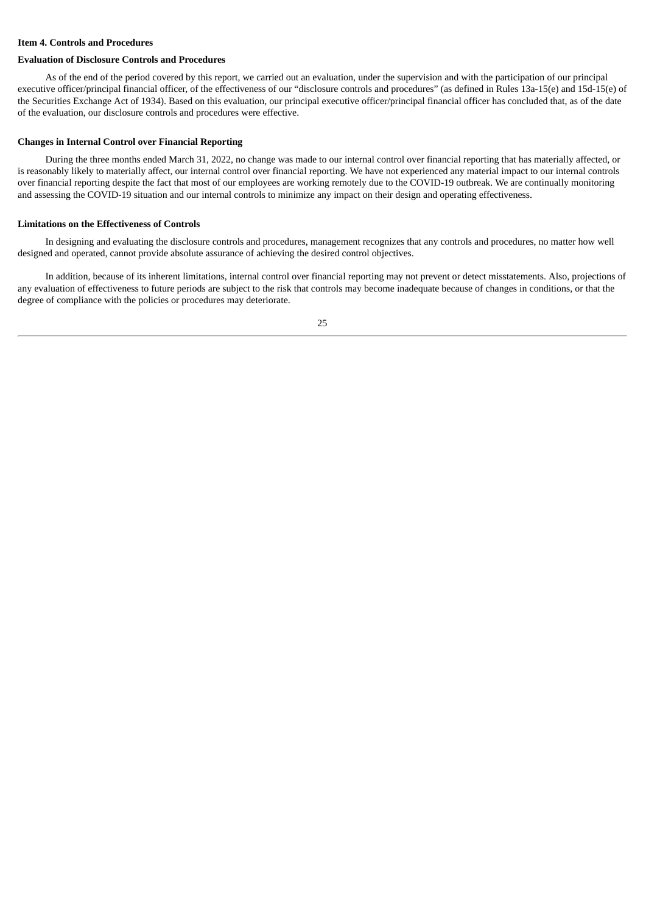## Item 4. Controls and Procedures

### Evaluation of Disclosure Controls and Procedures

As of the end of the period covered by this report, we carried out an evaluation, under the supervision and with the participation of our principal executive officer/principal financial officer, of the effectiveness of our "disclosure controls and procedures" (as defined in Rules 13a-15(e) and 15d-15(e) of the Securities Exchange Act of 1934). Based on this evaluation, our principal executive officer/principal financial officer has concluded that, as of the date of the evaluation, our disclosure controls and procedures were effective.

### Changes in Internal Control over Financial Reporting

During the three months ended March 31, 2022, no change was made to our internal control over financial reporting that has materially affected, or is reasonably likely to materially affect, our internal control over financial reporting. We have not experienced any material impact to our internal controls over financial reporting despite the fact that most of our employees are working remotely due to the COVID-19 outbreak. We are continually monitoring and assessing the COVID-19 situation and our internal controls to minimize any impact on their design and operating effectiveness.

### Limitations on the Effectiveness of Controls

In designing and evaluating the disclosure controls and procedures, management recognizes that any controls and procedures, no matter how well designed and operated, cannot provide absolute assurance of achieving the desired control objectives.

In addition, because of its inherent limitations, internal control over financial reporting may not prevent or detect misstatements. Also, projections of any evaluation of effectiveness to future periods are subject to the risk that controls may become inadequate because of changes in conditions, or that the degree of compliance with the policies or procedures may deteriorate.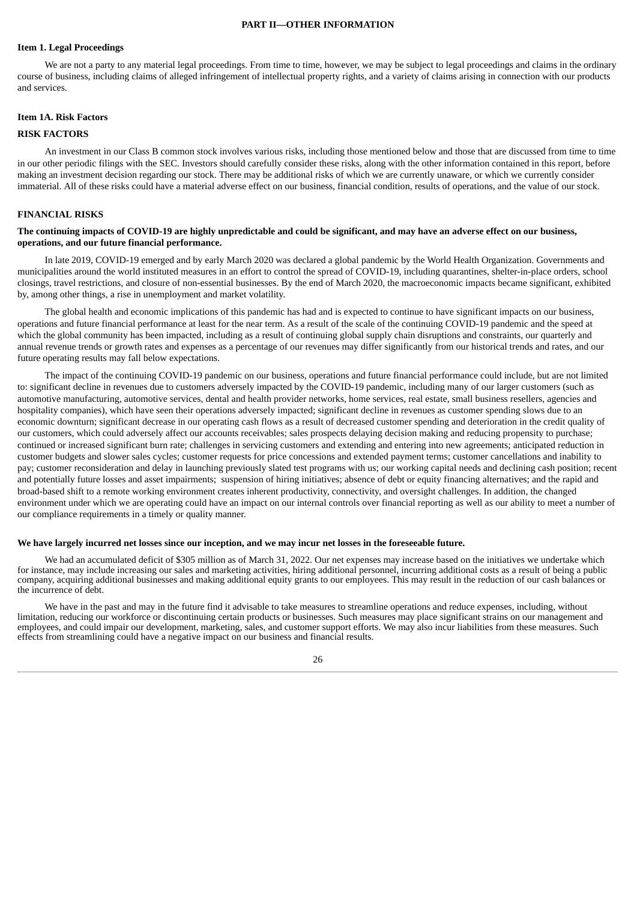## PART II—OTHER INFORMATION

### Item 1. Legal Proceedings

We are not a party to any material legal proceedings. From time to time, however, we may be subject to legal proceedings and claims in the ordinary course of business, including claims of alleged infringement of intellectual property rights, and a variety of claims arising in connection with our products and services.

### Item 1A. Risk Factors

### RISK FACTORS

An investment in our Class B common stock involves various risks, including those mentioned below and those that are discussed from time to time in our other periodic filings with the SEC. Investors should carefully consider these risks, along with the other information contained in this report, before making an investment decision regarding our stock. There may be additional risks of which we are currently unaware, or which we currently consider immaterial. All of these risks could have a material adverse effect on our business, financial condition, results of operations, and the value of our stock.

### FINANCIAL RISKS

**The continuing impacts of COVID-19 are highly unpredictable and could be significant, and may have an adverse effect on our business, operations, and our future financial performance.**

In late 2019, COVID-19 emerged and by early March 2020 was declared a global pandemic by the World Health Organization. Governments and municipalities around the world instituted measures in an effort to control the spread of COVID-19, including quarantines, shelter-in-place orders, school closings, travel restrictions, and closure of non-essential businesses. By the end of March 2020, the macroeconomic impacts became significant, exhibited by, among other things, a rise in unemployment and market volatility.

The global health and economic implications of this pandemic has had and is expected to continue to have significant impacts on our business, operations and future financial performance at least for the near term. As a result of the scale of the continuing COVID-19 pandemic and the speed at which the global community has been impacted, including as a result of continuing global supply chain disruptions and constraints, our quarterly and annual revenue trends or growth rates and expenses as a percentage of our revenues may differ significantly from our historical trends and rates, and our future operating results may fall below expectations.

The impact of the continuing COVID-19 pandemic on our business, operations and future financial performance could include, but are not limited to: significant decline in revenues due to customers adversely impacted by the COVID-19 pandemic, including many of our larger customers (such as automotive manufacturing, automotive services, dental and health provider networks, home services, real estate, small business resellers, agencies and hospitality companies), which have seen their operations adversely impacted; significant decline in revenues as customer spending slows due to an economic downturn; significant decrease in our operating cash flows as a result of decreased customer spending and deterioration in the credit quality of our customers, which could adversely affect our accounts receivables; sales prospects delaying decision making and reducing propensity to purchase; continued or increased significant burn rate; challenges in servicing customers and extending and entering into new agreements; anticipated reduction in customer budgets and slower sales cycles; customer requests for price concessions and extended payment terms; customer cancellations and inability to pay; customer reconsideration and delay in launching previously slated test programs with us; our working capital needs and declining cash position; recent and potentially future losses and asset impairments; suspension of hiring initiatives; absence of debt or equity financing alternatives; and the rapid and broad-based shift to a remote working environment creates inherent productivity, connectivity, and oversight challenges. In addition, the changed environment under which we are operating could have an impact on our internal controls over financial reporting as well as our ability to meet a number of our compliance requirements in a timely or quality manner.

**We have largely incurred net losses since our inception, and we may incur net losses in the foreseeable future.**

We had an accumulated deficit of $305 million as of March 31, 2022. Our net expenses may increase based on the initiatives we undertake which for instance, may include increasing our sales and marketing activities, hiring additional personnel, incurring additional costs as a result of being a public company, acquiring additional businesses and making additional equity grants to our employees. This may result in the reduction of our cash balances or the incurrence of debt.

We have in the past and may in the future find it advisable to take measures to streamline operations and reduce expenses, including, without limitation, reducing our workforce or discontinuing certain products or businesses. Such measures may place significant strains on our management and employees, and could impair our development, marketing, sales, and customer support efforts. We may also incur liabilities from these measures. Such effects from streamlining could have a negative impact on our business and financial results.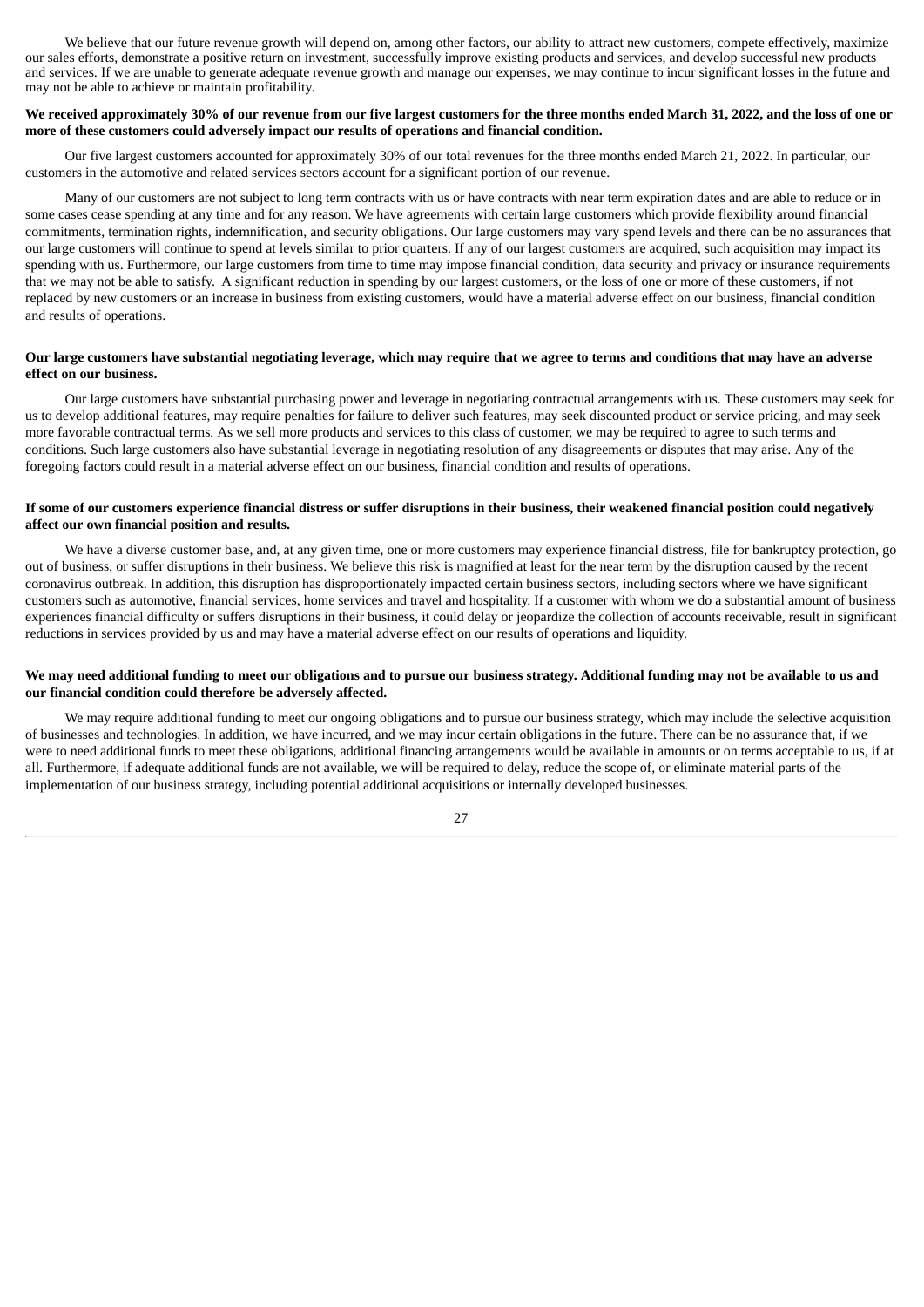We believe that our future revenue growth will depend on, among other factors, our ability to attract new customers, compete effectively, maximize our sales efforts, demonstrate a positive return on investment, successfully improve existing products and services, and develop successful new products and services. If we are unable to generate adequate revenue growth and manage our expenses, we may continue to incur significant losses in the future and may not be able to achieve or maintain profitability.

**We received approximately 30% of our revenue from our five largest customers for the three months ended March 31, 2022, and the loss of one or more of these customers could adversely impact our results of operations and financial condition.**

Our five largest customers accounted for approximately 30% of our total revenues for the three months ended March 21, 2022. In particular, our customers in the automotive and related services sectors account for a significant portion of our revenue.

Many of our customers are not subject to long term contracts with us or have contracts with near term expiration dates and are able to reduce or in some cases cease spending at any time and for any reason. We have agreements with certain large customers which provide flexibility around financial commitments, termination rights, indemnification, and security obligations. Our large customers may vary spend levels and there can be no assurances that our large customers will continue to spend at levels similar to prior quarters. If any of our largest customers are acquired, such acquisition may impact its spending with us. Furthermore, our large customers from time to time may impose financial condition, data security and privacy or insurance requirements that we may not be able to satisfy. A significant reduction in spending by our largest customers, or the loss of one or more of these customers, if not replaced by new customers or an increase in business from existing customers, would have a material adverse effect on our business, financial condition and results of operations.

**Our large customers have substantial negotiating leverage, which may require that we agree to terms and conditions that may have an adverse effect on our business.**

Our large customers have substantial purchasing power and leverage in negotiating contractual arrangements with us. These customers may seek for us to develop additional features, may require penalties for failure to deliver such features, may seek discounted product or service pricing, and may seek more favorable contractual terms. As we sell more products and services to this class of customer, we may be required to agree to such terms and conditions. Such large customers also have substantial leverage in negotiating resolution of any disagreements or disputes that may arise. Any of the foregoing factors could result in a material adverse effect on our business, financial condition and results of operations.

**If some of our customers experience financial distress or suffer disruptions in their business, their weakened financial position could negatively affect our own financial position and results.**

We have a diverse customer base, and, at any given time, one or more customers may experience financial distress, file for bankruptcy protection, go out of business, or suffer disruptions in their business. We believe this risk is magnified at least for the near term by the disruption caused by the recent coronavirus outbreak. In addition, this disruption has disproportionately impacted certain business sectors, including sectors where we have significant customers such as automotive, financial services, home services and travel and hospitality. If a customer with whom we do a substantial amount of business experiences financial difficulty or suffers disruptions in their business, it could delay or jeopardize the collection of accounts receivable, result in significant reductions in services provided by us and may have a material adverse effect on our results of operations and liquidity.

**We may need additional funding to meet our obligations and to pursue our business strategy. Additional funding may not be available to us and our financial condition could therefore be adversely affected.**

We may require additional funding to meet our ongoing obligations and to pursue our business strategy, which may include the selective acquisition of businesses and technologies. In addition, we have incurred, and we may incur certain obligations in the future. There can be no assurance that, if we were to need additional funds to meet these obligations, additional financing arrangements would be available in amounts or on terms acceptable to us, if at all. Furthermore, if adequate additional funds are not available, we will be required to delay, reduce the scope of, or eliminate material parts of the implementation of our business strategy, including potential additional acquisitions or internally developed businesses.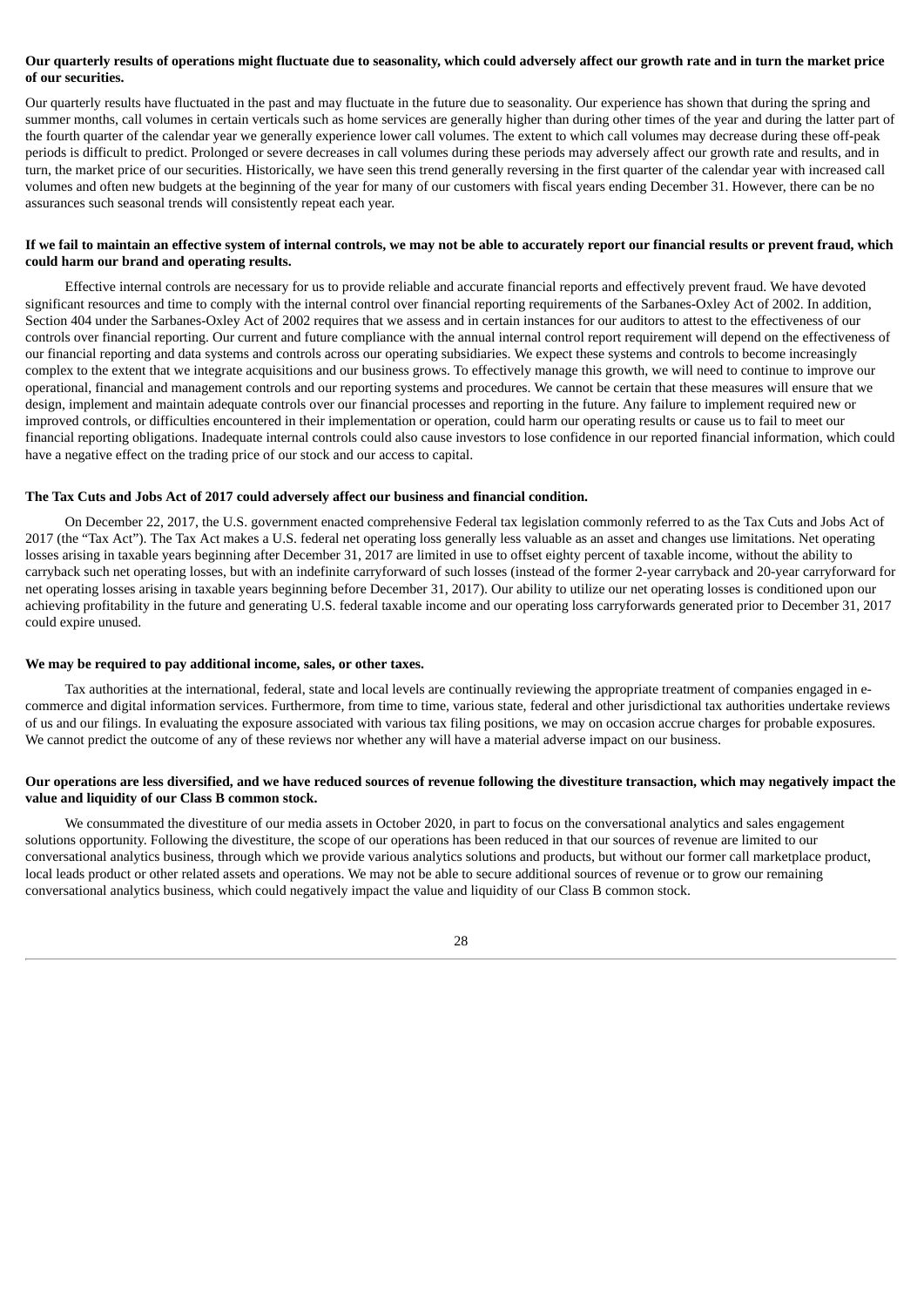**Our quarterly results of operations might fluctuate due to seasonality, which could adversely affect our growth rate and in turn the market price of our securities.**

Our quarterly results have fluctuated in the past and may fluctuate in the future due to seasonality. Our experience has shown that during the spring and summer months, call volumes in certain verticals such as home services are generally higher than during other times of the year and during the latter part of the fourth quarter of the calendar year we generally experience lower call volumes. The extent to which call volumes may decrease during these off-peak periods is difficult to predict. Prolonged or severe decreases in call volumes during these periods may adversely affect our growth rate and results, and in turn, the market price of our securities. Historically, we have seen this trend generally reversing in the first quarter of the calendar year with increased call volumes and often new budgets at the beginning of the year for many of our customers with fiscal years ending December 31. However, there can be no assurances such seasonal trends will consistently repeat each year.

**If we fail to maintain an effective system of internal controls, we may not be able to accurately report our financial results or prevent fraud, which could harm our brand and operating results.**

Effective internal controls are necessary for us to provide reliable and accurate financial reports and effectively prevent fraud. We have devoted significant resources and time to comply with the internal control over financial reporting requirements of the Sarbanes-Oxley Act of 2002. In addition, Section 404 under the Sarbanes-Oxley Act of 2002 requires that we assess and in certain instances for our auditors to attest to the effectiveness of our controls over financial reporting. Our current and future compliance with the annual internal control report requirement will depend on the effectiveness of our financial reporting and data systems and controls across our operating subsidiaries. We expect these systems and controls to become increasingly complex to the extent that we integrate acquisitions and our business grows. To effectively manage this growth, we will need to continue to improve our operational, financial and management controls and our reporting systems and procedures. We cannot be certain that these measures will ensure that we design, implement and maintain adequate controls over our financial processes and reporting in the future. Any failure to implement required new or improved controls, or difficulties encountered in their implementation or operation, could harm our operating results or cause us to fail to meet our financial reporting obligations. Inadequate internal controls could also cause investors to lose confidence in our reported financial information, which could have a negative effect on the trading price of our stock and our access to capital.

**The Tax Cuts and Jobs Act of 2017 could adversely affect our business and financial condition.**

On December 22, 2017, the U.S. government enacted comprehensive Federal tax legislation commonly referred to as the Tax Cuts and Jobs Act of 2017 (the "Tax Act"). The Tax Act makes a U.S. federal net operating loss generally less valuable as an asset and changes use limitations. Net operating losses arising in taxable years beginning after December 31, 2017 are limited in use to offset eighty percent of taxable income, without the ability to carryback such net operating losses, but with an indefinite carryforward of such losses (instead of the former 2-year carryback and 20-year carryforward for net operating losses arising in taxable years beginning before December 31, 2017). Our ability to utilize our net operating losses is conditioned upon our achieving profitability in the future and generating U.S. federal taxable income and our operating loss carryforwards generated prior to December 31, 2017 could expire unused.

**We may be required to pay additional income, sales, or other taxes.**

Tax authorities at the international, federal, state and local levels are continually reviewing the appropriate treatment of companies engaged in e-commerce and digital information services. Furthermore, from time to time, various state, federal and other jurisdictional tax authorities undertake reviews of us and our filings. In evaluating the exposure associated with various tax filing positions, we may on occasion accrue charges for probable exposures. We cannot predict the outcome of any of these reviews nor whether any will have a material adverse impact on our business.

**Our operations are less diversified, and we have reduced sources of revenue following the divestiture transaction, which may negatively impact the value and liquidity of our Class B common stock.**

We consummated the divestiture of our media assets in October 2020, in part to focus on the conversational analytics and sales engagement solutions opportunity. Following the divestiture, the scope of our operations has been reduced in that our sources of revenue are limited to our conversational analytics business, through which we provide various analytics solutions and products, but without our former call marketplace product, local leads product or other related assets and operations. We may not be able to secure additional sources of revenue or to grow our remaining conversational analytics business, which could negatively impact the value and liquidity of our Class B common stock.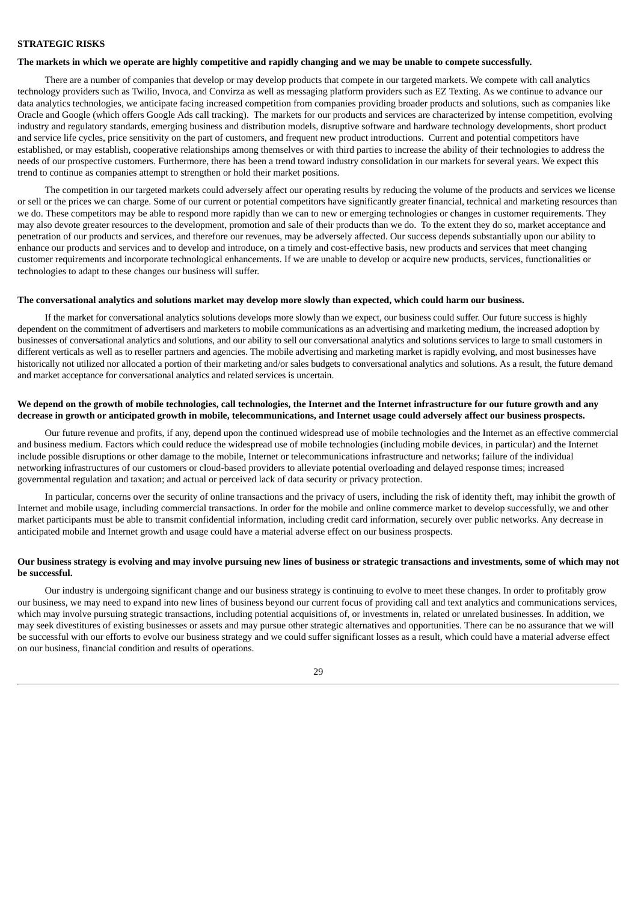**STRATEGIC RISKS**

**The markets in which we operate are highly competitive and rapidly changing and we may be unable to compete successfully.**

There are a number of companies that develop or may develop products that compete in our targeted markets. We compete with call analytics technology providers such as Twilio, Invoca, and Convirza as well as messaging platform providers such as EZ Texting. As we continue to advance our data analytics technologies, we anticipate facing increased competition from companies providing broader products and solutions, such as companies like Oracle and Google (which offers Google Ads call tracking). The markets for our products and services are characterized by intense competition, evolving industry and regulatory standards, emerging business and distribution models, disruptive software and hardware technology developments, short product and service life cycles, price sensitivity on the part of customers, and frequent new product introductions. Current and potential competitors have established, or may establish, cooperative relationships among themselves or with third parties to increase the ability of their technologies to address the needs of our prospective customers. Furthermore, there has been a trend toward industry consolidation in our markets for several years. We expect this trend to continue as companies attempt to strengthen or hold their market positions.

The competition in our targeted markets could adversely affect our operating results by reducing the volume of the products and services we license or sell or the prices we can charge. Some of our current or potential competitors have significantly greater financial, technical and marketing resources than we do. These competitors may be able to respond more rapidly than we can to new or emerging technologies or changes in customer requirements. They may also devote greater resources to the development, promotion and sale of their products than we do. To the extent they do so, market acceptance and penetration of our products and services, and therefore our revenues, may be adversely affected. Our success depends substantially upon our ability to enhance our products and services and to develop and introduce, on a timely and cost-effective basis, new products and services that meet changing customer requirements and incorporate technological enhancements. If we are unable to develop or acquire new products, services, functionalities or technologies to adapt to these changes our business will suffer.

**The conversational analytics and solutions market may develop more slowly than expected, which could harm our business.**

If the market for conversational analytics solutions develops more slowly than we expect, our business could suffer. Our future success is highly dependent on the commitment of advertisers and marketers to mobile communications as an advertising and marketing medium, the increased adoption by businesses of conversational analytics and solutions, and our ability to sell our conversational analytics and solutions services to large to small customers in different verticals as well as to reseller partners and agencies. The mobile advertising and marketing market is rapidly evolving, and most businesses have historically not utilized nor allocated a portion of their marketing and/or sales budgets to conversational analytics and solutions. As a result, the future demand and market acceptance for conversational analytics and related services is uncertain.

**We depend on the growth of mobile technologies, call technologies, the Internet and the Internet infrastructure for our future growth and any decrease in growth or anticipated growth in mobile, telecommunications, and Internet usage could adversely affect our business prospects.**

Our future revenue and profits, if any, depend upon the continued widespread use of mobile technologies and the Internet as an effective commercial and business medium. Factors which could reduce the widespread use of mobile technologies (including mobile devices, in particular) and the Internet include possible disruptions or other damage to the mobile, Internet or telecommunications infrastructure and networks; failure of the individual networking infrastructures of our customers or cloud-based providers to alleviate potential overloading and delayed response times; increased governmental regulation and taxation; and actual or perceived lack of data security or privacy protection.

In particular, concerns over the security of online transactions and the privacy of users, including the risk of identity theft, may inhibit the growth of Internet and mobile usage, including commercial transactions. In order for the mobile and online commerce market to develop successfully, we and other market participants must be able to transmit confidential information, including credit card information, securely over public networks. Any decrease in anticipated mobile and Internet growth and usage could have a material adverse effect on our business prospects.

**Our business strategy is evolving and may involve pursuing new lines of business or strategic transactions and investments, some of which may not be successful.**

Our industry is undergoing significant change and our business strategy is continuing to evolve to meet these changes. In order to profitably grow our business, we may need to expand into new lines of business beyond our current focus of providing call and text analytics and communications services, which may involve pursuing strategic transactions, including potential acquisitions of, or investments in, related or unrelated businesses. In addition, we may seek divestitures of existing businesses or assets and may pursue other strategic alternatives and opportunities. There can be no assurance that we will be successful with our efforts to evolve our business strategy and we could suffer significant losses as a result, which could have a material adverse effect on our business, financial condition and results of operations.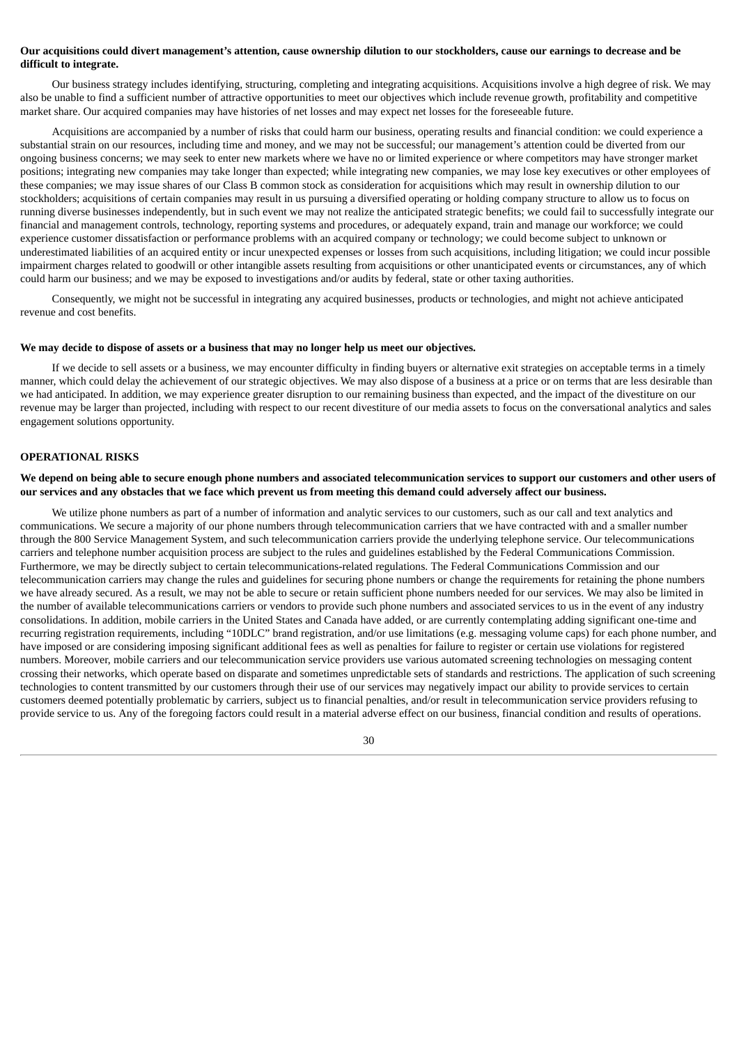**Our acquisitions could divert management's attention, cause ownership dilution to our stockholders, cause our earnings to decrease and be difficult to integrate.**

Our business strategy includes identifying, structuring, completing and integrating acquisitions. Acquisitions involve a high degree of risk. We may also be unable to find a sufficient number of attractive opportunities to meet our objectives which include revenue growth, profitability and competitive market share. Our acquired companies may have histories of net losses and may expect net losses for the foreseeable future.

Acquisitions are accompanied by a number of risks that could harm our business, operating results and financial condition: we could experience a substantial strain on our resources, including time and money, and we may not be successful; our management's attention could be diverted from our ongoing business concerns; we may seek to enter new markets where we have no or limited experience or where competitors may have stronger market positions; integrating new companies may take longer than expected; while integrating new companies, we may lose key executives or other employees of these companies; we may issue shares of our Class B common stock as consideration for acquisitions which may result in ownership dilution to our stockholders; acquisitions of certain companies may result in us pursuing a diversified operating or holding company structure to allow us to focus on running diverse businesses independently, but in such event we may not realize the anticipated strategic benefits; we could fail to successfully integrate our financial and management controls, technology, reporting systems and procedures, or adequately expand, train and manage our workforce; we could experience customer dissatisfaction or performance problems with an acquired company or technology; we could become subject to unknown or underestimated liabilities of an acquired entity or incur unexpected expenses or losses from such acquisitions, including litigation; we could incur possible impairment charges related to goodwill or other intangible assets resulting from acquisitions or other unanticipated events or circumstances, any of which could harm our business; and we may be exposed to investigations and/or audits by federal, state or other taxing authorities.

Consequently, we might not be successful in integrating any acquired businesses, products or technologies, and might not achieve anticipated revenue and cost benefits.

**We may decide to dispose of assets or a business that may no longer help us meet our objectives.**

If we decide to sell assets or a business, we may encounter difficulty in finding buyers or alternative exit strategies on acceptable terms in a timely manner, which could delay the achievement of our strategic objectives. We may also dispose of a business at a price or on terms that are less desirable than we had anticipated. In addition, we may experience greater disruption to our remaining business than expected, and the impact of the divestiture on our revenue may be larger than projected, including with respect to our recent divestiture of our media assets to focus on the conversational analytics and sales engagement solutions opportunity.

## OPERATIONAL RISKS

**We depend on being able to secure enough phone numbers and associated telecommunication services to support our customers and other users of our services and any obstacles that we face which prevent us from meeting this demand could adversely affect our business.**

We utilize phone numbers as part of a number of information and analytic services to our customers, such as our call and text analytics and communications. We secure a majority of our phone numbers through telecommunication carriers that we have contracted with and a smaller number through the 800 Service Management System, and such telecommunication carriers provide the underlying telephone service. Our telecommunications carriers and telephone number acquisition process are subject to the rules and guidelines established by the Federal Communications Commission. Furthermore, we may be directly subject to certain telecommunications-related regulations. The Federal Communications Commission and our telecommunication carriers may change the rules and guidelines for securing phone numbers or change the requirements for retaining the phone numbers we have already secured. As a result, we may not be able to secure or retain sufficient phone numbers needed for our services. We may also be limited in the number of available telecommunications carriers or vendors to provide such phone numbers and associated services to us in the event of any industry consolidations. In addition, mobile carriers in the United States and Canada have added, or are currently contemplating adding significant one-time and recurring registration requirements, including "10DLC" brand registration, and/or use limitations (e.g. messaging volume caps) for each phone number, and have imposed or are considering imposing significant additional fees as well as penalties for failure to register or certain use violations for registered numbers. Moreover, mobile carriers and our telecommunication service providers use various automated screening technologies on messaging content crossing their networks, which operate based on disparate and sometimes unpredictable sets of standards and restrictions. The application of such screening technologies to content transmitted by our customers through their use of our services may negatively impact our ability to provide services to certain customers deemed potentially problematic by carriers, subject us to financial penalties, and/or result in telecommunication service providers refusing to provide service to us. Any of the foregoing factors could result in a material adverse effect on our business, financial condition and results of operations.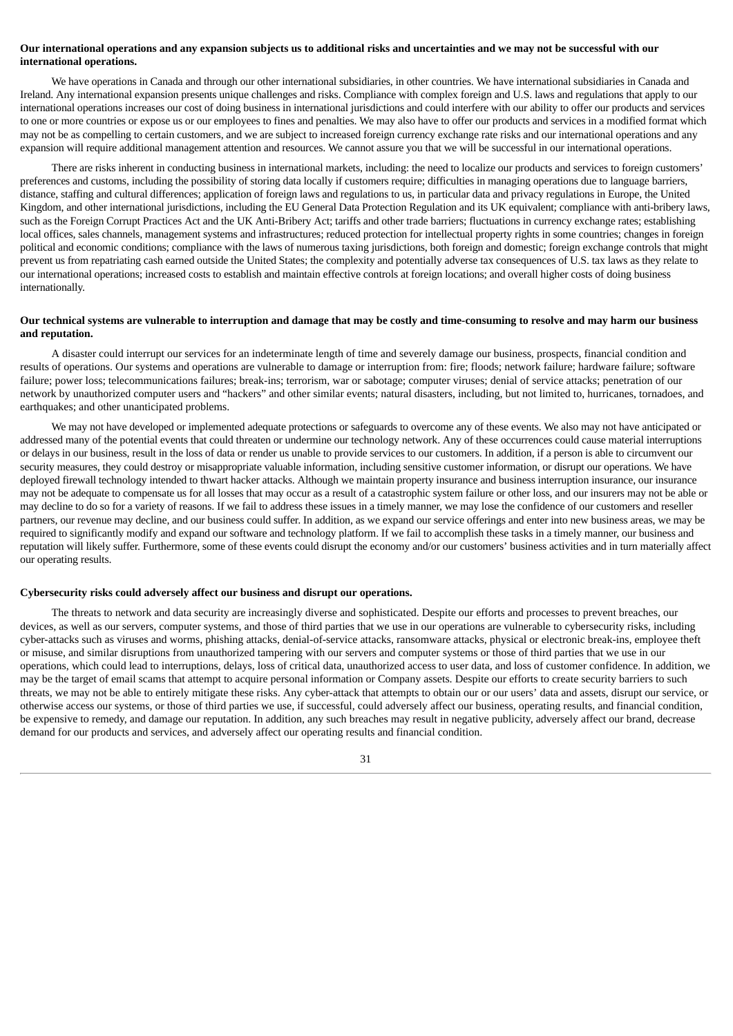**Our international operations and any expansion subjects us to additional risks and uncertainties and we may not be successful with our international operations.**

We have operations in Canada and through our other international subsidiaries, in other countries. We have international subsidiaries in Canada and Ireland. Any international expansion presents unique challenges and risks. Compliance with complex foreign and U.S. laws and regulations that apply to our international operations increases our cost of doing business in international jurisdictions and could interfere with our ability to offer our products and services to one or more countries or expose us or our employees to fines and penalties. We may also have to offer our products and services in a modified format which may not be as compelling to certain customers, and we are subject to increased foreign currency exchange rate risks and our international operations and any expansion will require additional management attention and resources. We cannot assure you that we will be successful in our international operations.

There are risks inherent in conducting business in international markets, including: the need to localize our products and services to foreign customers' preferences and customs, including the possibility of storing data locally if customers require; difficulties in managing operations due to language barriers, distance, staffing and cultural differences; application of foreign laws and regulations to us, in particular data and privacy regulations in Europe, the United Kingdom, and other international jurisdictions, including the EU General Data Protection Regulation and its UK equivalent; compliance with anti-bribery laws, such as the Foreign Corrupt Practices Act and the UK Anti-Bribery Act; tariffs and other trade barriers; fluctuations in currency exchange rates; establishing local offices, sales channels, management systems and infrastructures; reduced protection for intellectual property rights in some countries; changes in foreign political and economic conditions; compliance with the laws of numerous taxing jurisdictions, both foreign and domestic; foreign exchange controls that might prevent us from repatriating cash earned outside the United States; the complexity and potentially adverse tax consequences of U.S. tax laws as they relate to our international operations; increased costs to establish and maintain effective controls at foreign locations; and overall higher costs of doing business internationally.

**Our technical systems are vulnerable to interruption and damage that may be costly and time-consuming to resolve and may harm our business and reputation.**

A disaster could interrupt our services for an indeterminate length of time and severely damage our business, prospects, financial condition and results of operations. Our systems and operations are vulnerable to damage or interruption from: fire; floods; network failure; hardware failure; software failure; power loss; telecommunications failures; break-ins; terrorism, war or sabotage; computer viruses; denial of service attacks; penetration of our network by unauthorized computer users and "hackers" and other similar events; natural disasters, including, but not limited to, hurricanes, tornadoes, and earthquakes; and other unanticipated problems.

We may not have developed or implemented adequate protections or safeguards to overcome any of these events. We also may not have anticipated or addressed many of the potential events that could threaten or undermine our technology network. Any of these occurrences could cause material interruptions or delays in our business, result in the loss of data or render us unable to provide services to our customers. In addition, if a person is able to circumvent our security measures, they could destroy or misappropriate valuable information, including sensitive customer information, or disrupt our operations. We have deployed firewall technology intended to thwart hacker attacks. Although we maintain property insurance and business interruption insurance, our insurance may not be adequate to compensate us for all losses that may occur as a result of a catastrophic system failure or other loss, and our insurers may not be able or may decline to do so for a variety of reasons. If we fail to address these issues in a timely manner, we may lose the confidence of our customers and reseller partners, our revenue may decline, and our business could suffer. In addition, as we expand our service offerings and enter into new business areas, we may be required to significantly modify and expand our software and technology platform. If we fail to accomplish these tasks in a timely manner, our business and reputation will likely suffer. Furthermore, some of these events could disrupt the economy and/or our customers' business activities and in turn materially affect our operating results.

**Cybersecurity risks could adversely affect our business and disrupt our operations.**

The threats to network and data security are increasingly diverse and sophisticated. Despite our efforts and processes to prevent breaches, our devices, as well as our servers, computer systems, and those of third parties that we use in our operations are vulnerable to cybersecurity risks, including cyber-attacks such as viruses and worms, phishing attacks, denial-of-service attacks, ransomware attacks, physical or electronic break-ins, employee theft or misuse, and similar disruptions from unauthorized tampering with our servers and computer systems or those of third parties that we use in our operations, which could lead to interruptions, delays, loss of critical data, unauthorized access to user data, and loss of customer confidence. In addition, we may be the target of email scams that attempt to acquire personal information or Company assets. Despite our efforts to create security barriers to such threats, we may not be able to entirely mitigate these risks. Any cyber-attack that attempts to obtain our or our users' data and assets, disrupt our service, or otherwise access our systems, or those of third parties we use, if successful, could adversely affect our business, operating results, and financial condition, be expensive to remedy, and damage our reputation. In addition, any such breaches may result in negative publicity, adversely affect our brand, decrease demand for our products and services, and adversely affect our operating results and financial condition.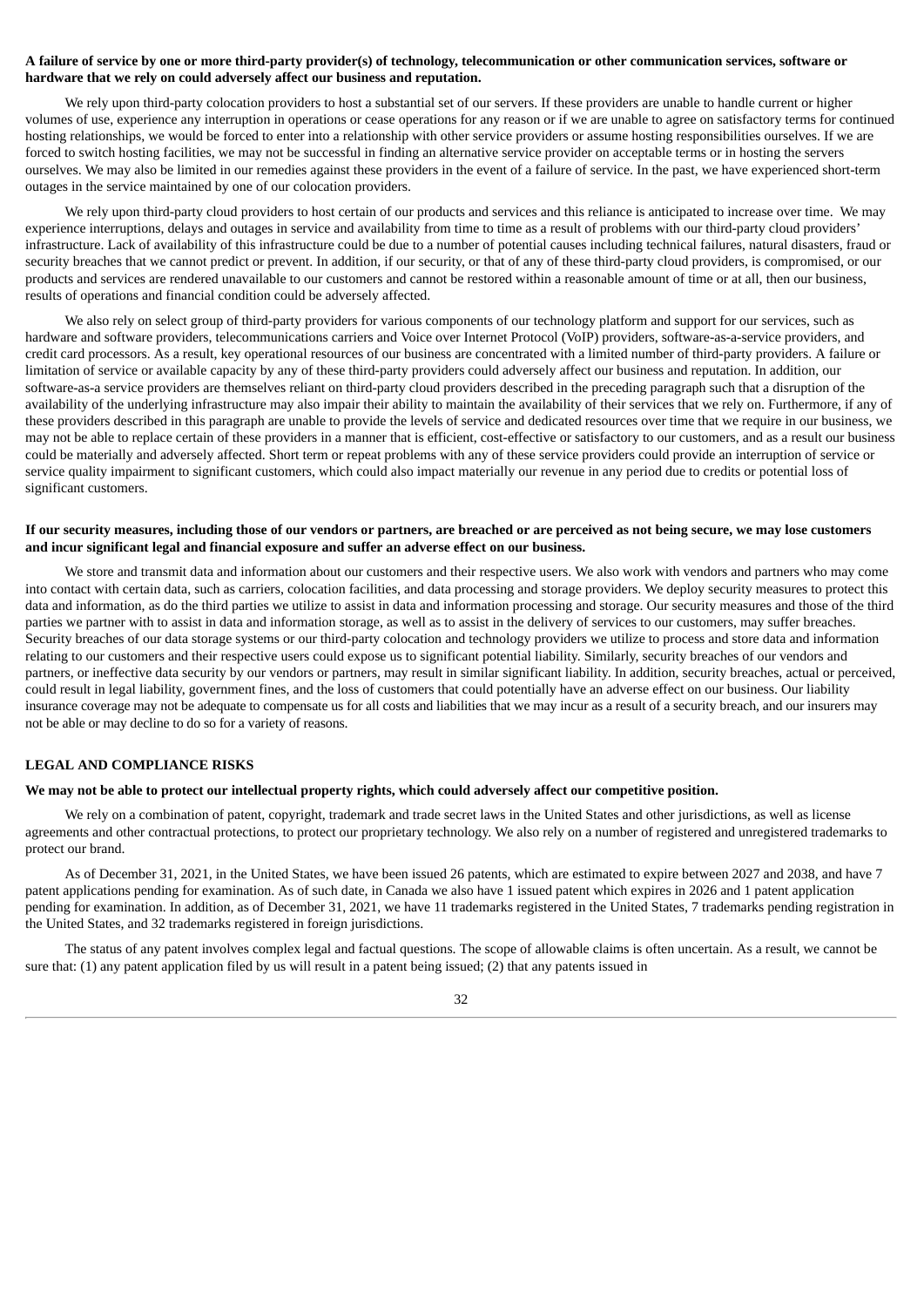**A failure of service by one or more third-party provider(s) of technology, telecommunication or other communication services, software or hardware that we rely on could adversely affect our business and reputation.**

We rely upon third-party colocation providers to host a substantial set of our servers. If these providers are unable to handle current or higher volumes of use, experience any interruption in operations or cease operations for any reason or if we are unable to agree on satisfactory terms for continued hosting relationships, we would be forced to enter into a relationship with other service providers or assume hosting responsibilities ourselves. If we are forced to switch hosting facilities, we may not be successful in finding an alternative service provider on acceptable terms or in hosting the servers ourselves. We may also be limited in our remedies against these providers in the event of a failure of service. In the past, we have experienced short-term outages in the service maintained by one of our colocation providers.

We rely upon third-party cloud providers to host certain of our products and services and this reliance is anticipated to increase over time. We may experience interruptions, delays and outages in service and availability from time to time as a result of problems with our third-party cloud providers' infrastructure. Lack of availability of this infrastructure could be due to a number of potential causes including technical failures, natural disasters, fraud or security breaches that we cannot predict or prevent. In addition, if our security, or that of any of these third-party cloud providers, is compromised, or our products and services are rendered unavailable to our customers and cannot be restored within a reasonable amount of time or at all, then our business, results of operations and financial condition could be adversely affected.

We also rely on select group of third-party providers for various components of our technology platform and support for our services, such as hardware and software providers, telecommunications carriers and Voice over Internet Protocol (VoIP) providers, software-as-a-service providers, and credit card processors. As a result, key operational resources of our business are concentrated with a limited number of third-party providers. A failure or limitation of service or available capacity by any of these third-party providers could adversely affect our business and reputation. In addition, our software-as-a service providers are themselves reliant on third-party cloud providers described in the preceding paragraph such that a disruption of the availability of the underlying infrastructure may also impair their ability to maintain the availability of their services that we rely on. Furthermore, if any of these providers described in this paragraph are unable to provide the levels of service and dedicated resources over time that we require in our business, we may not be able to replace certain of these providers in a manner that is efficient, cost-effective or satisfactory to our customers, and as a result our business could be materially and adversely affected. Short term or repeat problems with any of these service providers could provide an interruption of service or service quality impairment to significant customers, which could also impact materially our revenue in any period due to credits or potential loss of significant customers.

**If our security measures, including those of our vendors or partners, are breached or are perceived as not being secure, we may lose customers and incur significant legal and financial exposure and suffer an adverse effect on our business.**

We store and transmit data and information about our customers and their respective users. We also work with vendors and partners who may come into contact with certain data, such as carriers, colocation facilities, and data processing and storage providers. We deploy security measures to protect this data and information, as do the third parties we utilize to assist in data and information processing and storage. Our security measures and those of the third parties we partner with to assist in data and information storage, as well as to assist in the delivery of services to our customers, may suffer breaches. Security breaches of our data storage systems or our third-party colocation and technology providers we utilize to process and store data and information relating to our customers and their respective users could expose us to significant potential liability. Similarly, security breaches of our vendors and partners, or ineffective data security by our vendors or partners, may result in similar significant liability. In addition, security breaches, actual or perceived, could result in legal liability, government fines, and the loss of customers that could potentially have an adverse effect on our business. Our liability insurance coverage may not be adequate to compensate us for all costs and liabilities that we may incur as a result of a security breach, and our insurers may not be able or may decline to do so for a variety of reasons.

## LEGAL AND COMPLIANCE RISKS

**We may not be able to protect our intellectual property rights, which could adversely affect our competitive position.**

We rely on a combination of patent, copyright, trademark and trade secret laws in the United States and other jurisdictions, as well as license agreements and other contractual protections, to protect our proprietary technology. We also rely on a number of registered and unregistered trademarks to protect our brand.

As of December 31, 2021, in the United States, we have been issued 26 patents, which are estimated to expire between 2027 and 2038, and have 7 patent applications pending for examination. As of such date, in Canada we also have 1 issued patent which expires in 2026 and 1 patent application pending for examination. In addition, as of December 31, 2021, we have 11 trademarks registered in the United States, 7 trademarks pending registration in the United States, and 32 trademarks registered in foreign jurisdictions.

The status of any patent involves complex legal and factual questions. The scope of allowable claims is often uncertain. As a result, we cannot be sure that: (1) any patent application filed by us will result in a patent being issued; (2) that any patents issued in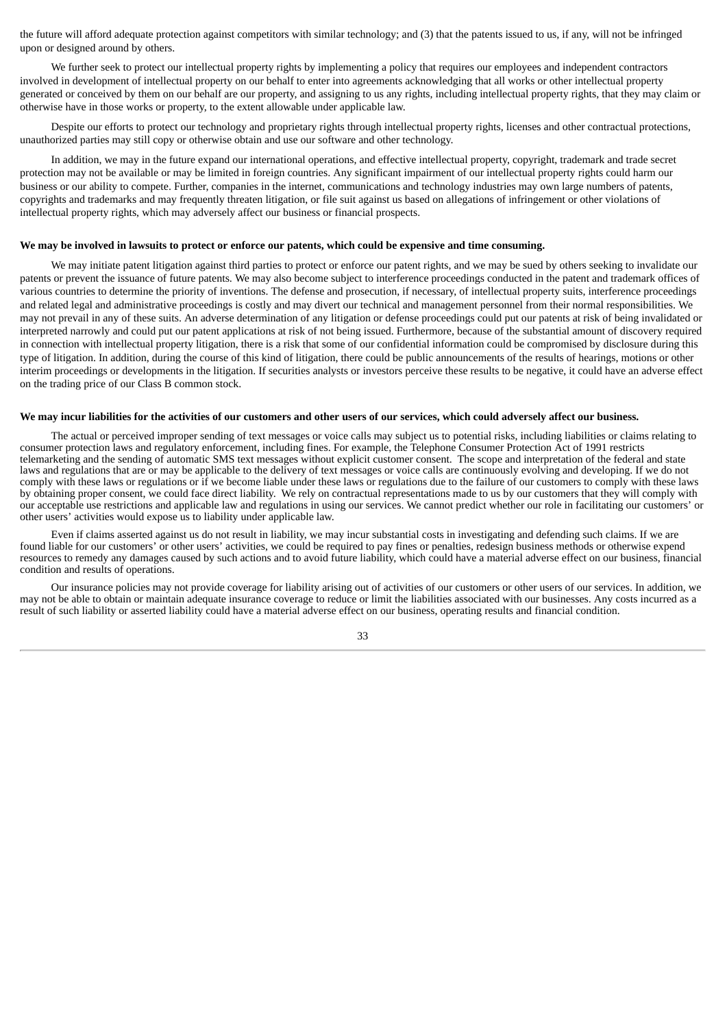the future will afford adequate protection against competitors with similar technology; and (3) that the patents issued to us, if any, will not be infringed upon or designed around by others.

We further seek to protect our intellectual property rights by implementing a policy that requires our employees and independent contractors involved in development of intellectual property on our behalf to enter into agreements acknowledging that all works or other intellectual property generated or conceived by them on our behalf are our property, and assigning to us any rights, including intellectual property rights, that they may claim or otherwise have in those works or property, to the extent allowable under applicable law.

Despite our efforts to protect our technology and proprietary rights through intellectual property rights, licenses and other contractual protections, unauthorized parties may still copy or otherwise obtain and use our software and other technology.

In addition, we may in the future expand our international operations, and effective intellectual property, copyright, trademark and trade secret protection may not be available or may be limited in foreign countries. Any significant impairment of our intellectual property rights could harm our business or our ability to compete. Further, companies in the internet, communications and technology industries may own large numbers of patents, copyrights and trademarks and may frequently threaten litigation, or file suit against us based on allegations of infringement or other violations of intellectual property rights, which may adversely affect our business or financial prospects.

**We may be involved in lawsuits to protect or enforce our patents, which could be expensive and time consuming.**

We may initiate patent litigation against third parties to protect or enforce our patent rights, and we may be sued by others seeking to invalidate our patents or prevent the issuance of future patents. We may also become subject to interference proceedings conducted in the patent and trademark offices of various countries to determine the priority of inventions. The defense and prosecution, if necessary, of intellectual property suits, interference proceedings and related legal and administrative proceedings is costly and may divert our technical and management personnel from their normal responsibilities. We may not prevail in any of these suits. An adverse determination of any litigation or defense proceedings could put our patents at risk of being invalidated or interpreted narrowly and could put our patent applications at risk of not being issued. Furthermore, because of the substantial amount of discovery required in connection with intellectual property litigation, there is a risk that some of our confidential information could be compromised by disclosure during this type of litigation. In addition, during the course of this kind of litigation, there could be public announcements of the results of hearings, motions or other interim proceedings or developments in the litigation. If securities analysts or investors perceive these results to be negative, it could have an adverse effect on the trading price of our Class B common stock.

**We may incur liabilities for the activities of our customers and other users of our services, which could adversely affect our business.**

The actual or perceived improper sending of text messages or voice calls may subject us to potential risks, including liabilities or claims relating to consumer protection laws and regulatory enforcement, including fines. For example, the Telephone Consumer Protection Act of 1991 restricts telemarketing and the sending of automatic SMS text messages without explicit customer consent. The scope and interpretation of the federal and state laws and regulations that are or may be applicable to the delivery of text messages or voice calls are continuously evolving and developing. If we do not comply with these laws or regulations or if we become liable under these laws or regulations due to the failure of our customers to comply with these laws by obtaining proper consent, we could face direct liability. We rely on contractual representations made to us by our customers that they will comply with our acceptable use restrictions and applicable law and regulations in using our services. We cannot predict whether our role in facilitating our customers' or other users' activities would expose us to liability under applicable law.

Even if claims asserted against us do not result in liability, we may incur substantial costs in investigating and defending such claims. If we are found liable for our customers' or other users' activities, we could be required to pay fines or penalties, redesign business methods or otherwise expend resources to remedy any damages caused by such actions and to avoid future liability, which could have a material adverse effect on our business, financial condition and results of operations.

Our insurance policies may not provide coverage for liability arising out of activities of our customers or other users of our services. In addition, we may not be able to obtain or maintain adequate insurance coverage to reduce or limit the liabilities associated with our businesses. Any costs incurred as a result of such liability or asserted liability could have a material adverse effect on our business, operating results and financial condition.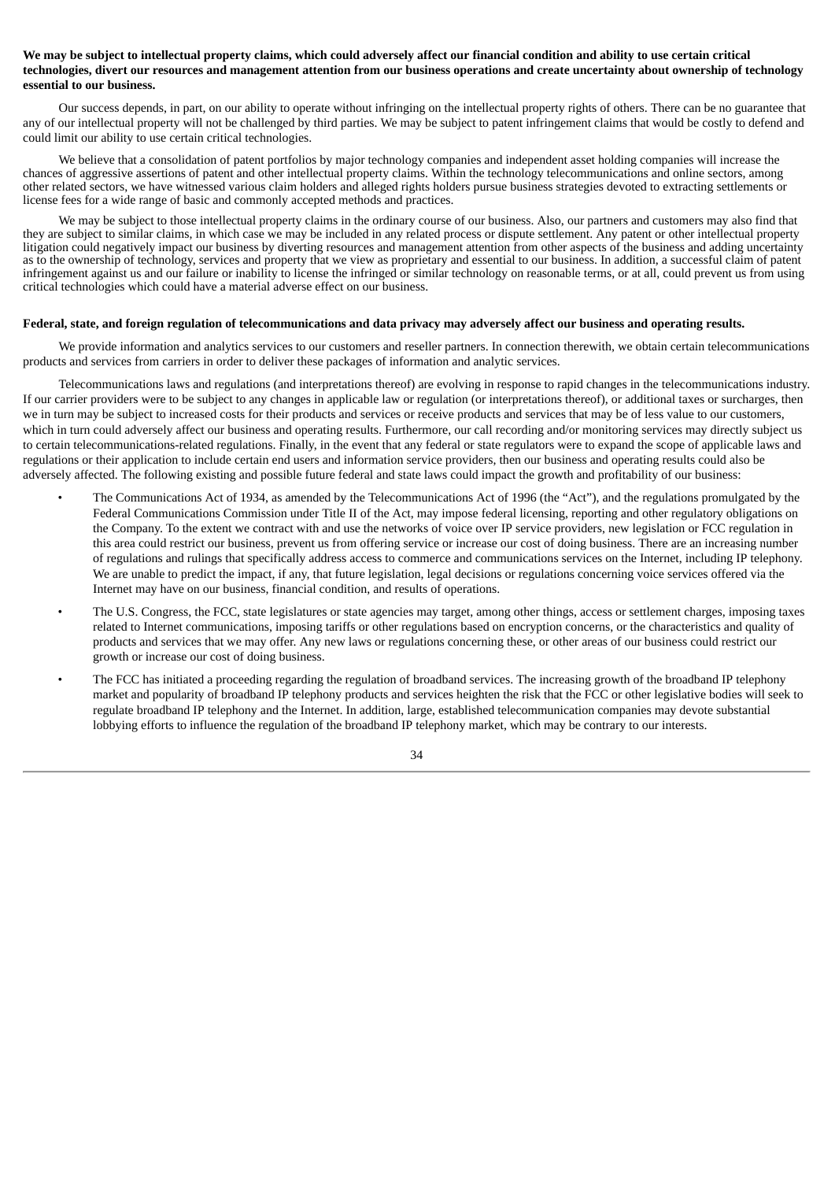**We may be subject to intellectual property claims, which could adversely affect our financial condition and ability to use certain critical technologies, divert our resources and management attention from our business operations and create uncertainty about ownership of technology essential to our business.**

Our success depends, in part, on our ability to operate without infringing on the intellectual property rights of others. There can be no guarantee that any of our intellectual property will not be challenged by third parties. We may be subject to patent infringement claims that would be costly to defend and could limit our ability to use certain critical technologies.

We believe that a consolidation of patent portfolios by major technology companies and independent asset holding companies will increase the chances of aggressive assertions of patent and other intellectual property claims. Within the technology telecommunications and online sectors, among other related sectors, we have witnessed various claim holders and alleged rights holders pursue business strategies devoted to extracting settlements or license fees for a wide range of basic and commonly accepted methods and practices.

We may be subject to those intellectual property claims in the ordinary course of our business. Also, our partners and customers may also find that they are subject to similar claims, in which case we may be included in any related process or dispute settlement. Any patent or other intellectual property litigation could negatively impact our business by diverting resources and management attention from other aspects of the business and adding uncertainty as to the ownership of technology, services and property that we view as proprietary and essential to our business. In addition, a successful claim of patent infringement against us and our failure or inability to license the infringed or similar technology on reasonable terms, or at all, could prevent us from using critical technologies which could have a material adverse effect on our business.

**Federal, state, and foreign regulation of telecommunications and data privacy may adversely affect our business and operating results.**

We provide information and analytics services to our customers and reseller partners. In connection therewith, we obtain certain telecommunications products and services from carriers in order to deliver these packages of information and analytic services.

Telecommunications laws and regulations (and interpretations thereof) are evolving in response to rapid changes in the telecommunications industry. If our carrier providers were to be subject to any changes in applicable law or regulation (or interpretations thereof), or additional taxes or surcharges, then we in turn may be subject to increased costs for their products and services or receive products and services that may be of less value to our customers, which in turn could adversely affect our business and operating results. Furthermore, our call recording and/or monitoring services may directly subject us to certain telecommunications-related regulations. Finally, in the event that any federal or state regulators were to expand the scope of applicable laws and regulations or their application to include certain end users and information service providers, then our business and operating results could also be adversely affected. The following existing and possible future federal and state laws could impact the growth and profitability of our business:

- The Communications Act of 1934, as amended by the Telecommunications Act of 1996 (the "Act"), and the regulations promulgated by the Federal Communications Commission under Title II of the Act, may impose federal licensing, reporting and other regulatory obligations on the Company. To the extent we contract with and use the networks of voice over IP service providers, new legislation or FCC regulation in this area could restrict our business, prevent us from offering service or increase our cost of doing business. There are an increasing number of regulations and rulings that specifically address access to commerce and communications services on the Internet, including IP telephony. We are unable to predict the impact, if any, that future legislation, legal decisions or regulations concerning voice services offered via the Internet may have on our business, financial condition, and results of operations.
- The U.S. Congress, the FCC, state legislatures or state agencies may target, among other things, access or settlement charges, imposing taxes related to Internet communications, imposing tariffs or other regulations based on encryption concerns, or the characteristics and quality of products and services that we may offer. Any new laws or regulations concerning these, or other areas of our business could restrict our growth or increase our cost of doing business.
- The FCC has initiated a proceeding regarding the regulation of broadband services. The increasing growth of the broadband IP telephony market and popularity of broadband IP telephony products and services heighten the risk that the FCC or other legislative bodies will seek to regulate broadband IP telephony and the Internet. In addition, large, established telecommunication companies may devote substantial lobbying efforts to influence the regulation of the broadband IP telephony market, which may be contrary to our interests.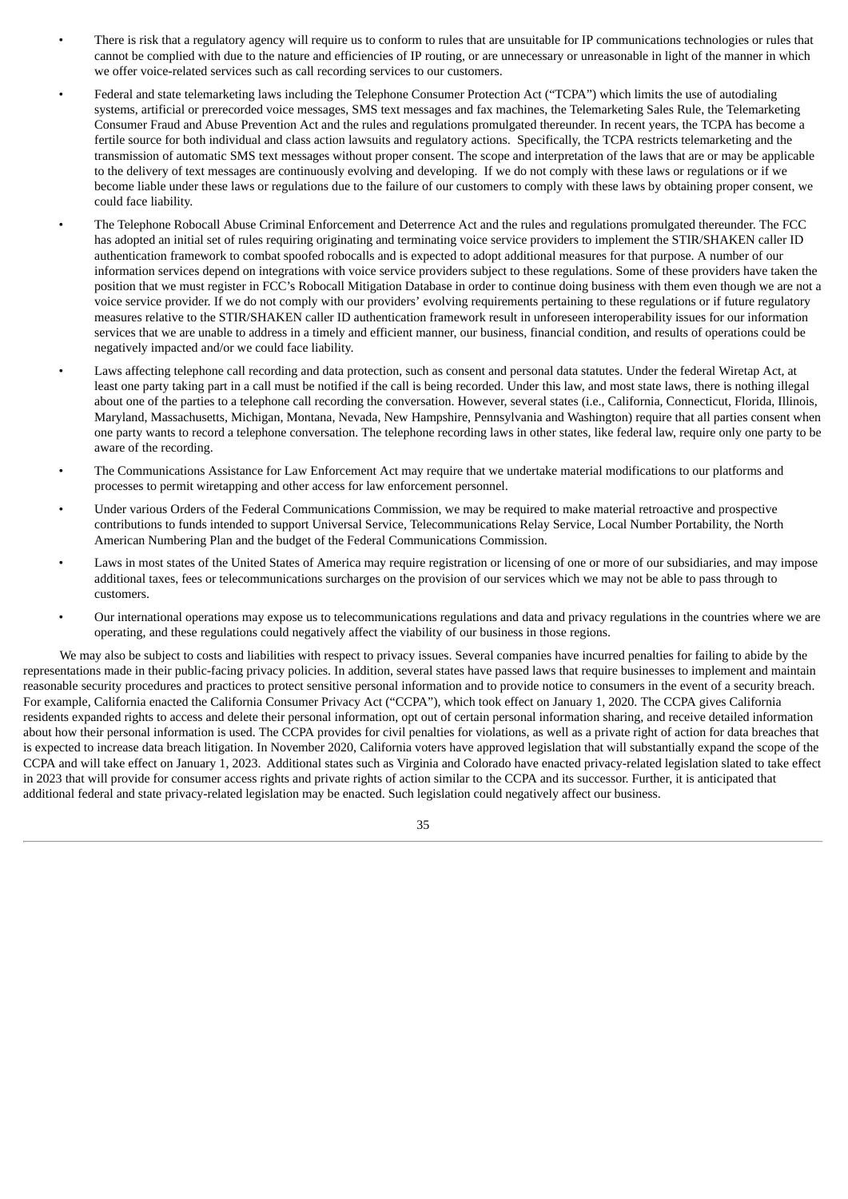- There is risk that a regulatory agency will require us to conform to rules that are unsuitable for IP communications technologies or rules that cannot be complied with due to the nature and efficiencies of IP routing, or are unnecessary or unreasonable in light of the manner in which we offer voice-related services such as call recording services to our customers.
- Federal and state telemarketing laws including the Telephone Consumer Protection Act ("TCPA") which limits the use of autodialing systems, artificial or prerecorded voice messages, SMS text messages and fax machines, the Telemarketing Sales Rule, the Telemarketing Consumer Fraud and Abuse Prevention Act and the rules and regulations promulgated thereunder. In recent years, the TCPA has become a fertile source for both individual and class action lawsuits and regulatory actions. Specifically, the TCPA restricts telemarketing and the transmission of automatic SMS text messages without proper consent. The scope and interpretation of the laws that are or may be applicable to the delivery of text messages are continuously evolving and developing. If we do not comply with these laws or regulations or if we become liable under these laws or regulations due to the failure of our customers to comply with these laws by obtaining proper consent, we could face liability.
- The Telephone Robocall Abuse Criminal Enforcement and Deterrence Act and the rules and regulations promulgated thereunder. The FCC has adopted an initial set of rules requiring originating and terminating voice service providers to implement the STIR/SHAKEN caller ID authentication framework to combat spoofed robocalls and is expected to adopt additional measures for that purpose. A number of our information services depend on integrations with voice service providers subject to these regulations. Some of these providers have taken the position that we must register in FCC's Robocall Mitigation Database in order to continue doing business with them even though we are not a voice service provider. If we do not comply with our providers' evolving requirements pertaining to these regulations or if future regulatory measures relative to the STIR/SHAKEN caller ID authentication framework result in unforeseen interoperability issues for our information services that we are unable to address in a timely and efficient manner, our business, financial condition, and results of operations could be negatively impacted and/or we could face liability.
- Laws affecting telephone call recording and data protection, such as consent and personal data statutes. Under the federal Wiretap Act, at least one party taking part in a call must be notified if the call is being recorded. Under this law, and most state laws, there is nothing illegal about one of the parties to a telephone call recording the conversation. However, several states (i.e., California, Connecticut, Florida, Illinois, Maryland, Massachusetts, Michigan, Montana, Nevada, New Hampshire, Pennsylvania and Washington) require that all parties consent when one party wants to record a telephone conversation. The telephone recording laws in other states, like federal law, require only one party to be aware of the recording.
- The Communications Assistance for Law Enforcement Act may require that we undertake material modifications to our platforms and processes to permit wiretapping and other access for law enforcement personnel.
- Under various Orders of the Federal Communications Commission, we may be required to make material retroactive and prospective contributions to funds intended to support Universal Service, Telecommunications Relay Service, Local Number Portability, the North American Numbering Plan and the budget of the Federal Communications Commission.
- Laws in most states of the United States of America may require registration or licensing of one or more of our subsidiaries, and may impose additional taxes, fees or telecommunications surcharges on the provision of our services which we may not be able to pass through to customers.
- Our international operations may expose us to telecommunications regulations and data and privacy regulations in the countries where we are operating, and these regulations could negatively affect the viability of our business in those regions.

We may also be subject to costs and liabilities with respect to privacy issues. Several companies have incurred penalties for failing to abide by the representations made in their public-facing privacy policies. In addition, several states have passed laws that require businesses to implement and maintain reasonable security procedures and practices to protect sensitive personal information and to provide notice to consumers in the event of a security breach. For example, California enacted the California Consumer Privacy Act ("CCPA"), which took effect on January 1, 2020. The CCPA gives California residents expanded rights to access and delete their personal information, opt out of certain personal information sharing, and receive detailed information about how their personal information is used. The CCPA provides for civil penalties for violations, as well as a private right of action for data breaches that is expected to increase data breach litigation. In November 2020, California voters have approved legislation that will substantially expand the scope of the CCPA and will take effect on January 1, 2023. Additional states such as Virginia and Colorado have enacted privacy-related legislation slated to take effect in 2023 that will provide for consumer access rights and private rights of action similar to the CCPA and its successor. Further, it is anticipated that additional federal and state privacy-related legislation may be enacted. Such legislation could negatively affect our business.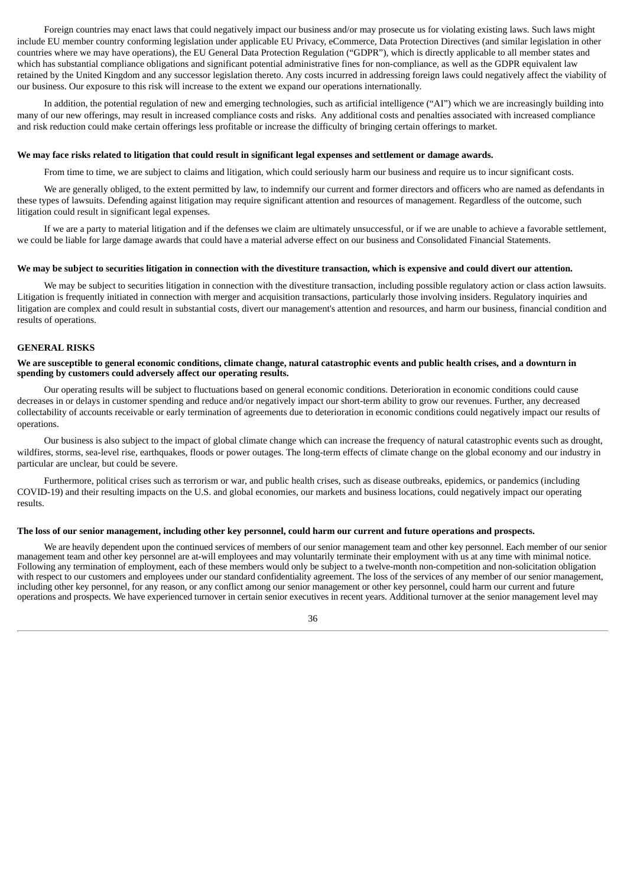Foreign countries may enact laws that could negatively impact our business and/or may prosecute us for violating existing laws. Such laws might include EU member country conforming legislation under applicable EU Privacy, eCommerce, Data Protection Directives (and similar legislation in other countries where we may have operations), the EU General Data Protection Regulation ("GDPR"), which is directly applicable to all member states and which has substantial compliance obligations and significant potential administrative fines for non-compliance, as well as the GDPR equivalent law retained by the United Kingdom and any successor legislation thereto. Any costs incurred in addressing foreign laws could negatively affect the viability of our business. Our exposure to this risk will increase to the extent we expand our operations internationally.

In addition, the potential regulation of new and emerging technologies, such as artificial intelligence ("AI") which we are increasingly building into many of our new offerings, may result in increased compliance costs and risks. Any additional costs and penalties associated with increased compliance and risk reduction could make certain offerings less profitable or increase the difficulty of bringing certain offerings to market.

**We may face risks related to litigation that could result in significant legal expenses and settlement or damage awards.**

From time to time, we are subject to claims and litigation, which could seriously harm our business and require us to incur significant costs.

We are generally obliged, to the extent permitted by law, to indemnify our current and former directors and officers who are named as defendants in these types of lawsuits. Defending against litigation may require significant attention and resources of management. Regardless of the outcome, such litigation could result in significant legal expenses.

If we are a party to material litigation and if the defenses we claim are ultimately unsuccessful, or if we are unable to achieve a favorable settlement, we could be liable for large damage awards that could have a material adverse effect on our business and Consolidated Financial Statements.

**We may be subject to securities litigation in connection with the divestiture transaction, which is expensive and could divert our attention.**

We may be subject to securities litigation in connection with the divestiture transaction, including possible regulatory action or class action lawsuits. Litigation is frequently initiated in connection with merger and acquisition transactions, particularly those involving insiders. Regulatory inquiries and litigation are complex and could result in substantial costs, divert our management's attention and resources, and harm our business, financial condition and results of operations.

**GENERAL RISKS**

**We are susceptible to general economic conditions, climate change, natural catastrophic events and public health crises, and a downturn in spending by customers could adversely affect our operating results.**

Our operating results will be subject to fluctuations based on general economic conditions. Deterioration in economic conditions could cause decreases in or delays in customer spending and reduce and/or negatively impact our short-term ability to grow our revenues. Further, any decreased collectability of accounts receivable or early termination of agreements due to deterioration in economic conditions could negatively impact our results of operations.

Our business is also subject to the impact of global climate change which can increase the frequency of natural catastrophic events such as drought, wildfires, storms, sea-level rise, earthquakes, floods or power outages. The long-term effects of climate change on the global economy and our industry in particular are unclear, but could be severe.

Furthermore, political crises such as terrorism or war, and public health crises, such as disease outbreaks, epidemics, or pandemics (including COVID-19) and their resulting impacts on the U.S. and global economies, our markets and business locations, could negatively impact our operating results.

**The loss of our senior management, including other key personnel, could harm our current and future operations and prospects.**

We are heavily dependent upon the continued services of members of our senior management team and other key personnel. Each member of our senior management team and other key personnel are at-will employees and may voluntarily terminate their employment with us at any time with minimal notice. Following any termination of employment, each of these members would only be subject to a twelve-month non-competition and non-solicitation obligation with respect to our customers and employees under our standard confidentiality agreement. The loss of the services of any member of our senior management, including other key personnel, for any reason, or any conflict among our senior management or other key personnel, could harm our current and future operations and prospects. We have experienced turnover in certain senior executives in recent years. Additional turnover at the senior management level may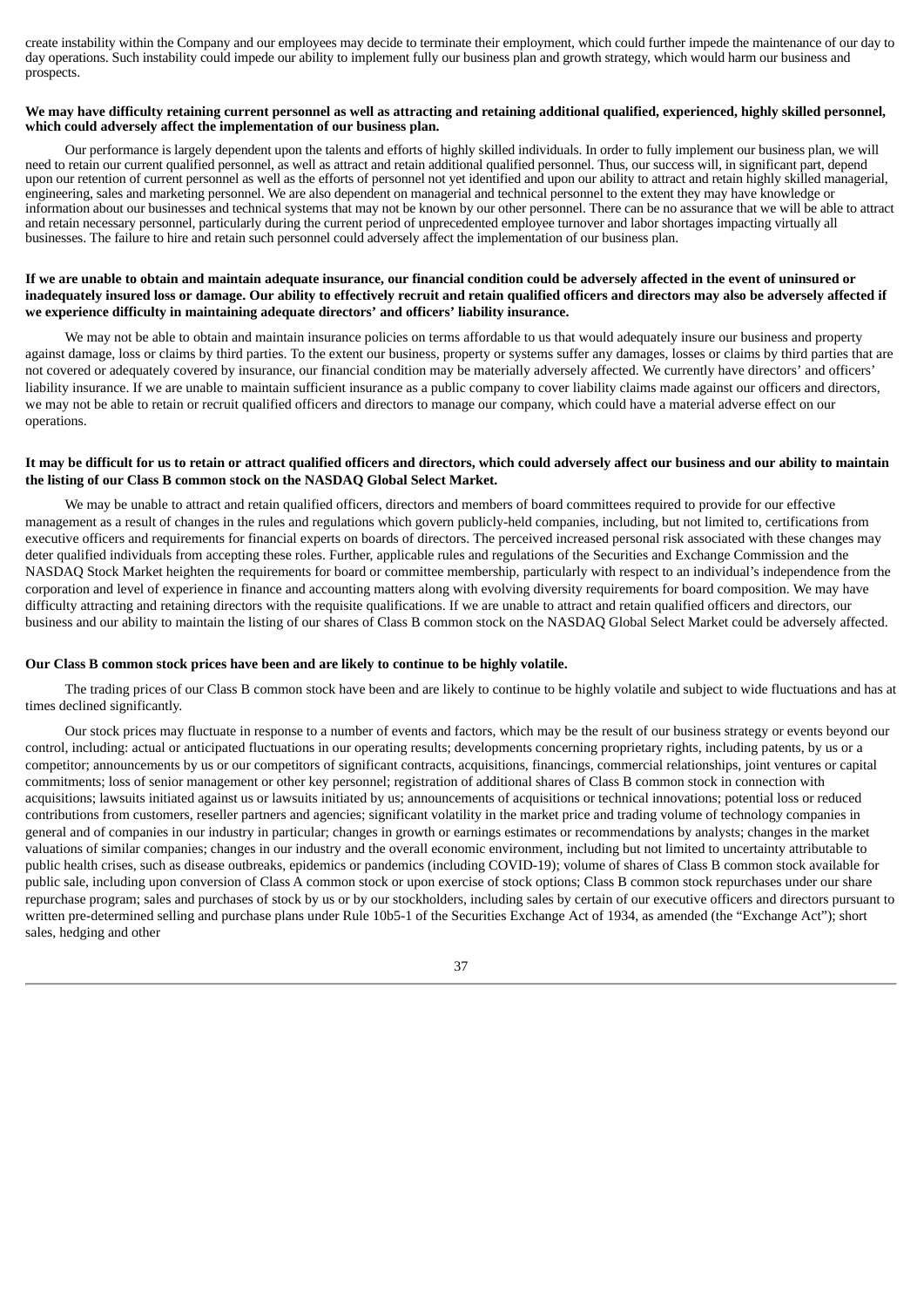create instability within the Company and our employees may decide to terminate their employment, which could further impede the maintenance of our day to day operations. Such instability could impede our ability to implement fully our business plan and growth strategy, which would harm our business and prospects.

**We may have difficulty retaining current personnel as well as attracting and retaining additional qualified, experienced, highly skilled personnel, which could adversely affect the implementation of our business plan.**

Our performance is largely dependent upon the talents and efforts of highly skilled individuals. In order to fully implement our business plan, we will need to retain our current qualified personnel, as well as attract and retain additional qualified personnel. Thus, our success will, in significant part, depend upon our retention of current personnel as well as the efforts of personnel not yet identified and upon our ability to attract and retain highly skilled managerial, engineering, sales and marketing personnel. We are also dependent on managerial and technical personnel to the extent they may have knowledge or information about our businesses and technical systems that may not be known by our other personnel. There can be no assurance that we will be able to attract and retain necessary personnel, particularly during the current period of unprecedented employee turnover and labor shortages impacting virtually all businesses. The failure to hire and retain such personnel could adversely affect the implementation of our business plan.

**If we are unable to obtain and maintain adequate insurance, our financial condition could be adversely affected in the event of uninsured or inadequately insured loss or damage. Our ability to effectively recruit and retain qualified officers and directors may also be adversely affected if we experience difficulty in maintaining adequate directors' and officers' liability insurance.**

We may not be able to obtain and maintain insurance policies on terms affordable to us that would adequately insure our business and property against damage, loss or claims by third parties. To the extent our business, property or systems suffer any damages, losses or claims by third parties that are not covered or adequately covered by insurance, our financial condition may be materially adversely affected. We currently have directors' and officers' liability insurance. If we are unable to maintain sufficient insurance as a public company to cover liability claims made against our officers and directors, we may not be able to retain or recruit qualified officers and directors to manage our company, which could have a material adverse effect on our operations.

**It may be difficult for us to retain or attract qualified officers and directors, which could adversely affect our business and our ability to maintain the listing of our Class B common stock on the NASDAQ Global Select Market.**

We may be unable to attract and retain qualified officers, directors and members of board committees required to provide for our effective management as a result of changes in the rules and regulations which govern publicly-held companies, including, but not limited to, certifications from executive officers and requirements for financial experts on boards of directors. The perceived increased personal risk associated with these changes may deter qualified individuals from accepting these roles. Further, applicable rules and regulations of the Securities and Exchange Commission and the NASDAQ Stock Market heighten the requirements for board or committee membership, particularly with respect to an individual's independence from the corporation and level of experience in finance and accounting matters along with evolving diversity requirements for board composition. We may have difficulty attracting and retaining directors with the requisite qualifications. If we are unable to attract and retain qualified officers and directors, our business and our ability to maintain the listing of our shares of Class B common stock on the NASDAQ Global Select Market could be adversely affected.

**Our Class B common stock prices have been and are likely to continue to be highly volatile.**

The trading prices of our Class B common stock have been and are likely to continue to be highly volatile and subject to wide fluctuations and has at times declined significantly.

Our stock prices may fluctuate in response to a number of events and factors, which may be the result of our business strategy or events beyond our control, including: actual or anticipated fluctuations in our operating results; developments concerning proprietary rights, including patents, by us or a competitor; announcements by us or our competitors of significant contracts, acquisitions, financings, commercial relationships, joint ventures or capital commitments; loss of senior management or other key personnel; registration of additional shares of Class B common stock in connection with acquisitions; lawsuits initiated against us or lawsuits initiated by us; announcements of acquisitions or technical innovations; potential loss or reduced contributions from customers, reseller partners and agencies; significant volatility in the market price and trading volume of technology companies in general and of companies in our industry in particular; changes in growth or earnings estimates or recommendations by analysts; changes in the market valuations of similar companies; changes in our industry and the overall economic environment, including but not limited to uncertainty attributable to public health crises, such as disease outbreaks, epidemics or pandemics (including COVID-19); volume of shares of Class B common stock available for public sale, including upon conversion of Class A common stock or upon exercise of stock options; Class B common stock repurchases under our share repurchase program; sales and purchases of stock by us or by our stockholders, including sales by certain of our executive officers and directors pursuant to written pre-determined selling and purchase plans under Rule 10b5-1 of the Securities Exchange Act of 1934, as amended (the "Exchange Act"); short sales, hedging and other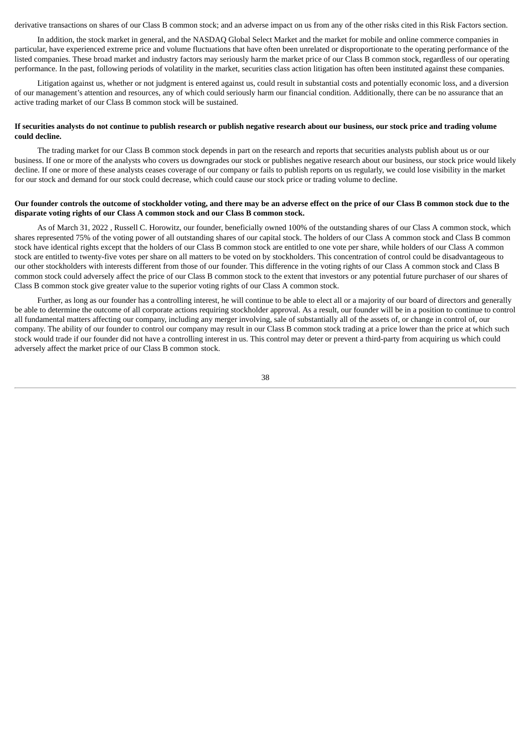derivative transactions on shares of our Class B common stock; and an adverse impact on us from any of the other risks cited in this Risk Factors section.

In addition, the stock market in general, and the NASDAQ Global Select Market and the market for mobile and online commerce companies in particular, have experienced extreme price and volume fluctuations that have often been unrelated or disproportionate to the operating performance of the listed companies. These broad market and industry factors may seriously harm the market price of our Class B common stock, regardless of our operating performance. In the past, following periods of volatility in the market, securities class action litigation has often been instituted against these companies.

Litigation against us, whether or not judgment is entered against us, could result in substantial costs and potentially economic loss, and a diversion of our management's attention and resources, any of which could seriously harm our financial condition. Additionally, there can be no assurance that an active trading market of our Class B common stock will be sustained.

**If securities analysts do not continue to publish research or publish negative research about our business, our stock price and trading volume could decline.**

The trading market for our Class B common stock depends in part on the research and reports that securities analysts publish about us or our business. If one or more of the analysts who covers us downgrades our stock or publishes negative research about our business, our stock price would likely decline. If one or more of these analysts ceases coverage of our company or fails to publish reports on us regularly, we could lose visibility in the market for our stock and demand for our stock could decrease, which could cause our stock price or trading volume to decline.

**Our founder controls the outcome of stockholder voting, and there may be an adverse effect on the price of our Class B common stock due to the disparate voting rights of our Class A common stock and our Class B common stock.**

As of March 31, 2022 , Russell C. Horowitz, our founder, beneficially owned 100% of the outstanding shares of our Class A common stock, which shares represented 75% of the voting power of all outstanding shares of our capital stock. The holders of our Class A common stock and Class B common stock have identical rights except that the holders of our Class B common stock are entitled to one vote per share, while holders of our Class A common stock are entitled to twenty-five votes per share on all matters to be voted on by stockholders. This concentration of control could be disadvantageous to our other stockholders with interests different from those of our founder. This difference in the voting rights of our Class A common stock and Class B common stock could adversely affect the price of our Class B common stock to the extent that investors or any potential future purchaser of our shares of Class B common stock give greater value to the superior voting rights of our Class A common stock.

Further, as long as our founder has a controlling interest, he will continue to be able to elect all or a majority of our board of directors and generally be able to determine the outcome of all corporate actions requiring stockholder approval. As a result, our founder will be in a position to continue to control all fundamental matters affecting our company, including any merger involving, sale of substantially all of the assets of, or change in control of, our company. The ability of our founder to control our company may result in our Class B common stock trading at a price lower than the price at which such stock would trade if our founder did not have a controlling interest in us. This control may deter or prevent a third-party from acquiring us which could adversely affect the market price of our Class B common stock.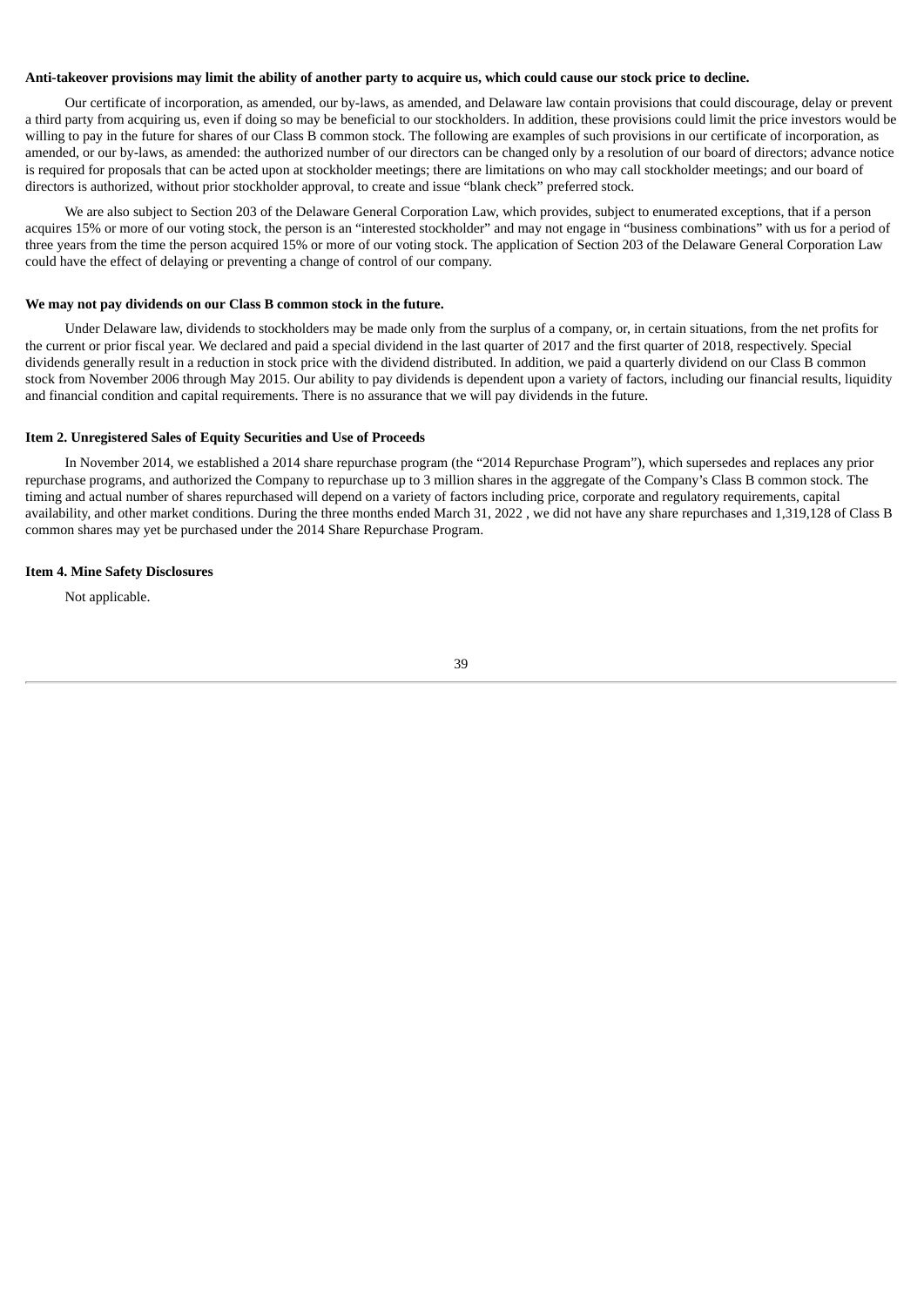**Anti-takeover provisions may limit the ability of another party to acquire us, which could cause our stock price to decline.**

Our certificate of incorporation, as amended, our by-laws, as amended, and Delaware law contain provisions that could discourage, delay or prevent a third party from acquiring us, even if doing so may be beneficial to our stockholders. In addition, these provisions could limit the price investors would be willing to pay in the future for shares of our Class B common stock. The following are examples of such provisions in our certificate of incorporation, as amended, or our by-laws, as amended: the authorized number of our directors can be changed only by a resolution of our board of directors; advance notice is required for proposals that can be acted upon at stockholder meetings; there are limitations on who may call stockholder meetings; and our board of directors is authorized, without prior stockholder approval, to create and issue "blank check" preferred stock.

We are also subject to Section 203 of the Delaware General Corporation Law, which provides, subject to enumerated exceptions, that if a person acquires 15% or more of our voting stock, the person is an "interested stockholder" and may not engage in "business combinations" with us for a period of three years from the time the person acquired 15% or more of our voting stock. The application of Section 203 of the Delaware General Corporation Law could have the effect of delaying or preventing a change of control of our company.

**We may not pay dividends on our Class B common stock in the future.**

Under Delaware law, dividends to stockholders may be made only from the surplus of a company, or, in certain situations, from the net profits for the current or prior fiscal year. We declared and paid a special dividend in the last quarter of 2017 and the first quarter of 2018, respectively. Special dividends generally result in a reduction in stock price with the dividend distributed. In addition, we paid a quarterly dividend on our Class B common stock from November 2006 through May 2015. Our ability to pay dividends is dependent upon a variety of factors, including our financial results, liquidity and financial condition and capital requirements. There is no assurance that we will pay dividends in the future.

**Item 2. Unregistered Sales of Equity Securities and Use of Proceeds**

In November 2014, we established a 2014 share repurchase program (the "2014 Repurchase Program"), which supersedes and replaces any prior repurchase programs, and authorized the Company to repurchase up to 3 million shares in the aggregate of the Company's Class B common stock. The timing and actual number of shares repurchased will depend on a variety of factors including price, corporate and regulatory requirements, capital availability, and other market conditions. During the three months ended March 31, 2022 , we did not have any share repurchases and 1,319,128 of Class B common shares may yet be purchased under the 2014 Share Repurchase Program.

**Item 4. Mine Safety Disclosures**

Not applicable.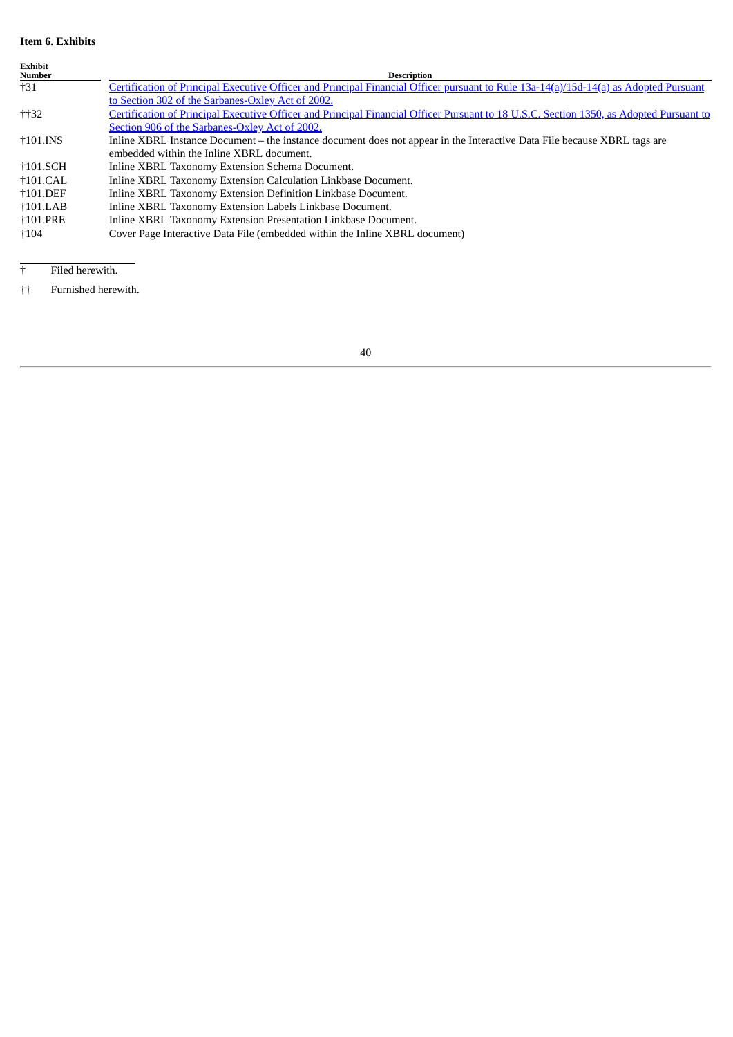**Item 6. Exhibits**

| Exhibit Number | Description |
|---|---|
| †31 | Certification of Principal Executive Officer and Principal Financial Officer pursuant to Rule 13a-14(a)/15d-14(a) as Adopted Pursuant to Section 302 of the Sarbanes-Oxley Act of 2002. |
| ††32 | Certification of Principal Executive Officer and Principal Financial Officer Pursuant to 18 U.S.C. Section 1350, as Adopted Pursuant to Section 906 of the Sarbanes-Oxley Act of 2002. |
| †101.INS | Inline XBRL Instance Document – the instance document does not appear in the Interactive Data File because XBRL tags are embedded within the Inline XBRL document. |
| †101.SCH | Inline XBRL Taxonomy Extension Schema Document. |
| †101.CAL | Inline XBRL Taxonomy Extension Calculation Linkbase Document. |
| †101.DEF | Inline XBRL Taxonomy Extension Definition Linkbase Document. |
| †101.LAB | Inline XBRL Taxonomy Extension Labels Linkbase Document. |
| †101.PRE | Inline XBRL Taxonomy Extension Presentation Linkbase Document. |
| †104 | Cover Page Interactive Data File (embedded within the Inline XBRL document) |

† Filed herewith.

†† Furnished herewith.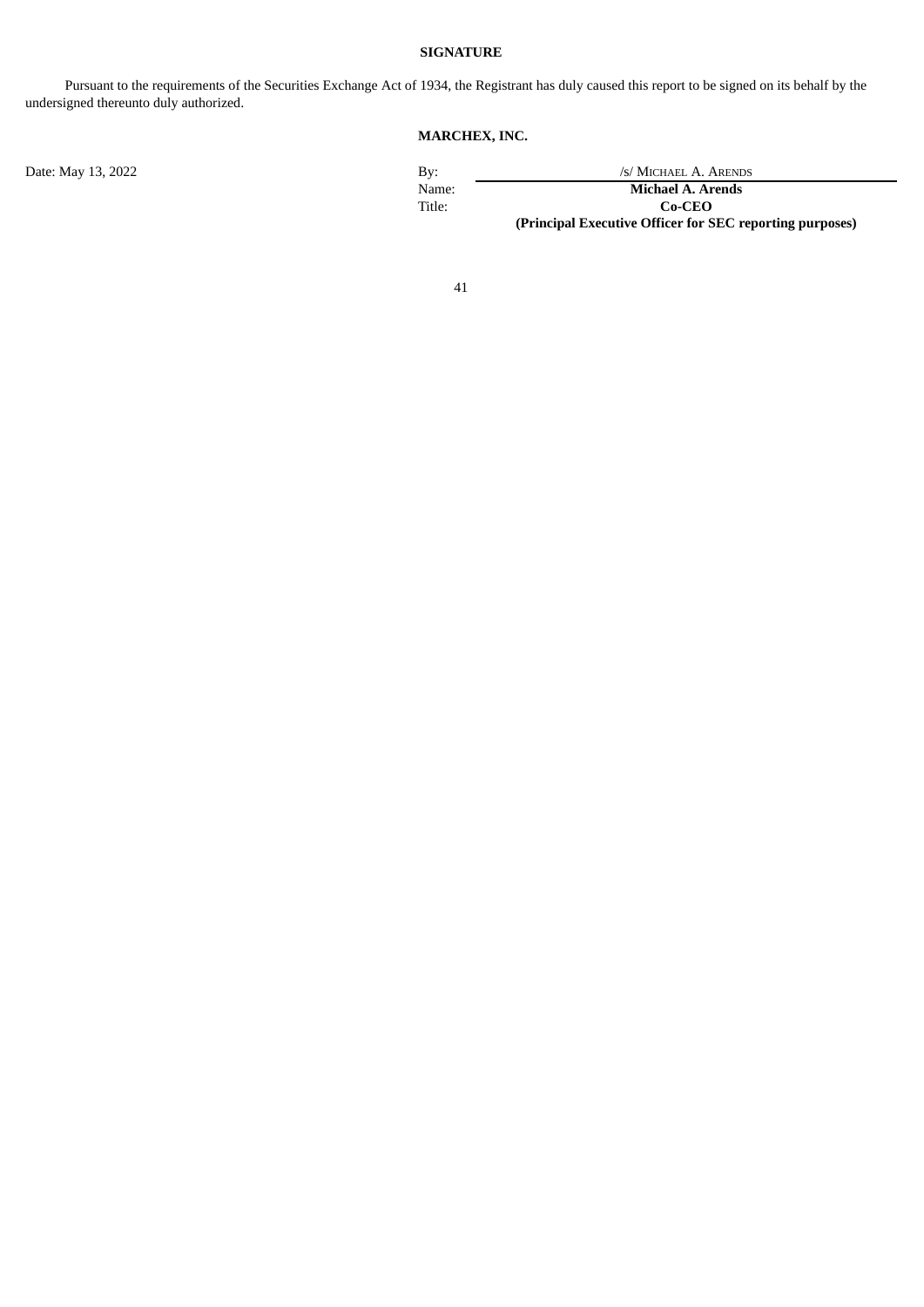## SIGNATURE

Pursuant to the requirements of the Securities Exchange Act of 1934, the Registrant has duly caused this report to be signed on its behalf by the undersigned thereunto duly authorized.

**MARCHEX, INC.**

| Date: May 13, 2022 | By: | /s/ MICHAEL A. ARENDS |
|---|---|---|
| | Name: | **Michael A. Arends** |
| | Title: | **Co-CEO** |
| | | **(Principal Executive Officer for SEC reporting purposes)** |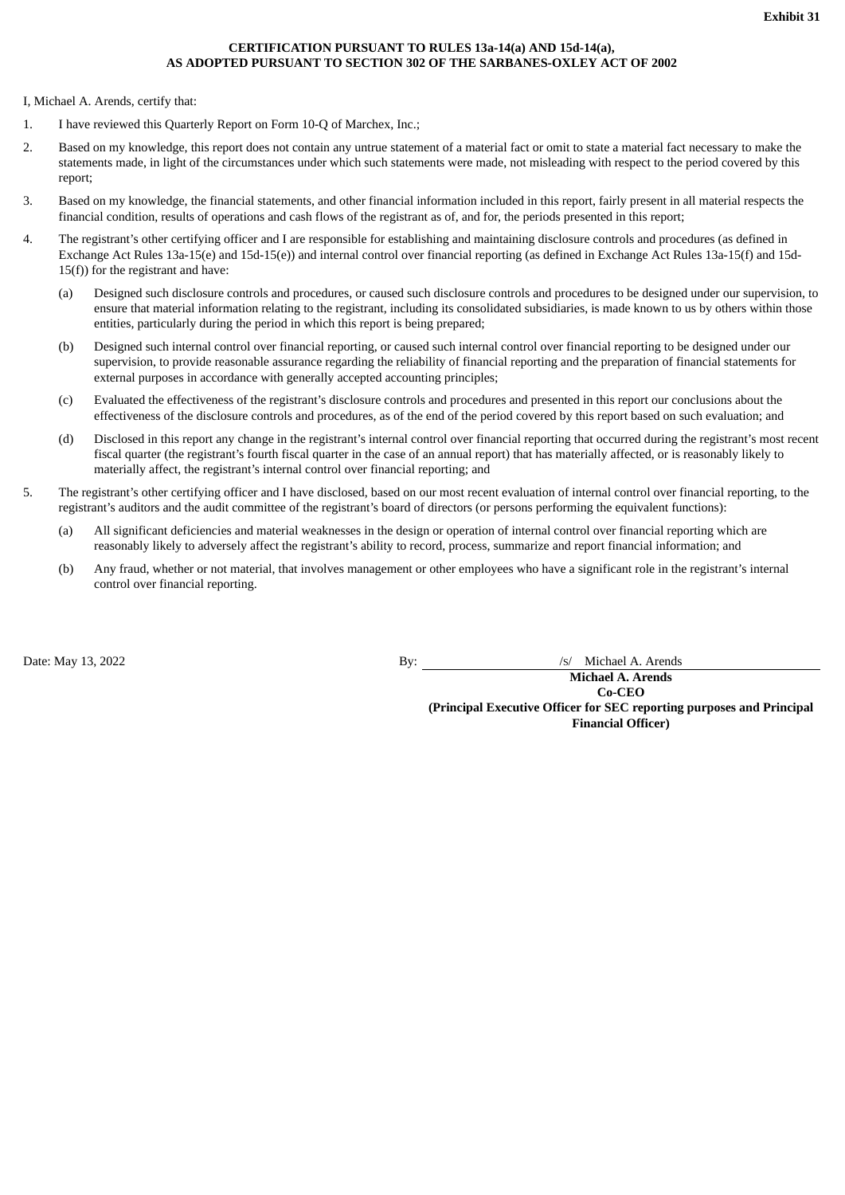**Exhibit 31**

**CERTIFICATION PURSUANT TO RULES 13a-14(a) AND 15d-14(a),
AS ADOPTED PURSUANT TO SECTION 302 OF THE SARBANES-OXLEY ACT OF 2002**

I, Michael A. Arends, certify that:

1. I have reviewed this Quarterly Report on Form 10-Q of Marchex, Inc.;
2. Based on my knowledge, this report does not contain any untrue statement of a material fact or omit to state a material fact necessary to make the statements made, in light of the circumstances under which such statements were made, not misleading with respect to the period covered by this report;
3. Based on my knowledge, the financial statements, and other financial information included in this report, fairly present in all material respects the financial condition, results of operations and cash flows of the registrant as of, and for, the periods presented in this report;
4. The registrant's other certifying officer and I are responsible for establishing and maintaining disclosure controls and procedures (as defined in Exchange Act Rules 13a-15(e) and 15d-15(e)) and internal control over financial reporting (as defined in Exchange Act Rules 13a-15(f) and 15d-15(f)) for the registrant and have:
   (a) Designed such disclosure controls and procedures, or caused such disclosure controls and procedures to be designed under our supervision, to ensure that material information relating to the registrant, including its consolidated subsidiaries, is made known to us by others within those entities, particularly during the period in which this report is being prepared;
   (b) Designed such internal control over financial reporting, or caused such internal control over financial reporting to be designed under our supervision, to provide reasonable assurance regarding the reliability of financial reporting and the preparation of financial statements for external purposes in accordance with generally accepted accounting principles;
   (c) Evaluated the effectiveness of the registrant's disclosure controls and procedures and presented in this report our conclusions about the effectiveness of the disclosure controls and procedures, as of the end of the period covered by this report based on such evaluation; and
   (d) Disclosed in this report any change in the registrant's internal control over financial reporting that occurred during the registrant's most recent fiscal quarter (the registrant's fourth fiscal quarter in the case of an annual report) that has materially affected, or is reasonably likely to materially affect, the registrant's internal control over financial reporting; and
5. The registrant's other certifying officer and I have disclosed, based on our most recent evaluation of internal control over financial reporting, to the registrant's auditors and the audit committee of the registrant's board of directors (or persons performing the equivalent functions):
   (a) All significant deficiencies and material weaknesses in the design or operation of internal control over financial reporting which are reasonably likely to adversely affect the registrant's ability to record, process, summarize and report financial information; and
   (b) Any fraud, whether or not material, that involves management or other employees who have a significant role in the registrant's internal control over financial reporting.

Date: May 13, 2022

By: /s/ Michael A. Arends
**Michael A. Arends**
**Co-CEO**
**(Principal Executive Officer for SEC reporting purposes and Principal Financial Officer)**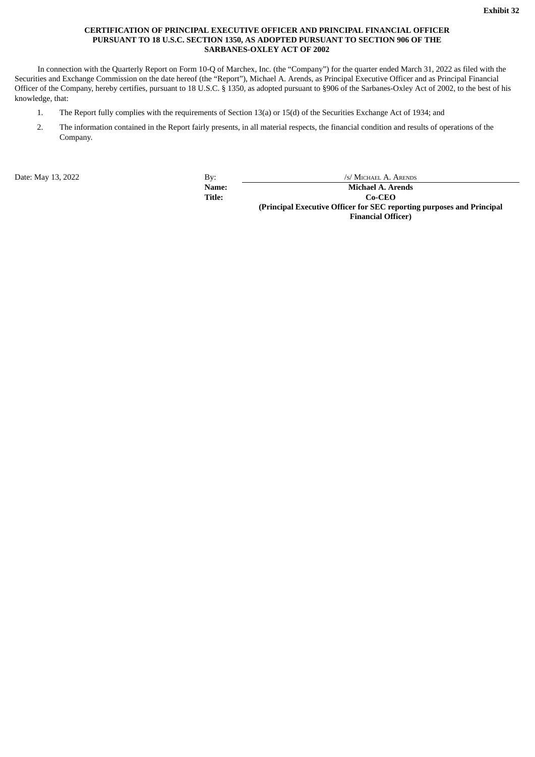**Exhibit 32**

**CERTIFICATION OF PRINCIPAL EXECUTIVE OFFICER AND PRINCIPAL FINANCIAL OFFICER PURSUANT TO 18 U.S.C. SECTION 1350, AS ADOPTED PURSUANT TO SECTION 906 OF THE SARBANES-OXLEY ACT OF 2002**

In connection with the Quarterly Report on Form 10-Q of Marchex, Inc. (the "Company") for the quarter ended March 31, 2022 as filed with the Securities and Exchange Commission on the date hereof (the "Report"), Michael A. Arends, as Principal Executive Officer and as Principal Financial Officer of the Company, hereby certifies, pursuant to 18 U.S.C. § 1350, as adopted pursuant to §906 of the Sarbanes-Oxley Act of 2002, to the best of his knowledge, that:

1. The Report fully complies with the requirements of Section 13(a) or 15(d) of the Securities Exchange Act of 1934; and
2. The information contained in the Report fairly presents, in all material respects, the financial condition and results of operations of the Company.

| | | |
|---|---|---|
| Date: May 13, 2022 | By: | /s/ MICHAEL A. ARENDS |
| | **Name:** | **Michael A. Arends** |
| | **Title:** | **Co-CEO** |
| | | **(Principal Executive Officer for SEC reporting purposes and Principal Financial Officer)** |